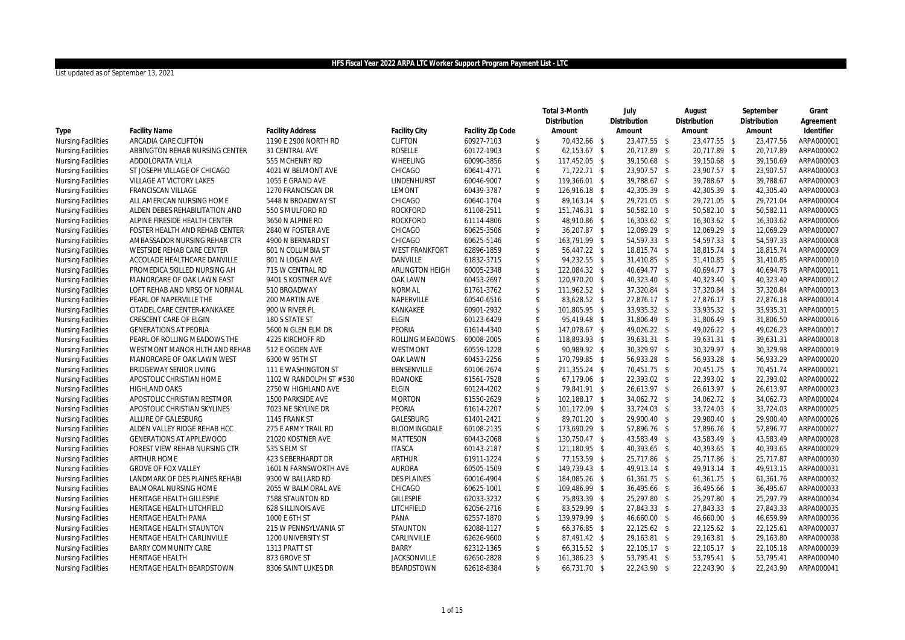# HFS Fiscal Year 2022 ARPA LTC Worker Support Program Payment List - LTC

List updated as of September 13, 2021

| Type | Facility Name | Facility Address | Facility City | Facility Zip Code | Total 3-Month Distribution Amount | July Distribution Amount | August Distribution Amount | September Distribution Amount | Grant Agreement Identifier |
|---|---|---|---|---|---|---|---|---|---|
| Nursing Facilities | ARCADIA CARE CLIFTON | 1190 E 2900 NORTH RD | CLIFTON | 60927-7103 | $ 70,432.66 | $ 23,477.55 | $ 23,477.55 | $ 23,477.56 | ARPA000001 |
| Nursing Facilities | ABBINGTON REHAB NURSING CENTER | 31 CENTRAL AVE | ROSELLE | 60172-1903 | $ 62,153.67 | $ 20,717.89 | $ 20,717.89 | $ 20,717.89 | ARPA000002 |
| Nursing Facilities | ADDOLORATA VILLA | 555 MCHENRY RD | WHEELING | 60090-3856 | $ 117,452.05 | $ 39,150.68 | $ 39,150.68 | $ 39,150.69 | ARPA000003 |
| Nursing Facilities | ST JOSEPH VILLAGE OF CHICAGO | 4021 W BELMONT AVE | CHICAGO | 60641-4771 | $ 71,722.71 | $ 23,907.57 | $ 23,907.57 | $ 23,907.57 | ARPA000003 |
| Nursing Facilities | VILLAGE AT VICTORY LAKES | 1055 E GRAND AVE | LINDENHURST | 60046-9007 | $ 119,366.01 | $ 39,788.67 | $ 39,788.67 | $ 39,788.67 | ARPA000003 |
| Nursing Facilities | FRANCISCAN VILLAGE | 1270 FRANCISCAN DR | LEMONT | 60439-3787 | $ 126,916.18 | $ 42,305.39 | $ 42,305.39 | $ 42,305.40 | ARPA000003 |
| Nursing Facilities | ALL AMERICAN NURSING HOME | 5448 N BROADWAY ST | CHICAGO | 60640-1704 | $ 89,163.14 | $ 29,721.05 | $ 29,721.05 | $ 29,721.04 | ARPA000004 |
| Nursing Facilities | ALDEN DEBES REHABILITATION AND | 550 S MULFORD RD | ROCKFORD | 61108-2511 | $ 151,746.31 | $ 50,582.10 | $ 50,582.10 | $ 50,582.11 | ARPA000005 |
| Nursing Facilities | ALPINE FIRESIDE HEALTH CENTER | 3650 N ALPINE RD | ROCKFORD | 61114-4806 | $ 48,910.86 | $ 16,303.62 | $ 16,303.62 | $ 16,303.62 | ARPA000006 |
| Nursing Facilities | FOSTER HEALTH AND REHAB CENTER | 2840 W FOSTER AVE | CHICAGO | 60625-3506 | $ 36,207.87 | $ 12,069.29 | $ 12,069.29 | $ 12,069.29 | ARPA000007 |
| Nursing Facilities | AMBASSADOR NURSING REHAB CTR | 4900 N BERNARD ST | CHICAGO | 60625-5146 | $ 163,791.99 | $ 54,597.33 | $ 54,597.33 | $ 54,597.33 | ARPA000008 |
| Nursing Facilities | WESTSIDE REHAB CARE CENTER | 601 N COLUMBIA ST | WEST FRANKFORT | 62896-1859 | $ 56,447.22 | $ 18,815.74 | $ 18,815.74 | $ 18,815.74 | ARPA000009 |
| Nursing Facilities | ACCOLADE HEALTHCARE DANVILLE | 801 N LOGAN AVE | DANVILLE | 61832-3715 | $ 94,232.55 | $ 31,410.85 | $ 31,410.85 | $ 31,410.85 | ARPA000010 |
| Nursing Facilities | PROMEDICA SKILLED NURSING AH | 715 W CENTRAL RD | ARLINGTON HEIGH | 60005-2348 | $ 122,084.32 | $ 40,694.77 | $ 40,694.77 | $ 40,694.78 | ARPA000011 |
| Nursing Facilities | MANORCARE OF OAK LAWN EAST | 9401 S KOSTNER AVE | OAK LAWN | 60453-2697 | $ 120,970.20 | $ 40,323.40 | $ 40,323.40 | $ 40,323.40 | ARPA000012 |
| Nursing Facilities | LOFT REHAB AND NRSG OF NORMAL | 510 BROADWAY | NORMAL | 61761-3762 | $ 111,962.52 | $ 37,320.84 | $ 37,320.84 | $ 37,320.84 | ARPA000013 |
| Nursing Facilities | PEARL OF NAPERVILLE THE | 200 MARTIN AVE | NAPERVILLE | 60540-6516 | $ 83,628.52 | $ 27,876.17 | $ 27,876.17 | $ 27,876.18 | ARPA000014 |
| Nursing Facilities | CITADEL CARE CENTER-KANKAKEE | 900 W RIVER PL | KANKAKEE | 60901-2932 | $ 101,805.95 | $ 33,935.32 | $ 33,935.32 | $ 33,935.31 | ARPA000015 |
| Nursing Facilities | CRESCENT CARE OF ELGIN | 180 S STATE ST | ELGIN | 60123-6429 | $ 95,419.48 | $ 31,806.49 | $ 31,806.49 | $ 31,806.50 | ARPA000016 |
| Nursing Facilities | GENERATIONS AT PEORIA | 5600 N GLEN ELM DR | PEORIA | 61614-4340 | $ 147,078.67 | $ 49,026.22 | $ 49,026.22 | $ 49,026.23 | ARPA000017 |
| Nursing Facilities | PEARL OF ROLLING MEADOWS THE | 4225 KIRCHOFF RD | ROLLING MEADOWS | 60008-2005 | $ 118,893.93 | $ 39,631.31 | $ 39,631.31 | $ 39,631.31 | ARPA000018 |
| Nursing Facilities | WESTMONT MANOR HLTH AND REHAB | 512 E OGDEN AVE | WESTMONT | 60559-1228 | $ 90,989.92 | $ 30,329.97 | $ 30,329.97 | $ 30,329.98 | ARPA000019 |
| Nursing Facilities | MANORCARE OF OAK LAWN WEST | 6300 W 95TH ST | OAK LAWN | 60453-2256 | $ 170,799.85 | $ 56,933.28 | $ 56,933.28 | $ 56,933.29 | ARPA000020 |
| Nursing Facilities | BRIDGEWAY SENIOR LIVING | 111 E WASHINGTON ST | BENSENVILLE | 60106-2674 | $ 211,355.24 | $ 70,451.75 | $ 70,451.75 | $ 70,451.74 | ARPA000021 |
| Nursing Facilities | APOSTOLIC CHRISTIAN HOME | 1102 W RANDOLPH ST # 530 | ROANOKE | 61561-7528 | $ 67,179.06 | $ 22,393.02 | $ 22,393.02 | $ 22,393.02 | ARPA000022 |
| Nursing Facilities | HIGHLAND OAKS | 2750 W HIGHLAND AVE | ELGIN | 60124-4202 | $ 79,841.91 | $ 26,613.97 | $ 26,613.97 | $ 26,613.97 | ARPA000023 |
| Nursing Facilities | APOSTOLIC CHRISTIAN RESTMOR | 1500 PARKSIDE AVE | MORTON | 61550-2629 | $ 102,188.17 | $ 34,062.72 | $ 34,062.72 | $ 34,062.73 | ARPA000024 |
| Nursing Facilities | APOSTOLIC CHRISTIAN SKYLINES | 7023 NE SKYLINE DR | PEORIA | 61614-2207 | $ 101,172.09 | $ 33,724.03 | $ 33,724.03 | $ 33,724.03 | ARPA000025 |
| Nursing Facilities | ALLURE OF GALESBURG | 1145 FRANK ST | GALESBURG | 61401-2421 | $ 89,701.20 | $ 29,900.40 | $ 29,900.40 | $ 29,900.40 | ARPA000026 |
| Nursing Facilities | ALDEN VALLEY RIDGE REHAB HCC | 275 E ARMY TRAIL RD | BLOOMINGDALE | 60108-2135 | $ 173,690.29 | $ 57,896.76 | $ 57,896.76 | $ 57,896.77 | ARPA000027 |
| Nursing Facilities | GENERATIONS AT APPLEWOOD | 21020 KOSTNER AVE | MATTESON | 60443-2068 | $ 130,750.47 | $ 43,583.49 | $ 43,583.49 | $ 43,583.49 | ARPA000028 |
| Nursing Facilities | FOREST VIEW REHAB NURSING CTR | 535 S ELM ST | ITASCA | 60143-2187 | $ 121,180.95 | $ 40,393.65 | $ 40,393.65 | $ 40,393.65 | ARPA000029 |
| Nursing Facilities | ARTHUR HOME | 423 S EBERHARDT DR | ARTHUR | 61911-1224 | $ 77,153.59 | $ 25,717.86 | $ 25,717.86 | $ 25,717.87 | ARPA000030 |
| Nursing Facilities | GROVE OF FOX VALLEY | 1601 N FARNSWORTH AVE | AURORA | 60505-1509 | $ 149,739.43 | $ 49,913.14 | $ 49,913.14 | $ 49,913.15 | ARPA000031 |
| Nursing Facilities | LANDMARK OF DES PLAINES REHABI | 9300 W BALLARD RD | DES PLAINES | 60016-4904 | $ 184,085.26 | $ 61,361.75 | $ 61,361.75 | $ 61,361.76 | ARPA000032 |
| Nursing Facilities | BALMORAL NURSING HOME | 2055 W BALMORAL AVE | CHICAGO | 60625-1001 | $ 109,486.99 | $ 36,495.66 | $ 36,495.66 | $ 36,495.67 | ARPA000033 |
| Nursing Facilities | HERITAGE HEALTH GILLESPIE | 7588 STAUNTON RD | GILLESPIE | 62033-3232 | $ 75,893.39 | $ 25,297.80 | $ 25,297.80 | $ 25,297.79 | ARPA000034 |
| Nursing Facilities | HERITAGE HEALTH LITCHFIELD | 628 S ILLINOIS AVE | LITCHFIELD | 62056-2716 | $ 83,529.99 | $ 27,843.33 | $ 27,843.33 | $ 27,843.33 | ARPA000035 |
| Nursing Facilities | HERITAGE HEALTH PANA | 1000 E 6TH ST | PANA | 62557-1870 | $ 139,979.99 | $ 46,660.00 | $ 46,660.00 | $ 46,659.99 | ARPA000036 |
| Nursing Facilities | HERITAGE HEALTH STAUNTON | 215 W PENNSYLVANIA ST | STAUNTON | 62088-1127 | $ 66,376.85 | $ 22,125.62 | $ 22,125.62 | $ 22,125.61 | ARPA000037 |
| Nursing Facilities | HERITAGE HEALTH CARLINVILLE | 1200 UNIVERSITY ST | CARLINVILLE | 62626-9600 | $ 87,491.42 | $ 29,163.81 | $ 29,163.81 | $ 29,163.80 | ARPA000038 |
| Nursing Facilities | BARRY COMMUNITY CARE | 1313 PRATT ST | BARRY | 62312-1365 | $ 66,315.52 | $ 22,105.17 | $ 22,105.17 | $ 22,105.18 | ARPA000039 |
| Nursing Facilities | HERITAGE HEALTH | 873 GROVE ST | JACKSONVILLE | 62650-2828 | $ 161,386.23 | $ 53,795.41 | $ 53,795.41 | $ 53,795.41 | ARPA000040 |
| Nursing Facilities | HERITAGE HEALTH BEARDSTOWN | 8306 SAINT LUKES DR | BEARDSTOWN | 62618-8384 | $ 66,731.70 | $ 22,243.90 | $ 22,243.90 | $ 22,243.90 | ARPA000041 |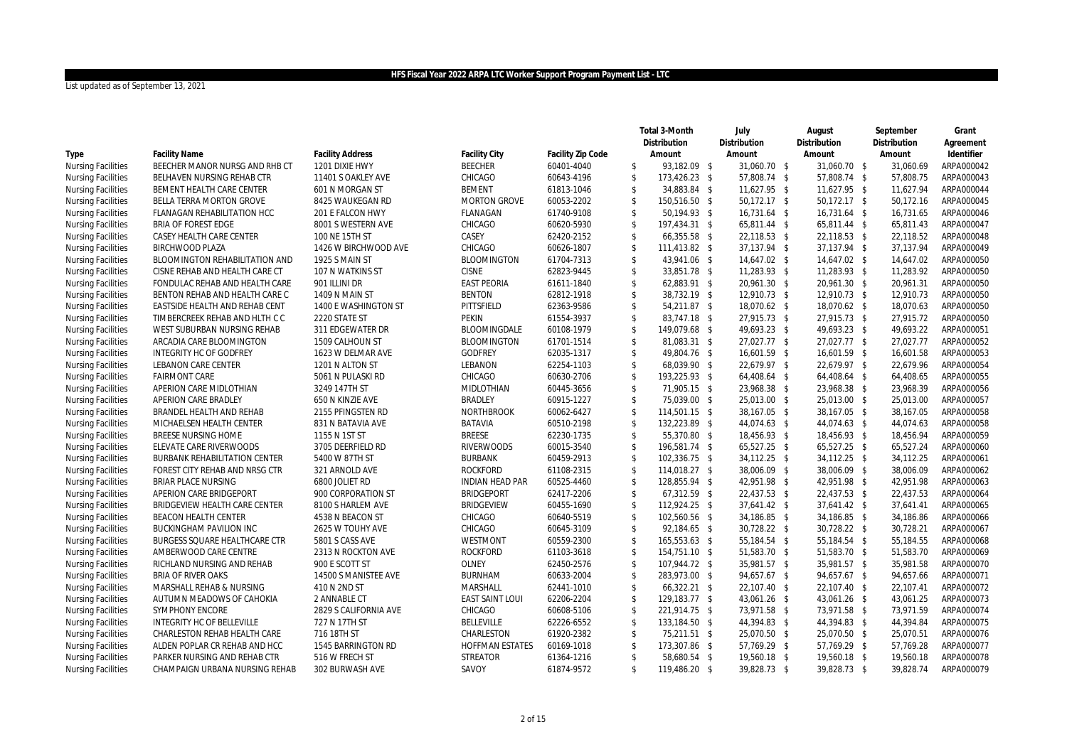# HFS Fiscal Year 2022 ARPA LTC Worker Support Program Payment List - LTC

List updated as of September 13, 2021

| Type | Facility Name | Facility Address | Facility City | Facility Zip Code | Total 3-Month Distribution Amount | July Distribution Amount | August Distribution Amount | September Distribution Amount | Grant Agreement Identifier |
|---|---|---|---|---|---|---|---|---|---|
| Nursing Facilities | BEECHER MANOR NURSG AND RHB CT | 1201 DIXIE HWY | BEECHER | 60401-4040 | $ 93,182.09 | $ 31,060.70 | $ 31,060.70 | $ 31,060.69 | ARPA000042 |
| Nursing Facilities | BELHAVEN NURSING REHAB CTR | 11401 S OAKLEY AVE | CHICAGO | 60643-4196 | $ 173,426.23 | $ 57,808.74 | $ 57,808.74 | $ 57,808.75 | ARPA000043 |
| Nursing Facilities | BEMENT HEALTH CARE CENTER | 601 N MORGAN ST | BEMENT | 61813-1046 | $ 34,883.84 | $ 11,627.95 | $ 11,627.95 | $ 11,627.94 | ARPA000044 |
| Nursing Facilities | BELLA TERRA MORTON GROVE | 8425 WAUKEGAN RD | MORTON GROVE | 60053-2202 | $ 150,516.50 | $ 50,172.17 | $ 50,172.17 | $ 50,172.16 | ARPA000045 |
| Nursing Facilities | FLANAGAN REHABILITATION HCC | 201 E FALCON HWY | FLANAGAN | 61740-9108 | $ 50,194.93 | $ 16,731.64 | $ 16,731.64 | $ 16,731.65 | ARPA000046 |
| Nursing Facilities | BRIA OF FOREST EDGE | 8001 S WESTERN AVE | CHICAGO | 60620-5930 | $ 197,434.31 | $ 65,811.44 | $ 65,811.44 | $ 65,811.43 | ARPA000047 |
| Nursing Facilities | CASEY HEALTH CARE CENTER | 100 NE 15TH ST | CASEY | 62420-2152 | $ 66,355.58 | $ 22,118.53 | $ 22,118.53 | $ 22,118.52 | ARPA000048 |
| Nursing Facilities | BIRCHWOOD PLAZA | 1426 W BIRCHWOOD AVE | CHICAGO | 60626-1807 | $ 111,413.82 | $ 37,137.94 | $ 37,137.94 | $ 37,137.94 | ARPA000049 |
| Nursing Facilities | BLOOMINGTON REHABILITATION AND | 1925 S MAIN ST | BLOOMINGTON | 61704-7313 | $ 43,941.06 | $ 14,647.02 | $ 14,647.02 | $ 14,647.02 | ARPA000050 |
| Nursing Facilities | CISNE REHAB AND HEALTH CARE CT | 107 N WATKINS ST | CISNE | 62823-9445 | $ 33,851.78 | $ 11,283.93 | $ 11,283.93 | $ 11,283.92 | ARPA000050 |
| Nursing Facilities | FONDULAC REHAB AND HEALTH CARE | 901 ILLINI DR | EAST PEORIA | 61611-1840 | $ 62,883.91 | $ 20,961.30 | $ 20,961.30 | $ 20,961.31 | ARPA000050 |
| Nursing Facilities | BENTON REHAB AND HEALTH CARE C | 1409 N MAIN ST | BENTON | 62812-1918 | $ 38,732.19 | $ 12,910.73 | $ 12,910.73 | $ 12,910.73 | ARPA000050 |
| Nursing Facilities | EASTSIDE HEALTH AND REHAB CENT | 1400 E WASHINGTON ST | PITTSFIELD | 62363-9586 | $ 54,211.87 | $ 18,070.62 | $ 18,070.62 | $ 18,070.63 | ARPA000050 |
| Nursing Facilities | TIMBERCREEK REHAB AND HLTH C C | 2220 STATE ST | PEKIN | 61554-3937 | $ 83,747.18 | $ 27,915.73 | $ 27,915.73 | $ 27,915.72 | ARPA000050 |
| Nursing Facilities | WEST SUBURBAN NURSING REHAB | 311 EDGEWATER DR | BLOOMINGDALE | 60108-1979 | $ 149,079.68 | $ 49,693.23 | $ 49,693.23 | $ 49,693.22 | ARPA000051 |
| Nursing Facilities | ARCADIA CARE BLOOMINGTON | 1509 CALHOUN ST | BLOOMINGTON | 61701-1514 | $ 81,083.31 | $ 27,027.77 | $ 27,027.77 | $ 27,027.77 | ARPA000052 |
| Nursing Facilities | INTEGRITY HC OF GODFREY | 1623 W DELMAR AVE | GODFREY | 62035-1317 | $ 49,804.76 | $ 16,601.59 | $ 16,601.59 | $ 16,601.58 | ARPA000053 |
| Nursing Facilities | LEBANON CARE CENTER | 1201 N ALTON ST | LEBANON | 62254-1103 | $ 68,039.90 | $ 22,679.97 | $ 22,679.97 | $ 22,679.96 | ARPA000054 |
| Nursing Facilities | FAIRMONT CARE | 5061 N PULASKI RD | CHICAGO | 60630-2706 | $ 193,225.93 | $ 64,408.64 | $ 64,408.64 | $ 64,408.65 | ARPA000055 |
| Nursing Facilities | APERION CARE MIDLOTHIAN | 3249 147TH ST | MIDLOTHIAN | 60445-3656 | $ 71,905.15 | $ 23,968.38 | $ 23,968.38 | $ 23,968.39 | ARPA000056 |
| Nursing Facilities | APERION CARE BRADLEY | 650 N KINZIE AVE | BRADLEY | 60915-1227 | $ 75,039.00 | $ 25,013.00 | $ 25,013.00 | $ 25,013.00 | ARPA000057 |
| Nursing Facilities | BRANDEL HEALTH AND REHAB | 2155 PFINGSTEN RD | NORTHBROOK | 60062-6427 | $ 114,501.15 | $ 38,167.05 | $ 38,167.05 | $ 38,167.05 | ARPA000058 |
| Nursing Facilities | MICHAELSEN HEALTH CENTER | 831 N BATAVIA AVE | BATAVIA | 60510-2198 | $ 132,223.89 | $ 44,074.63 | $ 44,074.63 | $ 44,074.63 | ARPA000058 |
| Nursing Facilities | BREESE NURSING HOME | 1155 N 1ST ST | BREESE | 62230-1735 | $ 55,370.80 | $ 18,456.93 | $ 18,456.93 | $ 18,456.94 | ARPA000059 |
| Nursing Facilities | ELEVATE CARE RIVERWOODS | 3705 DEERFIELD RD | RIVERWOODS | 60015-3540 | $ 196,581.74 | $ 65,527.25 | $ 65,527.25 | $ 65,527.24 | ARPA000060 |
| Nursing Facilities | BURBANK REHABILITATION CENTER | 5400 W 87TH ST | BURBANK | 60459-2913 | $ 102,336.75 | $ 34,112.25 | $ 34,112.25 | $ 34,112.25 | ARPA000061 |
| Nursing Facilities | FOREST CITY REHAB AND NRSG CTR | 321 ARNOLD AVE | ROCKFORD | 61108-2315 | $ 114,018.27 | $ 38,006.09 | $ 38,006.09 | $ 38,006.09 | ARPA000062 |
| Nursing Facilities | BRIAR PLACE NURSING | 6800 JOLIET RD | INDIAN HEAD PAR | 60525-4460 | $ 128,855.94 | $ 42,951.98 | $ 42,951.98 | $ 42,951.98 | ARPA000063 |
| Nursing Facilities | APERION CARE BRIDGEPORT | 900 CORPORATION ST | BRIDGEPORT | 62417-2206 | $ 67,312.59 | $ 22,437.53 | $ 22,437.53 | $ 22,437.53 | ARPA000064 |
| Nursing Facilities | BRIDGEVIEW HEALTH CARE CENTER | 8100 S HARLEM AVE | BRIDGEVIEW | 60455-1690 | $ 112,924.25 | $ 37,641.42 | $ 37,641.42 | $ 37,641.41 | ARPA000065 |
| Nursing Facilities | BEACON HEALTH CENTER | 4538 N BEACON ST | CHICAGO | 60640-5519 | $ 102,560.56 | $ 34,186.85 | $ 34,186.85 | $ 34,186.86 | ARPA000066 |
| Nursing Facilities | BUCKINGHAM PAVILION INC | 2625 W TOUHY AVE | CHICAGO | 60645-3109 | $ 92,184.65 | $ 30,728.22 | $ 30,728.22 | $ 30,728.21 | ARPA000067 |
| Nursing Facilities | BURGESS SQUARE HEALTHCARE CTR | 5801 S CASS AVE | WESTMONT | 60559-2300 | $ 165,553.63 | $ 55,184.54 | $ 55,184.54 | $ 55,184.55 | ARPA000068 |
| Nursing Facilities | AMBERWOOD CARE CENTRE | 2313 N ROCKTON AVE | ROCKFORD | 61103-3618 | $ 154,751.10 | $ 51,583.70 | $ 51,583.70 | $ 51,583.70 | ARPA000069 |
| Nursing Facilities | RICHLAND NURSING AND REHAB | 900 E SCOTT ST | OLNEY | 62450-2576 | $ 107,944.72 | $ 35,981.57 | $ 35,981.57 | $ 35,981.58 | ARPA000070 |
| Nursing Facilities | BRIA OF RIVER OAKS | 14500 S MANISTEE AVE | BURNHAM | 60633-2004 | $ 283,973.00 | $ 94,657.67 | $ 94,657.67 | $ 94,657.66 | ARPA000071 |
| Nursing Facilities | MARSHALL REHAB & NURSING | 410 N 2ND ST | MARSHALL | 62441-1010 | $ 66,322.21 | $ 22,107.40 | $ 22,107.40 | $ 22,107.41 | ARPA000072 |
| Nursing Facilities | AUTUMN MEADOWS OF CAHOKIA | 2 ANNABLE CT | EAST SAINT LOUI | 62206-2204 | $ 129,183.77 | $ 43,061.26 | $ 43,061.26 | $ 43,061.25 | ARPA000073 |
| Nursing Facilities | SYMPHONY ENCORE | 2829 S CALIFORNIA AVE | CHICAGO | 60608-5106 | $ 221,914.75 | $ 73,971.58 | $ 73,971.58 | $ 73,971.59 | ARPA000074 |
| Nursing Facilities | INTEGRITY HC OF BELLEVILLE | 727 N 17TH ST | BELLEVILLE | 62226-6552 | $ 133,184.50 | $ 44,394.83 | $ 44,394.83 | $ 44,394.84 | ARPA000075 |
| Nursing Facilities | CHARLESTON REHAB HEALTH CARE | 716 18TH ST | CHARLESTON | 61920-2382 | $ 75,211.51 | $ 25,070.50 | $ 25,070.50 | $ 25,070.51 | ARPA000076 |
| Nursing Facilities | ALDEN POPLAR CR REHAB AND HCC | 1545 BARRINGTON RD | HOFFMAN ESTATES | 60169-1018 | $ 173,307.86 | $ 57,769.29 | $ 57,769.29 | $ 57,769.28 | ARPA000077 |
| Nursing Facilities | PARKER NURSING AND REHAB CTR | 516 W FRECH ST | STREATOR | 61364-1216 | $ 58,680.54 | $ 19,560.18 | $ 19,560.18 | $ 19,560.18 | ARPA000078 |
| Nursing Facilities | CHAMPAIGN URBANA NURSING REHAB | 302 BURWASH AVE | SAVOY | 61874-9572 | $ 119,486.20 | $ 39,828.73 | $ 39,828.73 | $ 39,828.74 | ARPA000079 |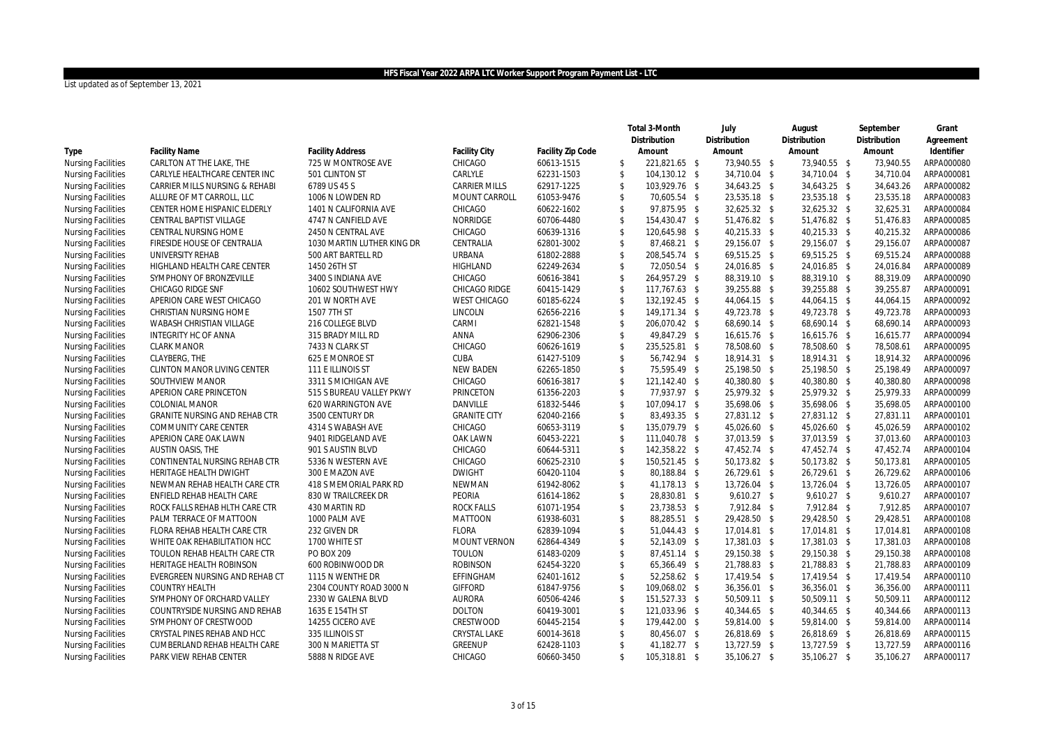## HFS Fiscal Year 2022 ARPA LTC Worker Support Program Payment List - LTC

List updated as of September 13, 2021

| Type | Facility Name | Facility Address | Facility City | Facility Zip Code | Total 3-Month Distribution Amount | July Distribution Amount | August Distribution Amount | September Distribution Amount | Grant Agreement Identifier |
|---|---|---|---|---|---|---|---|---|---|
| Nursing Facilities | CARLTON AT THE LAKE, THE | 725 W MONTROSE AVE | CHICAGO | 60613-1515 | $ 221,821.65 | $ 73,940.55 | $ 73,940.55 | $ 73,940.55 | ARPA000080 |
| Nursing Facilities | CARLYLE HEALTHCARE CENTER INC | 501 CLINTON ST | CARLYLE | 62231-1503 | $ 104,130.12 | $ 34,710.04 | $ 34,710.04 | $ 34,710.04 | ARPA000081 |
| Nursing Facilities | CARRIER MILLS NURSING & REHABI | 6789 US 45 S | CARRIER MILLS | 62917-1225 | $ 103,929.76 | $ 34,643.25 | $ 34,643.25 | $ 34,643.26 | ARPA000082 |
| Nursing Facilities | ALLURE OF MT CARROLL, LLC | 1006 N LOWDEN RD | MOUNT CARROLL | 61053-9476 | $ 70,605.54 | $ 23,535.18 | $ 23,535.18 | $ 23,535.18 | ARPA000083 |
| Nursing Facilities | CENTER HOME HISPANIC ELDERLY | 1401 N CALIFORNIA AVE | CHICAGO | 60622-1602 | $ 97,875.95 | $ 32,625.32 | $ 32,625.32 | $ 32,625.31 | ARPA000084 |
| Nursing Facilities | CENTRAL BAPTIST VILLAGE | 4747 N CANFIELD AVE | NORRIDGE | 60706-4480 | $ 154,430.47 | $ 51,476.82 | $ 51,476.82 | $ 51,476.83 | ARPA000085 |
| Nursing Facilities | CENTRAL NURSING HOME | 2450 N CENTRAL AVE | CHICAGO | 60639-1316 | $ 120,645.98 | $ 40,215.33 | $ 40,215.33 | $ 40,215.32 | ARPA000086 |
| Nursing Facilities | FIRESIDE HOUSE OF CENTRALIA | 1030 MARTIN LUTHER KING DR | CENTRALIA | 62801-3002 | $ 87,468.21 | $ 29,156.07 | $ 29,156.07 | $ 29,156.07 | ARPA000087 |
| Nursing Facilities | UNIVERSITY REHAB | 500 ART BARTELL RD | URBANA | 61802-2888 | $ 208,545.74 | $ 69,515.25 | $ 69,515.25 | $ 69,515.24 | ARPA000088 |
| Nursing Facilities | HIGHLAND HEALTH CARE CENTER | 1450 26TH ST | HIGHLAND | 62249-2634 | $ 72,050.54 | $ 24,016.85 | $ 24,016.85 | $ 24,016.84 | ARPA000089 |
| Nursing Facilities | SYMPHONY OF BRONZEVILLE | 3400 S INDIANA AVE | CHICAGO | 60616-3841 | $ 264,957.29 | $ 88,319.10 | $ 88,319.10 | $ 88,319.09 | ARPA000090 |
| Nursing Facilities | CHICAGO RIDGE SNF | 10602 SOUTHWEST HWY | CHICAGO RIDGE | 60415-1429 | $ 117,767.63 | $ 39,255.88 | $ 39,255.88 | $ 39,255.87 | ARPA000091 |
| Nursing Facilities | APERION CARE WEST CHICAGO | 201 W NORTH AVE | WEST CHICAGO | 60185-6224 | $ 132,192.45 | $ 44,064.15 | $ 44,064.15 | $ 44,064.15 | ARPA000092 |
| Nursing Facilities | CHRISTIAN NURSING HOME | 1507 7TH ST | LINCOLN | 62656-2216 | $ 149,171.34 | $ 49,723.78 | $ 49,723.78 | $ 49,723.78 | ARPA000093 |
| Nursing Facilities | WABASH CHRISTIAN VILLAGE | 216 COLLEGE BLVD | CARMI | 62821-1548 | $ 206,070.42 | $ 68,690.14 | $ 68,690.14 | $ 68,690.14 | ARPA000093 |
| Nursing Facilities | INTEGRITY HC OF ANNA | 315 BRADY MILL RD | ANNA | 62906-2306 | $ 49,847.29 | $ 16,615.76 | $ 16,615.76 | $ 16,615.77 | ARPA000094 |
| Nursing Facilities | CLARK MANOR | 7433 N CLARK ST | CHICAGO | 60626-1619 | $ 235,525.81 | $ 78,508.60 | $ 78,508.60 | $ 78,508.61 | ARPA000095 |
| Nursing Facilities | CLAYBERG, THE | 625 E MONROE ST | CUBA | 61427-5109 | $ 56,742.94 | $ 18,914.31 | $ 18,914.31 | $ 18,914.32 | ARPA000096 |
| Nursing Facilities | CLINTON MANOR LIVING CENTER | 111 E ILLINOIS ST | NEW BADEN | 62265-1850 | $ 75,595.49 | $ 25,198.50 | $ 25,198.50 | $ 25,198.49 | ARPA000097 |
| Nursing Facilities | SOUTHVIEW MANOR | 3311 S MICHIGAN AVE | CHICAGO | 60616-3817 | $ 121,142.40 | $ 40,380.80 | $ 40,380.80 | $ 40,380.80 | ARPA000098 |
| Nursing Facilities | APERION CARE PRINCETON | 515 S BUREAU VALLEY PKWY | PRINCETON | 61356-2203 | $ 77,937.97 | $ 25,979.32 | $ 25,979.32 | $ 25,979.33 | ARPA000099 |
| Nursing Facilities | COLONIAL MANOR | 620 WARRINGTON AVE | DANVILLE | 61832-5446 | $ 107,094.17 | $ 35,698.06 | $ 35,698.06 | $ 35,698.05 | ARPA000100 |
| Nursing Facilities | GRANITE NURSING AND REHAB CTR | 3500 CENTURY DR | GRANITE CITY | 62040-2166 | $ 83,493.35 | $ 27,831.12 | $ 27,831.12 | $ 27,831.11 | ARPA000101 |
| Nursing Facilities | COMMUNITY CARE CENTER | 4314 S WABASH AVE | CHICAGO | 60653-3119 | $ 135,079.79 | $ 45,026.60 | $ 45,026.60 | $ 45,026.59 | ARPA000102 |
| Nursing Facilities | APERION CARE OAK LAWN | 9401 RIDGELAND AVE | OAK LAWN | 60453-2221 | $ 111,040.78 | $ 37,013.59 | $ 37,013.59 | $ 37,013.60 | ARPA000103 |
| Nursing Facilities | AUSTIN OASIS, THE | 901 S AUSTIN BLVD | CHICAGO | 60644-5311 | $ 142,358.22 | $ 47,452.74 | $ 47,452.74 | $ 47,452.74 | ARPA000104 |
| Nursing Facilities | CONTINENTAL NURSING REHAB CTR | 5336 N WESTERN AVE | CHICAGO | 60625-2310 | $ 150,521.45 | $ 50,173.82 | $ 50,173.82 | $ 50,173.81 | ARPA000105 |
| Nursing Facilities | HERITAGE HEALTH DWIGHT | 300 E MAZON AVE | DWIGHT | 60420-1104 | $ 80,188.84 | $ 26,729.61 | $ 26,729.61 | $ 26,729.62 | ARPA000106 |
| Nursing Facilities | NEWMAN REHAB HEALTH CARE CTR | 418 S MEMORIAL PARK RD | NEWMAN | 61942-8062 | $ 41,178.13 | $ 13,726.04 | $ 13,726.04 | $ 13,726.05 | ARPA000107 |
| Nursing Facilities | ENFIELD REHAB HEALTH CARE | 830 W TRAILCREEK DR | PEORIA | 61614-1862 | $ 28,830.81 | $ 9,610.27 | $ 9,610.27 | $ 9,610.27 | ARPA000107 |
| Nursing Facilities | ROCK FALLS REHAB HLTH CARE CTR | 430 MARTIN RD | ROCK FALLS | 61071-1954 | $ 23,738.53 | $ 7,912.84 | $ 7,912.84 | $ 7,912.85 | ARPA000107 |
| Nursing Facilities | PALM TERRACE OF MATTOON | 1000 PALM AVE | MATTOON | 61938-6031 | $ 88,285.51 | $ 29,428.50 | $ 29,428.50 | $ 29,428.51 | ARPA000108 |
| Nursing Facilities | FLORA REHAB HEALTH CARE CTR | 232 GIVEN DR | FLORA | 62839-1094 | $ 51,044.43 | $ 17,014.81 | $ 17,014.81 | $ 17,014.81 | ARPA000108 |
| Nursing Facilities | WHITE OAK REHABILITATION HCC | 1700 WHITE ST | MOUNT VERNON | 62864-4349 | $ 52,143.09 | $ 17,381.03 | $ 17,381.03 | $ 17,381.03 | ARPA000108 |
| Nursing Facilities | TOULON REHAB HEALTH CARE CTR | PO BOX 209 | TOULON | 61483-0209 | $ 87,451.14 | $ 29,150.38 | $ 29,150.38 | $ 29,150.38 | ARPA000108 |
| Nursing Facilities | HERITAGE HEALTH ROBINSON | 600 ROBINWOOD DR | ROBINSON | 62454-3220 | $ 65,366.49 | $ 21,788.83 | $ 21,788.83 | $ 21,788.83 | ARPA000109 |
| Nursing Facilities | EVERGREEN NURSING AND REHAB CT | 1115 N WENTHE DR | EFFINGHAM | 62401-1612 | $ 52,258.62 | $ 17,419.54 | $ 17,419.54 | $ 17,419.54 | ARPA000110 |
| Nursing Facilities | COUNTRY HEALTH | 2304 COUNTY ROAD 3000 N | GIFFORD | 61847-9756 | $ 109,068.02 | $ 36,356.01 | $ 36,356.01 | $ 36,356.00 | ARPA000111 |
| Nursing Facilities | SYMPHONY OF ORCHARD VALLEY | 2330 W GALENA BLVD | AURORA | 60506-4246 | $ 151,527.33 | $ 50,509.11 | $ 50,509.11 | $ 50,509.11 | ARPA000112 |
| Nursing Facilities | COUNTRYSIDE NURSING AND REHAB | 1635 E 154TH ST | DOLTON | 60419-3001 | $ 121,033.96 | $ 40,344.65 | $ 40,344.65 | $ 40,344.66 | ARPA000113 |
| Nursing Facilities | SYMPHONY OF CRESTWOOD | 14255 CICERO AVE | CRESTWOOD | 60445-2154 | $ 179,442.00 | $ 59,814.00 | $ 59,814.00 | $ 59,814.00 | ARPA000114 |
| Nursing Facilities | CRYSTAL PINES REHAB AND HCC | 335 ILLINOIS ST | CRYSTAL LAKE | 60014-3618 | $ 80,456.07 | $ 26,818.69 | $ 26,818.69 | $ 26,818.69 | ARPA000115 |
| Nursing Facilities | CUMBERLAND REHAB HEALTH CARE | 300 N MARIETTA ST | GREENUP | 62428-1103 | $ 41,182.77 | $ 13,727.59 | $ 13,727.59 | $ 13,727.59 | ARPA000116 |
| Nursing Facilities | PARK VIEW REHAB CENTER | 5888 N RIDGE AVE | CHICAGO | 60660-3450 | $ 105,318.81 | $ 35,106.27 | $ 35,106.27 | $ 35,106.27 | ARPA000117 |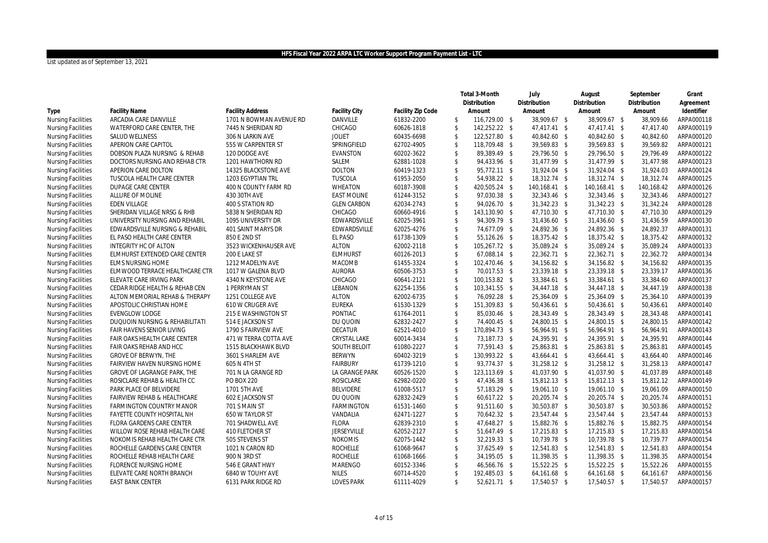## HFS Fiscal Year 2022 ARPA LTC Worker Support Program Payment List - LTC

List updated as of September 13, 2021

| Type | Facility Name | Facility Address | Facility City | Facility Zip Code | Total 3-Month Distribution Amount | July Distribution Amount | August Distribution Amount | September Distribution Amount | Grant Agreement Identifier |
|---|---|---|---|---|---|---|---|---|---|
| Nursing Facilities | ARCADIA CARE DANVILLE | 1701 N BOWMAN AVENUE RD | DANVILLE | 61832-2200 | $ 116,729.00 | $ 38,909.67 | $ 38,909.67 | $ 38,909.66 | ARPA000118 |
| Nursing Facilities | WATERFORD CARE CENTER, THE | 7445 N SHERIDAN RD | CHICAGO | 60626-1818 | $ 142,252.22 | $ 47,417.41 | $ 47,417.41 | $ 47,417.40 | ARPA000119 |
| Nursing Facilities | SALUD WELLNESS | 306 N LARKIN AVE | JOLIET | 60435-6698 | $ 122,527.80 | $ 40,842.60 | $ 40,842.60 | $ 40,842.60 | ARPA000120 |
| Nursing Facilities | APERION CARE CAPITOL | 555 W CARPENTER ST | SPRINGFIELD | 62702-4905 | $ 118,709.48 | $ 39,569.83 | $ 39,569.83 | $ 39,569.82 | ARPA000121 |
| Nursing Facilities | DOBSON PLAZA NURSING & REHAB | 120 DODGE AVE | EVANSTON | 60202-3622 | $ 89,389.49 | $ 29,796.50 | $ 29,796.50 | $ 29,796.49 | ARPA000122 |
| Nursing Facilities | DOCTORS NURSING AND REHAB CTR | 1201 HAWTHORN RD | SALEM | 62881-1028 | $ 94,433.96 | $ 31,477.99 | $ 31,477.99 | $ 31,477.98 | ARPA000123 |
| Nursing Facilities | APERION CARE DOLTON | 14325 BLACKSTONE AVE | DOLTON | 60419-1323 | $ 95,772.11 | $ 31,924.04 | $ 31,924.04 | $ 31,924.03 | ARPA000124 |
| Nursing Facilities | TUSCOLA HEALTH CARE CENTER | 1203 EGYPTIAN TRL | TUSCOLA | 61953-2050 | $ 54,938.22 | $ 18,312.74 | $ 18,312.74 | $ 18,312.74 | ARPA000125 |
| Nursing Facilities | DUPAGE CARE CENTER | 400 N COUNTY FARM RD | WHEATON | 60187-3908 | $ 420,505.24 | $ 140,168.41 | $ 140,168.41 | $ 140,168.42 | ARPA000126 |
| Nursing Facilities | ALLURE OF MOLINE | 430 30TH AVE | EAST MOLINE | 61244-3152 | $ 97,030.38 | $ 32,343.46 | $ 32,343.46 | $ 32,343.46 | ARPA000127 |
| Nursing Facilities | EDEN VILLAGE | 400 S STATION RD | GLEN CARBON | 62034-2743 | $ 94,026.70 | $ 31,342.23 | $ 31,342.23 | $ 31,342.24 | ARPA000128 |
| Nursing Facilities | SHERIDAN VILLAGE NRSG & RHB | 5838 N SHERIDAN RD | CHICAGO | 60660-4916 | $ 143,130.90 | $ 47,710.30 | $ 47,710.30 | $ 47,710.30 | ARPA000129 |
| Nursing Facilities | UNIVERSITY NURSING AND REHABIL | 1095 UNIVERSITY DR | EDWARDSVILLE | 62025-3961 | $ 94,309.79 | $ 31,436.60 | $ 31,436.60 | $ 31,436.59 | ARPA000130 |
| Nursing Facilities | EDWARDSVILLE NURSING & REHABIL | 401 SAINT MARYS DR | EDWARDSVILLE | 62025-4276 | $ 74,677.09 | $ 24,892.36 | $ 24,892.36 | $ 24,892.37 | ARPA000131 |
| Nursing Facilities | EL PASO HEALTH CARE CENTER | 850 E 2ND ST | EL PASO | 61738-1309 | $ 55,126.26 | $ 18,375.42 | $ 18,375.42 | $ 18,375.42 | ARPA000132 |
| Nursing Facilities | INTEGRITY HC OF ALTON | 3523 WICKENHAUSER AVE | ALTON | 62002-2118 | $ 105,267.72 | $ 35,089.24 | $ 35,089.24 | $ 35,089.24 | ARPA000133 |
| Nursing Facilities | ELMHURST EXTENDED CARE CENTER | 200 E LAKE ST | ELMHURST | 60126-2013 | $ 67,088.14 | $ 22,362.71 | $ 22,362.71 | $ 22,362.72 | ARPA000134 |
| Nursing Facilities | ELMS NURSING HOME | 1212 MADELYN AVE | MACOMB | 61455-3324 | $ 102,470.46 | $ 34,156.82 | $ 34,156.82 | $ 34,156.82 | ARPA000135 |
| Nursing Facilities | ELMWOOD TERRACE HEALTHCARE CTR | 1017 W GALENA BLVD | AURORA | 60506-3753 | $ 70,017.53 | $ 23,339.18 | $ 23,339.18 | $ 23,339.17 | ARPA000136 |
| Nursing Facilities | ELEVATE CARE IRVING PARK | 4340 N KEYSTONE AVE | CHICAGO | 60641-2121 | $ 100,153.82 | $ 33,384.61 | $ 33,384.61 | $ 33,384.60 | ARPA000137 |
| Nursing Facilities | CEDAR RIDGE HEALTH & REHAB CEN | 1 PERRYMAN ST | LEBANON | 62254-1356 | $ 103,341.55 | $ 34,447.18 | $ 34,447.18 | $ 34,447.19 | ARPA000138 |
| Nursing Facilities | ALTON MEMORIAL REHAB & THERAPY | 1251 COLLEGE AVE | ALTON | 62002-6735 | $ 76,092.28 | $ 25,364.09 | $ 25,364.09 | $ 25,364.10 | ARPA000139 |
| Nursing Facilities | APOSTOLIC CHRISTIAN HOME | 610 W CRUGER AVE | EUREKA | 61530-1329 | $ 151,309.83 | $ 50,436.61 | $ 50,436.61 | $ 50,436.61 | ARPA000140 |
| Nursing Facilities | EVENGLOW LODGE | 215 E WASHINGTON ST | PONTIAC | 61764-2011 | $ 85,030.46 | $ 28,343.49 | $ 28,343.49 | $ 28,343.48 | ARPA000141 |
| Nursing Facilities | DUQUOIN NURSING & REHABILITATI | 514 E JACKSON ST | DU QUOIN | 62832-2427 | $ 74,400.45 | $ 24,800.15 | $ 24,800.15 | $ 24,800.15 | ARPA000142 |
| Nursing Facilities | FAIR HAVENS SENIOR LIVING | 1790 S FAIRVIEW AVE | DECATUR | 62521-4010 | $ 170,894.73 | $ 56,964.91 | $ 56,964.91 | $ 56,964.91 | ARPA000143 |
| Nursing Facilities | FAIR OAKS HEALTH CARE CENTER | 471 W TERRA COTTA AVE | CRYSTAL LAKE | 60014-3434 | $ 73,187.73 | $ 24,395.91 | $ 24,395.91 | $ 24,395.91 | ARPA000144 |
| Nursing Facilities | FAIR OAKS REHAB AND HCC | 1515 BLACKHAWK BLVD | SOUTH BELOIT | 61080-2227 | $ 77,591.43 | $ 25,863.81 | $ 25,863.81 | $ 25,863.81 | ARPA000145 |
| Nursing Facilities | GROVE OF BERWYN, THE | 3601 S HARLEM AVE | BERWYN | 60402-3219 | $ 130,993.22 | $ 43,664.41 | $ 43,664.41 | $ 43,664.40 | ARPA000146 |
| Nursing Facilities | FAIRVIEW HAVEN NURSING HOME | 605 N 4TH ST | FAIRBURY | 61739-1210 | $ 93,774.37 | $ 31,258.12 | $ 31,258.12 | $ 31,258.13 | ARPA000147 |
| Nursing Facilities | GROVE OF LAGRANGE PARK, THE | 701 N LA GRANGE RD | LA GRANGE PARK | 60526-1520 | $ 123,113.69 | $ 41,037.90 | $ 41,037.90 | $ 41,037.89 | ARPA000148 |
| Nursing Facilities | ROSICLARE REHAB & HEALTH CC | PO BOX 220 | ROSICLARE | 62982-0220 | $ 47,436.38 | $ 15,812.13 | $ 15,812.13 | $ 15,812.12 | ARPA000149 |
| Nursing Facilities | PARK PLACE OF BELVIDERE | 1701 5TH AVE | BELVIDERE | 61008-5517 | $ 57,183.29 | $ 19,061.10 | $ 19,061.10 | $ 19,061.09 | ARPA000150 |
| Nursing Facilities | FAIRVIEW REHAB & HEALTHCARE | 602 E JACKSON ST | DU QUOIN | 62832-2429 | $ 60,617.22 | $ 20,205.74 | $ 20,205.74 | $ 20,205.74 | ARPA000151 |
| Nursing Facilities | FARMINGTON COUNTRY MANOR | 701 S MAIN ST | FARMINGTON | 61531-1460 | $ 91,511.60 | $ 30,503.87 | $ 30,503.87 | $ 30,503.86 | ARPA000152 |
| Nursing Facilities | FAYETTE COUNTY HOSPITAL NH | 650 W TAYLOR ST | VANDALIA | 62471-1227 | $ 70,642.32 | $ 23,547.44 | $ 23,547.44 | $ 23,547.44 | ARPA000153 |
| Nursing Facilities | FLORA GARDENS CARE CENTER | 701 SHADWELL AVE | FLORA | 62839-2310 | $ 47,648.27 | $ 15,882.76 | $ 15,882.76 | $ 15,882.75 | ARPA000154 |
| Nursing Facilities | WILLOW ROSE REHAB HEALTH CARE | 410 FLETCHER ST | JERSEYVILLE | 62052-2127 | $ 51,647.49 | $ 17,215.83 | $ 17,215.83 | $ 17,215.83 | ARPA000154 |
| Nursing Facilities | NOKOMIS REHAB HEALTH CARE CTR | 505 STEVENS ST | NOKOMIS | 62075-1442 | $ 32,219.33 | $ 10,739.78 | $ 10,739.78 | $ 10,739.77 | ARPA000154 |
| Nursing Facilities | ROCHELLE GARDENS CARE CENTER | 1021 N CARON RD | ROCHELLE | 61068-9647 | $ 37,625.49 | $ 12,541.83 | $ 12,541.83 | $ 12,541.83 | ARPA000154 |
| Nursing Facilities | ROCHELLE REHAB HEALTH CARE | 900 N 3RD ST | ROCHELLE | 61068-1666 | $ 34,195.05 | $ 11,398.35 | $ 11,398.35 | $ 11,398.35 | ARPA000154 |
| Nursing Facilities | FLORENCE NURSING HOME | 546 E GRANT HWY | MARENGO | 60152-3346 | $ 46,566.76 | $ 15,522.25 | $ 15,522.25 | $ 15,522.26 | ARPA000155 |
| Nursing Facilities | ELEVATE CARE NORTH BRANCH | 6840 W TOUHY AVE | NILES | 60714-4520 | $ 192,485.03 | $ 64,161.68 | $ 64,161.68 | $ 64,161.67 | ARPA000156 |
| Nursing Facilities | EAST BANK CENTER | 6131 PARK RIDGE RD | LOVES PARK | 61111-4029 | $ 52,621.71 | $ 17,540.57 | $ 17,540.57 | $ 17,540.57 | ARPA000157 |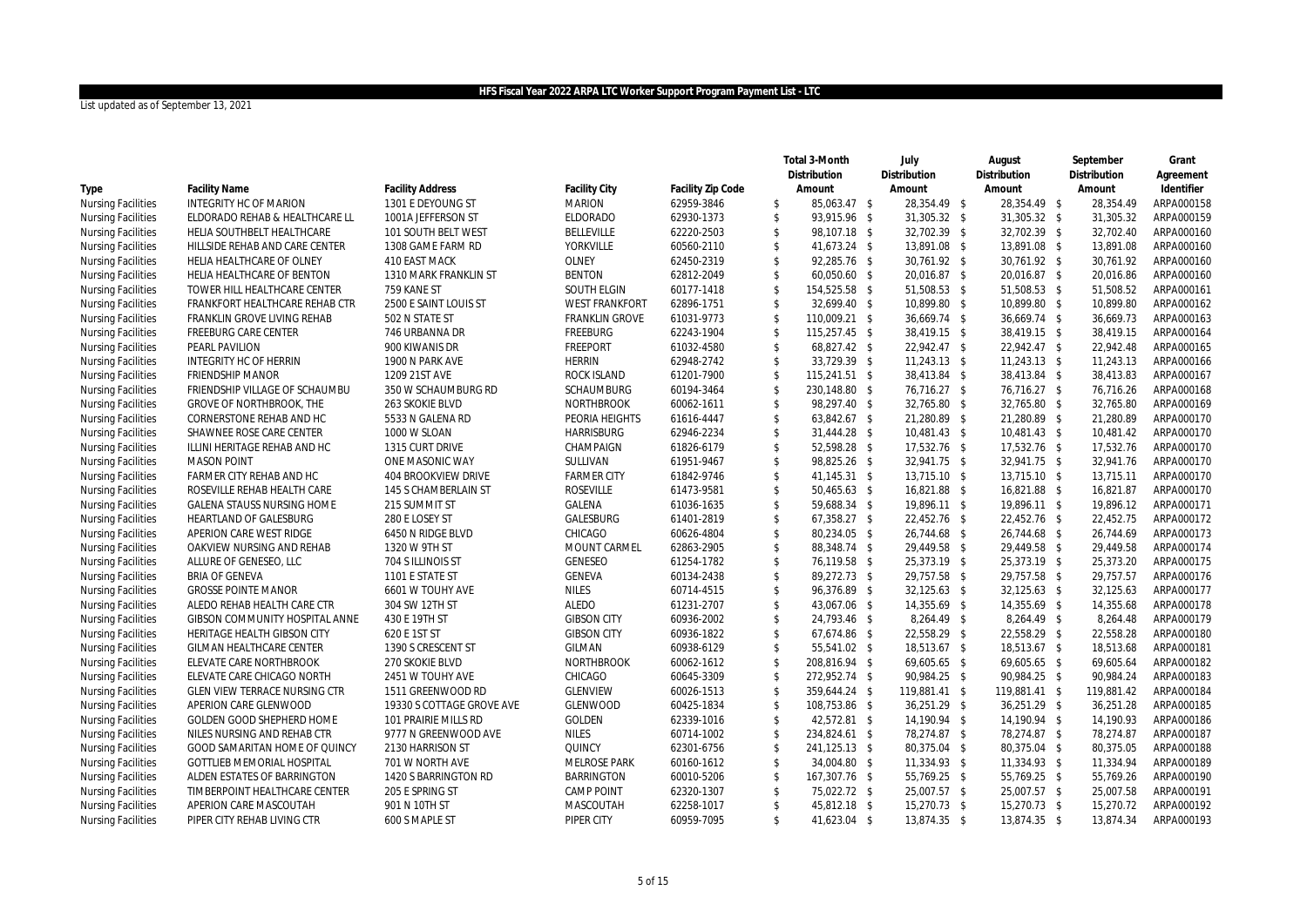**HFS Fiscal Year 2022 ARPA LTC Worker Support Program Payment List - LTC**

List updated as of September 13, 2021

| Type | Facility Name | Facility Address | Facility City | Facility Zip Code | Total 3-Month Distribution Amount | July Distribution Amount | August Distribution Amount | September Distribution Amount | Grant Agreement Identifier |
|---|---|---|---|---|---|---|---|---|---|
| Nursing Facilities | INTEGRITY HC OF MARION | 1301 E DEYOUNG ST | MARION | 62959-3846 | $ 85,063.47 | $ 28,354.49 | $ 28,354.49 | $ 28,354.49 | ARPA000158 |
| Nursing Facilities | ELDORADO REHAB & HEALTHCARE LL | 1001A JEFFERSON ST | ELDORADO | 62930-1373 | $ 93,915.96 | $ 31,305.32 | $ 31,305.32 | $ 31,305.32 | ARPA000159 |
| Nursing Facilities | HELIA SOUTHBELT HEALTHCARE | 101 SOUTH BELT WEST | BELLEVILLE | 62220-2503 | $ 98,107.18 | $ 32,702.39 | $ 32,702.39 | $ 32,702.40 | ARPA000160 |
| Nursing Facilities | HILLSIDE REHAB AND CARE CENTER | 1308 GAME FARM RD | YORKVILLE | 60560-2110 | $ 41,673.24 | $ 13,891.08 | $ 13,891.08 | $ 13,891.08 | ARPA000160 |
| Nursing Facilities | HELIA HEALTHCARE OF OLNEY | 410 EAST MACK | OLNEY | 62450-2319 | $ 92,285.76 | $ 30,761.92 | $ 30,761.92 | $ 30,761.92 | ARPA000160 |
| Nursing Facilities | HELIA HEALTHCARE OF BENTON | 1310 MARK FRANKLIN ST | BENTON | 62812-2049 | $ 60,050.60 | $ 20,016.87 | $ 20,016.87 | $ 20,016.86 | ARPA000160 |
| Nursing Facilities | TOWER HILL HEALTHCARE CENTER | 759 KANE ST | SOUTH ELGIN | 60177-1418 | $ 154,525.58 | $ 51,508.53 | $ 51,508.53 | $ 51,508.52 | ARPA000161 |
| Nursing Facilities | FRANKFORT HEALTHCARE REHAB CTR | 2500 E SAINT LOUIS ST | WEST FRANKFORT | 62896-1751 | $ 32,699.40 | $ 10,899.80 | $ 10,899.80 | $ 10,899.80 | ARPA000162 |
| Nursing Facilities | FRANKLIN GROVE LIVING REHAB | 502 N STATE ST | FRANKLIN GROVE | 61031-9773 | $ 110,009.21 | $ 36,669.74 | $ 36,669.74 | $ 36,669.73 | ARPA000163 |
| Nursing Facilities | FREEBURG CARE CENTER | 746 URBANNA DR | FREEBURG | 62243-1904 | $ 115,257.45 | $ 38,419.15 | $ 38,419.15 | $ 38,419.15 | ARPA000164 |
| Nursing Facilities | PEARL PAVILION | 900 KIWANIS DR | FREEPORT | 61032-4580 | $ 68,827.42 | $ 22,942.47 | $ 22,942.47 | $ 22,942.48 | ARPA000165 |
| Nursing Facilities | INTEGRITY HC OF HERRIN | 1900 N PARK AVE | HERRIN | 62948-2742 | $ 33,729.39 | $ 11,243.13 | $ 11,243.13 | $ 11,243.13 | ARPA000166 |
| Nursing Facilities | FRIENDSHIP MANOR | 1209 21ST AVE | ROCK ISLAND | 61201-7900 | $ 115,241.51 | $ 38,413.84 | $ 38,413.84 | $ 38,413.83 | ARPA000167 |
| Nursing Facilities | FRIENDSHIP VILLAGE OF SCHAUMBU | 350 W SCHAUMBURG RD | SCHAUMBURG | 60194-3464 | $ 230,148.80 | $ 76,716.27 | $ 76,716.27 | $ 76,716.26 | ARPA000168 |
| Nursing Facilities | GROVE OF NORTHBROOK, THE | 263 SKOKIE BLVD | NORTHBROOK | 60062-1611 | $ 98,297.40 | $ 32,765.80 | $ 32,765.80 | $ 32,765.80 | ARPA000169 |
| Nursing Facilities | CORNERSTONE REHAB AND HC | 5533 N GALENA RD | PEORIA HEIGHTS | 61616-4447 | $ 63,842.67 | $ 21,280.89 | $ 21,280.89 | $ 21,280.89 | ARPA000170 |
| Nursing Facilities | SHAWNEE ROSE CARE CENTER | 1000 W SLOAN | HARRISBURG | 62946-2234 | $ 31,444.28 | $ 10,481.43 | $ 10,481.43 | $ 10,481.42 | ARPA000170 |
| Nursing Facilities | ILLINI HERITAGE REHAB AND HC | 1315 CURT DRIVE | CHAMPAIGN | 61826-6179 | $ 52,598.28 | $ 17,532.76 | $ 17,532.76 | $ 17,532.76 | ARPA000170 |
| Nursing Facilities | MASON POINT | ONE MASONIC WAY | SULLIVAN | 61951-9467 | $ 98,825.26 | $ 32,941.75 | $ 32,941.75 | $ 32,941.76 | ARPA000170 |
| Nursing Facilities | FARMER CITY REHAB AND HC | 404 BROOKVIEW DRIVE | FARMER CITY | 61842-9746 | $ 41,145.31 | $ 13,715.10 | $ 13,715.10 | $ 13,715.11 | ARPA000170 |
| Nursing Facilities | ROSEVILLE REHAB HEALTH CARE | 145 S CHAMBERLAIN ST | ROSEVILLE | 61473-9581 | $ 50,465.63 | $ 16,821.88 | $ 16,821.88 | $ 16,821.87 | ARPA000170 |
| Nursing Facilities | GALENA STAUSS NURSING HOME | 215 SUMMIT ST | GALENA | 61036-1635 | $ 59,688.34 | $ 19,896.11 | $ 19,896.11 | $ 19,896.12 | ARPA000171 |
| Nursing Facilities | HEARTLAND OF GALESBURG | 280 E LOSEY ST | GALESBURG | 61401-2819 | $ 67,358.27 | $ 22,452.76 | $ 22,452.76 | $ 22,452.75 | ARPA000172 |
| Nursing Facilities | APERION CARE WEST RIDGE | 6450 N RIDGE BLVD | CHICAGO | 60626-4804 | $ 80,234.05 | $ 26,744.68 | $ 26,744.68 | $ 26,744.69 | ARPA000173 |
| Nursing Facilities | OAKVIEW NURSING AND REHAB | 1320 W 9TH ST | MOUNT CARMEL | 62863-2905 | $ 88,348.74 | $ 29,449.58 | $ 29,449.58 | $ 29,449.58 | ARPA000174 |
| Nursing Facilities | ALLURE OF GENESEO, LLC | 704 S ILLINOIS ST | GENESEO | 61254-1782 | $ 76,119.58 | $ 25,373.19 | $ 25,373.19 | $ 25,373.20 | ARPA000175 |
| Nursing Facilities | BRIA OF GENEVA | 1101 E STATE ST | GENEVA | 60134-2438 | $ 89,272.73 | $ 29,757.58 | $ 29,757.58 | $ 29,757.57 | ARPA000176 |
| Nursing Facilities | GROSSE POINTE MANOR | 6601 W TOUHY AVE | NILES | 60714-4515 | $ 96,376.89 | $ 32,125.63 | $ 32,125.63 | $ 32,125.63 | ARPA000177 |
| Nursing Facilities | ALEDO REHAB HEALTH CARE CTR | 304 SW 12TH ST | ALEDO | 61231-2707 | $ 43,067.06 | $ 14,355.69 | $ 14,355.69 | $ 14,355.68 | ARPA000178 |
| Nursing Facilities | GIBSON COMMUNITY HOSPITAL ANNE | 430 E 19TH ST | GIBSON CITY | 60936-2002 | $ 24,793.46 | $ 8,264.49 | $ 8,264.49 | $ 8,264.48 | ARPA000179 |
| Nursing Facilities | HERITAGE HEALTH GIBSON CITY | 620 E 1ST ST | GIBSON CITY | 60936-1822 | $ 67,674.86 | $ 22,558.29 | $ 22,558.29 | $ 22,558.28 | ARPA000180 |
| Nursing Facilities | GILMAN HEALTHCARE CENTER | 1390 S CRESCENT ST | GILMAN | 60938-6129 | $ 55,541.02 | $ 18,513.67 | $ 18,513.67 | $ 18,513.68 | ARPA000181 |
| Nursing Facilities | ELEVATE CARE NORTHBROOK | 270 SKOKIE BLVD | NORTHBROOK | 60062-1612 | $ 208,816.94 | $ 69,605.65 | $ 69,605.65 | $ 69,605.64 | ARPA000182 |
| Nursing Facilities | ELEVATE CARE CHICAGO NORTH | 2451 W TOUHY AVE | CHICAGO | 60645-3309 | $ 272,952.74 | $ 90,984.25 | $ 90,984.25 | $ 90,984.24 | ARPA000183 |
| Nursing Facilities | GLEN VIEW TERRACE NURSING CTR | 1511 GREENWOOD RD | GLENVIEW | 60026-1513 | $ 359,644.24 | $ 119,881.41 | $ 119,881.41 | $ 119,881.42 | ARPA000184 |
| Nursing Facilities | APERION CARE GLENWOOD | 19330 S COTTAGE GROVE AVE | GLENWOOD | 60425-1834 | $ 108,753.86 | $ 36,251.29 | $ 36,251.29 | $ 36,251.28 | ARPA000185 |
| Nursing Facilities | GOLDEN GOOD SHEPHERD HOME | 101 PRAIRIE MILLS RD | GOLDEN | 62339-1016 | $ 42,572.81 | $ 14,190.94 | $ 14,190.94 | $ 14,190.93 | ARPA000186 |
| Nursing Facilities | NILES NURSING AND REHAB CTR | 9777 N GREENWOOD AVE | NILES | 60714-1002 | $ 234,824.61 | $ 78,274.87 | $ 78,274.87 | $ 78,274.87 | ARPA000187 |
| Nursing Facilities | GOOD SAMARITAN HOME OF QUINCY | 2130 HARRISON ST | QUINCY | 62301-6756 | $ 241,125.13 | $ 80,375.04 | $ 80,375.04 | $ 80,375.05 | ARPA000188 |
| Nursing Facilities | GOTTLIEB MEMORIAL HOSPITAL | 701 W NORTH AVE | MELROSE PARK | 60160-1612 | $ 34,004.80 | $ 11,334.93 | $ 11,334.93 | $ 11,334.94 | ARPA000189 |
| Nursing Facilities | ALDEN ESTATES OF BARRINGTON | 1420 S BARRINGTON RD | BARRINGTON | 60010-5206 | $ 167,307.76 | $ 55,769.25 | $ 55,769.25 | $ 55,769.26 | ARPA000190 |
| Nursing Facilities | TIMBERPOINT HEALTHCARE CENTER | 205 E SPRING ST | CAMP POINT | 62320-1307 | $ 75,022.72 | $ 25,007.57 | $ 25,007.57 | $ 25,007.58 | ARPA000191 |
| Nursing Facilities | APERION CARE MASCOUTAH | 901 N 10TH ST | MASCOUTAH | 62258-1017 | $ 45,812.18 | $ 15,270.73 | $ 15,270.73 | $ 15,270.72 | ARPA000192 |
| Nursing Facilities | PIPER CITY REHAB LIVING CTR | 600 S MAPLE ST | PIPER CITY | 60959-7095 | $ 41,623.04 | $ 13,874.35 | $ 13,874.35 | $ 13,874.34 | ARPA000193 |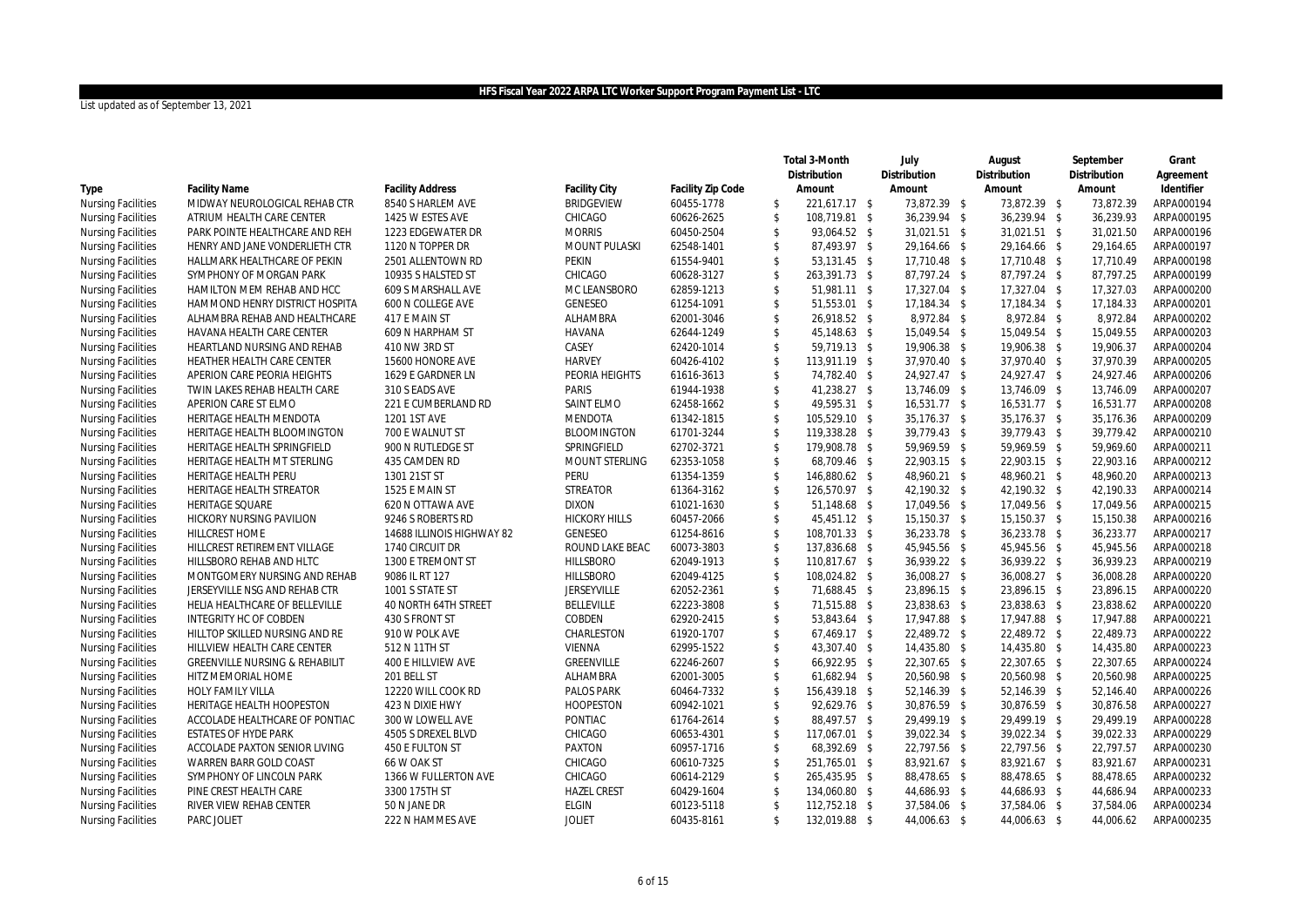# HFS Fiscal Year 2022 ARPA LTC Worker Support Program Payment List - LTC

List updated as of September 13, 2021

| Type | Facility Name | Facility Address | Facility City | Facility Zip Code | Total 3-Month Distribution Amount | July Distribution Amount | August Distribution Amount | September Distribution Amount | Grant Agreement Identifier |
|---|---|---|---|---|---|---|---|---|---|
| Nursing Facilities | MIDWAY NEUROLOGICAL REHAB CTR | 8540 S HARLEM AVE | BRIDGEVIEW | 60455-1778 | $ 221,617.17 | $ 73,872.39 | $ 73,872.39 | $ 73,872.39 | ARPA000194 |
| Nursing Facilities | ATRIUM HEALTH CARE CENTER | 1425 W ESTES AVE | CHICAGO | 60626-2625 | $ 108,719.81 | $ 36,239.94 | $ 36,239.94 | $ 36,239.93 | ARPA000195 |
| Nursing Facilities | PARK POINTE HEALTHCARE AND REH | 1223 EDGEWATER DR | MORRIS | 60450-2504 | $ 93,064.52 | $ 31,021.51 | $ 31,021.51 | $ 31,021.50 | ARPA000196 |
| Nursing Facilities | HENRY AND JANE VONDERLIETH CTR | 1120 N TOPPER DR | MOUNT PULASKI | 62548-1401 | $ 87,493.97 | $ 29,164.66 | $ 29,164.66 | $ 29,164.65 | ARPA000197 |
| Nursing Facilities | HALLMARK HEALTHCARE OF PEKIN | 2501 ALLENTOWN RD | PEKIN | 61554-9401 | $ 53,131.45 | $ 17,710.48 | $ 17,710.48 | $ 17,710.49 | ARPA000198 |
| Nursing Facilities | SYMPHONY OF MORGAN PARK | 10935 S HALSTED ST | CHICAGO | 60628-3127 | $ 263,391.73 | $ 87,797.24 | $ 87,797.24 | $ 87,797.25 | ARPA000199 |
| Nursing Facilities | HAMILTON MEM REHAB AND HCC | 609 S MARSHALL AVE | MC LEANSBORO | 62859-1213 | $ 51,981.11 | $ 17,327.04 | $ 17,327.04 | $ 17,327.03 | ARPA000200 |
| Nursing Facilities | HAMMOND HENRY DISTRICT HOSPITA | 600 N COLLEGE AVE | GENESEO | 61254-1091 | $ 51,553.01 | $ 17,184.34 | $ 17,184.34 | $ 17,184.33 | ARPA000201 |
| Nursing Facilities | ALHAMBRA REHAB AND HEALTHCARE | 417 E MAIN ST | ALHAMBRA | 62001-3046 | $ 26,918.52 | $ 8,972.84 | $ 8,972.84 | $ 8,972.84 | ARPA000202 |
| Nursing Facilities | HAVANA HEALTH CARE CENTER | 609 N HARPHAM ST | HAVANA | 62644-1249 | $ 45,148.63 | $ 15,049.54 | $ 15,049.54 | $ 15,049.55 | ARPA000203 |
| Nursing Facilities | HEARTLAND NURSING AND REHAB | 410 NW 3RD ST | CASEY | 62420-1014 | $ 59,719.13 | $ 19,906.38 | $ 19,906.38 | $ 19,906.37 | ARPA000204 |
| Nursing Facilities | HEATHER HEALTH CARE CENTER | 15600 HONORE AVE | HARVEY | 60426-4102 | $ 113,911.19 | $ 37,970.40 | $ 37,970.40 | $ 37,970.39 | ARPA000205 |
| Nursing Facilities | APERION CARE PEORIA HEIGHTS | 1629 E GARDNER LN | PEORIA HEIGHTS | 61616-3613 | $ 74,782.40 | $ 24,927.47 | $ 24,927.47 | $ 24,927.46 | ARPA000206 |
| Nursing Facilities | TWIN LAKES REHAB HEALTH CARE | 310 S EADS AVE | PARIS | 61944-1938 | $ 41,238.27 | $ 13,746.09 | $ 13,746.09 | $ 13,746.09 | ARPA000207 |
| Nursing Facilities | APERION CARE ST ELMO | 221 E CUMBERLAND RD | SAINT ELMO | 62458-1662 | $ 49,595.31 | $ 16,531.77 | $ 16,531.77 | $ 16,531.77 | ARPA000208 |
| Nursing Facilities | HERITAGE HEALTH MENDOTA | 1201 1ST AVE | MENDOTA | 61342-1815 | $ 105,529.10 | $ 35,176.37 | $ 35,176.37 | $ 35,176.36 | ARPA000209 |
| Nursing Facilities | HERITAGE HEALTH BLOOMINGTON | 700 E WALNUT ST | BLOOMINGTON | 61701-3244 | $ 119,338.28 | $ 39,779.43 | $ 39,779.43 | $ 39,779.42 | ARPA000210 |
| Nursing Facilities | HERITAGE HEALTH SPRINGFIELD | 900 N RUTLEDGE ST | SPRINGFIELD | 62702-3721 | $ 179,908.78 | $ 59,969.59 | $ 59,969.59 | $ 59,969.60 | ARPA000211 |
| Nursing Facilities | HERITAGE HEALTH MT STERLING | 435 CAMDEN RD | MOUNT STERLING | 62353-1058 | $ 68,709.46 | $ 22,903.15 | $ 22,903.15 | $ 22,903.16 | ARPA000212 |
| Nursing Facilities | HERITAGE HEALTH PERU | 1301 21ST ST | PERU | 61354-1359 | $ 146,880.62 | $ 48,960.21 | $ 48,960.21 | $ 48,960.20 | ARPA000213 |
| Nursing Facilities | HERITAGE HEALTH STREATOR | 1525 E MAIN ST | STREATOR | 61364-3162 | $ 126,570.97 | $ 42,190.32 | $ 42,190.32 | $ 42,190.33 | ARPA000214 |
| Nursing Facilities | HERITAGE SQUARE | 620 N OTTAWA AVE | DIXON | 61021-1630 | $ 51,148.68 | $ 17,049.56 | $ 17,049.56 | $ 17,049.56 | ARPA000215 |
| Nursing Facilities | HICKORY NURSING PAVILION | 9246 S ROBERTS RD | HICKORY HILLS | 60457-2066 | $ 45,451.12 | $ 15,150.37 | $ 15,150.37 | $ 15,150.38 | ARPA000216 |
| Nursing Facilities | HILLCREST HOME | 14688 ILLINOIS HIGHWAY 82 | GENESEO | 61254-8616 | $ 108,701.33 | $ 36,233.78 | $ 36,233.78 | $ 36,233.77 | ARPA000217 |
| Nursing Facilities | HILLCREST RETIREMENT VILLAGE | 1740 CIRCUIT DR | ROUND LAKE BEAC | 60073-3803 | $ 137,836.68 | $ 45,945.56 | $ 45,945.56 | $ 45,945.56 | ARPA000218 |
| Nursing Facilities | HILLSBORO REHAB AND HLTC | 1300 E TREMONT ST | HILLSBORO | 62049-1913 | $ 110,817.67 | $ 36,939.22 | $ 36,939.22 | $ 36,939.23 | ARPA000219 |
| Nursing Facilities | MONTGOMERY NURSING AND REHAB | 9086 IL RT 127 | HILLSBORO | 62049-4125 | $ 108,024.82 | $ 36,008.27 | $ 36,008.27 | $ 36,008.28 | ARPA000220 |
| Nursing Facilities | JERSEYVILLE NSG AND REHAB CTR | 1001 S STATE ST | JERSEYVILLE | 62052-2361 | $ 71,688.45 | $ 23,896.15 | $ 23,896.15 | $ 23,896.15 | ARPA000220 |
| Nursing Facilities | HELIA HEALTHCARE OF BELLEVILLE | 40 NORTH 64TH STREET | BELLEVILLE | 62223-3808 | $ 71,515.88 | $ 23,838.63 | $ 23,838.63 | $ 23,838.62 | ARPA000220 |
| Nursing Facilities | INTEGRITY HC OF COBDEN | 430 S FRONT ST | COBDEN | 62920-2415 | $ 53,843.64 | $ 17,947.88 | $ 17,947.88 | $ 17,947.88 | ARPA000221 |
| Nursing Facilities | HILLTOP SKILLED NURSING AND RE | 910 W POLK AVE | CHARLESTON | 61920-1707 | $ 67,469.17 | $ 22,489.72 | $ 22,489.72 | $ 22,489.73 | ARPA000222 |
| Nursing Facilities | HILLVIEW HEALTH CARE CENTER | 512 N 11TH ST | VIENNA | 62995-1522 | $ 43,307.40 | $ 14,435.80 | $ 14,435.80 | $ 14,435.80 | ARPA000223 |
| Nursing Facilities | GREENVILLE NURSING & REHABILIT | 400 E HILLVIEW AVE | GREENVILLE | 62246-2607 | $ 66,922.95 | $ 22,307.65 | $ 22,307.65 | $ 22,307.65 | ARPA000224 |
| Nursing Facilities | HITZ MEMORIAL HOME | 201 BELL ST | ALHAMBRA | 62001-3005 | $ 61,682.94 | $ 20,560.98 | $ 20,560.98 | $ 20,560.98 | ARPA000225 |
| Nursing Facilities | HOLY FAMILY VILLA | 12220 WILL COOK RD | PALOS PARK | 60464-7332 | $ 156,439.18 | $ 52,146.39 | $ 52,146.39 | $ 52,146.40 | ARPA000226 |
| Nursing Facilities | HERITAGE HEALTH HOOPESTON | 423 N DIXIE HWY | HOOPESTON | 60942-1021 | $ 92,629.76 | $ 30,876.59 | $ 30,876.59 | $ 30,876.58 | ARPA000227 |
| Nursing Facilities | ACCOLADE HEALTHCARE OF PONTIAC | 300 W LOWELL AVE | PONTIAC | 61764-2614 | $ 88,497.57 | $ 29,499.19 | $ 29,499.19 | $ 29,499.19 | ARPA000228 |
| Nursing Facilities | ESTATES OF HYDE PARK | 4505 S DREXEL BLVD | CHICAGO | 60653-4301 | $ 117,067.01 | $ 39,022.34 | $ 39,022.34 | $ 39,022.33 | ARPA000229 |
| Nursing Facilities | ACCOLADE PAXTON SENIOR LIVING | 450 E FULTON ST | PAXTON | 60957-1716 | $ 68,392.69 | $ 22,797.56 | $ 22,797.56 | $ 22,797.57 | ARPA000230 |
| Nursing Facilities | WARREN BARR GOLD COAST | 66 W OAK ST | CHICAGO | 60610-7325 | $ 251,765.01 | $ 83,921.67 | $ 83,921.67 | $ 83,921.67 | ARPA000231 |
| Nursing Facilities | SYMPHONY OF LINCOLN PARK | 1366 W FULLERTON AVE | CHICAGO | 60614-2129 | $ 265,435.95 | $ 88,478.65 | $ 88,478.65 | $ 88,478.65 | ARPA000232 |
| Nursing Facilities | PINE CREST HEALTH CARE | 3300 175TH ST | HAZEL CREST | 60429-1604 | $ 134,060.80 | $ 44,686.93 | $ 44,686.93 | $ 44,686.94 | ARPA000233 |
| Nursing Facilities | RIVER VIEW REHAB CENTER | 50 N JANE DR | ELGIN | 60123-5118 | $ 112,752.18 | $ 37,584.06 | $ 37,584.06 | $ 37,584.06 | ARPA000234 |
| Nursing Facilities | PARC JOLIET | 222 N HAMMES AVE | JOLIET | 60435-8161 | $ 132,019.88 | $ 44,006.63 | $ 44,006.63 | $ 44,006.62 | ARPA000235 |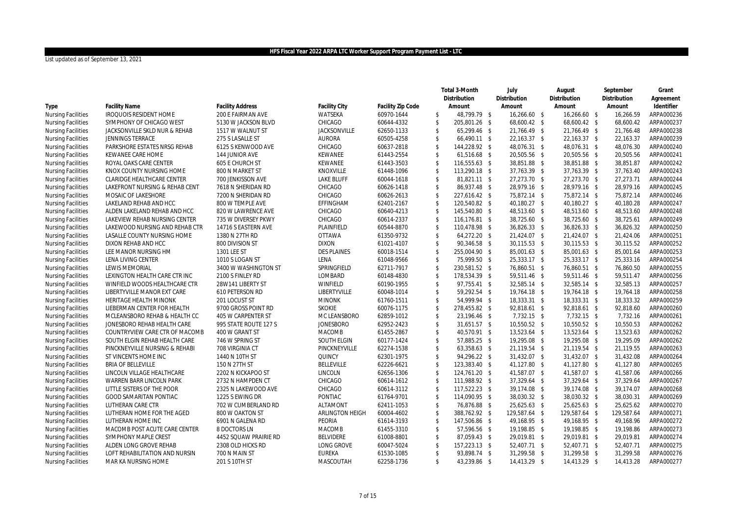**HFS Fiscal Year 2022 ARPA LTC Worker Support Program Payment List - LTC**

List updated as of September 13, 2021

| Type | Facility Name | Facility Address | Facility City | Facility Zip Code | Total 3-Month Distribution Amount | July Distribution Amount | August Distribution Amount | September Distribution Amount | Grant Agreement Identifier |
|---|---|---|---|---|---|---|---|---|---|
| Nursing Facilities | IROQUOIS RESIDENT HOME | 200 E FAIRMAN AVE | WATSEKA | 60970-1644 | $ 48,799.79 | $ 16,266.60 | $ 16,266.60 | $ 16,266.59 | ARPA000236 |
| Nursing Facilities | SYMPHONY OF CHICAGO WEST | 5130 W JACKSON BLVD | CHICAGO | 60644-4332 | $ 205,801.26 | $ 68,600.42 | $ 68,600.42 | $ 68,600.42 | ARPA000237 |
| Nursing Facilities | JACKSONVILLE SKLD NUR & REHAB | 1517 W WALNUT ST | JACKSONVILLE | 62650-1133 | $ 65,299.46 | $ 21,766.49 | $ 21,766.49 | $ 21,766.48 | ARPA000238 |
| Nursing Facilities | JENNINGS TERRACE | 275 S LASALLE ST | AURORA | 60505-4258 | $ 66,490.11 | $ 22,163.37 | $ 22,163.37 | $ 22,163.37 | ARPA000239 |
| Nursing Facilities | PARKSHORE ESTATES NRSG REHAB | 6125 S KENWOOD AVE | CHICAGO | 60637-2818 | $ 144,228.92 | $ 48,076.31 | $ 48,076.31 | $ 48,076.30 | ARPA000240 |
| Nursing Facilities | KEWANEE CARE HOME | 144 JUNIOR AVE | KEWANEE | 61443-2554 | $ 61,516.68 | $ 20,505.56 | $ 20,505.56 | $ 20,505.56 | ARPA000241 |
| Nursing Facilities | ROYAL OAKS CARE CENTER | 605 E CHURCH ST | KEWANEE | 61443-3503 | $ 116,555.63 | $ 38,851.88 | $ 38,851.88 | $ 38,851.87 | ARPA000242 |
| Nursing Facilities | KNOX COUNTY NURSING HOME | 800 N MARKET ST | KNOXVILLE | 61448-1096 | $ 113,290.18 | $ 37,763.39 | $ 37,763.39 | $ 37,763.40 | ARPA000243 |
| Nursing Facilities | CLARIDGE HEALTHCARE CENTER | 700 JENKISSON AVE | LAKE BLUFF | 60044-1618 | $ 81,821.11 | $ 27,273.70 | $ 27,273.70 | $ 27,273.71 | ARPA000244 |
| Nursing Facilities | LAKEFRONT NURSING & REHAB CENT | 7618 N SHERIDAN RD | CHICAGO | 60626-1418 | $ 86,937.48 | $ 28,979.16 | $ 28,979.16 | $ 28,979.16 | ARPA000245 |
| Nursing Facilities | MOSAIC OF LAKESHORE | 7200 N SHERIDAN RD | CHICAGO | 60626-2613 | $ 227,616.42 | $ 75,872.14 | $ 75,872.14 | $ 75,872.14 | ARPA000246 |
| Nursing Facilities | LAKELAND REHAB AND HCC | 800 W TEMPLE AVE | EFFINGHAM | 62401-2167 | $ 120,540.82 | $ 40,180.27 | $ 40,180.27 | $ 40,180.28 | ARPA000247 |
| Nursing Facilities | ALDEN LAKELAND REHAB AND HCC | 820 W LAWRENCE AVE | CHICAGO | 60640-4213 | $ 145,540.80 | $ 48,513.60 | $ 48,513.60 | $ 48,513.60 | ARPA000248 |
| Nursing Facilities | LAKEVIEW REHAB NURSING CENTER | 735 W DIVERSEY PKWY | CHICAGO | 60614-2337 | $ 116,176.81 | $ 38,725.60 | $ 38,725.60 | $ 38,725.61 | ARPA000249 |
| Nursing Facilities | LAKEWOOD NURSING AND REHAB CTR | 14716 S EASTERN AVE | PLAINFIELD | 60544-8870 | $ 110,478.98 | $ 36,826.33 | $ 36,826.33 | $ 36,826.32 | ARPA000250 |
| Nursing Facilities | LASALLE COUNTY NURSING HOME | 1380 N 27TH RD | OTTAWA | 61350-9732 | $ 64,272.20 | $ 21,424.07 | $ 21,424.07 | $ 21,424.06 | ARPA000251 |
| Nursing Facilities | DIXON REHAB AND HCC | 800 DIVISION ST | DIXON | 61021-4107 | $ 90,346.58 | $ 30,115.53 | $ 30,115.53 | $ 30,115.52 | ARPA000252 |
| Nursing Facilities | LEE MANOR NURSING HM | 1301 LEE ST | DES PLAINES | 60018-1514 | $ 255,004.90 | $ 85,001.63 | $ 85,001.63 | $ 85,001.64 | ARPA000253 |
| Nursing Facilities | LENA LIVING CENTER | 1010 S LOGAN ST | LENA | 61048-9566 | $ 75,999.50 | $ 25,333.17 | $ 25,333.17 | $ 25,333.16 | ARPA000254 |
| Nursing Facilities | LEWIS MEMORIAL | 3400 W WASHINGTON ST | SPRINGFIELD | 62711-7917 | $ 230,581.52 | $ 76,860.51 | $ 76,860.51 | $ 76,860.50 | ARPA000255 |
| Nursing Facilities | LEXINGTON HEALTH CARE CTR INC | 2100 S FINLEY RD | LOMBARD | 60148-4830 | $ 178,534.39 | $ 59,511.46 | $ 59,511.46 | $ 59,511.47 | ARPA000256 |
| Nursing Facilities | WINFIELD WOODS HEALTHCARE CTR | 28W141 LIBERTY ST | WINFIELD | 60190-1955 | $ 97,755.41 | $ 32,585.14 | $ 32,585.14 | $ 32,585.13 | ARPA000257 |
| Nursing Facilities | LIBERTYVILLE MANOR EXT CARE | 610 PETERSON RD | LIBERTYVILLE | 60048-1014 | $ 59,292.54 | $ 19,764.18 | $ 19,764.18 | $ 19,764.18 | ARPA000258 |
| Nursing Facilities | HERITAGE HEALTH MINONK | 201 LOCUST ST | MINONK | 61760-1511 | $ 54,999.94 | $ 18,333.31 | $ 18,333.31 | $ 18,333.32 | ARPA000259 |
| Nursing Facilities | LIEBERMAN CENTER FOR HEALTH | 9700 GROSS POINT RD | SKOKIE | 60076-1175 | $ 278,455.82 | $ 92,818.61 | $ 92,818.61 | $ 92,818.60 | ARPA000260 |
| Nursing Facilities | MCLEANSBORO REHAB & HEALTH CC | 405 W CARPENTER ST | MC LEANSBORO | 62859-1012 | $ 23,196.46 | $ 7,732.15 | $ 7,732.15 | $ 7,732.16 | ARPA000261 |
| Nursing Facilities | JONESBORO REHAB HEALTH CARE | 995 STATE ROUTE 127 S | JONESBORO | 62952-2423 | $ 31,651.57 | $ 10,550.52 | $ 10,550.52 | $ 10,550.53 | ARPA000262 |
| Nursing Facilities | COUNTRYVIEW CARE CTR OF MACOMB | 400 W GRANT ST | MACOMB | 61455-2867 | $ 40,570.91 | $ 13,523.64 | $ 13,523.64 | $ 13,523.63 | ARPA000262 |
| Nursing Facilities | SOUTH ELGIN REHAB HEALTH CARE | 746 W SPRING ST | SOUTH ELGIN | 60177-1424 | $ 57,885.25 | $ 19,295.08 | $ 19,295.08 | $ 19,295.09 | ARPA000262 |
| Nursing Facilities | PINCKNEYVILLE NURSING & REHABI | 708 VIRGINIA CT | PINCKNEYVILLE | 62274-1538 | $ 63,358.63 | $ 21,119.54 | $ 21,119.54 | $ 21,119.55 | ARPA000263 |
| Nursing Facilities | ST VINCENTS HOME INC | 1440 N 10TH ST | QUINCY | 62301-1975 | $ 94,296.22 | $ 31,432.07 | $ 31,432.07 | $ 31,432.08 | ARPA000264 |
| Nursing Facilities | BRIA OF BELLEVILLE | 150 N 27TH ST | BELLEVILLE | 62226-6621 | $ 123,383.40 | $ 41,127.80 | $ 41,127.80 | $ 41,127.80 | ARPA000265 |
| Nursing Facilities | LINCOLN VILLAGE HEALTHCARE | 2202 N KICKAPOO ST | LINCOLN | 62656-1306 | $ 124,761.20 | $ 41,587.07 | $ 41,587.07 | $ 41,587.06 | ARPA000266 |
| Nursing Facilities | WARREN BARR LINCOLN PARK | 2732 N HAMPDEN CT | CHICAGO | 60614-1612 | $ 111,988.92 | $ 37,329.64 | $ 37,329.64 | $ 37,329.64 | ARPA000267 |
| Nursing Facilities | LITTLE SISTERS OF THE POOR | 2325 N LAKEWOOD AVE | CHICAGO | 60614-3112 | $ 117,522.23 | $ 39,174.08 | $ 39,174.08 | $ 39,174.07 | ARPA000268 |
| Nursing Facilities | GOOD SAMARITAN PONTIAC | 1225 S EWING DR | PONTIAC | 61764-9701 | $ 114,090.95 | $ 38,030.32 | $ 38,030.32 | $ 38,030.31 | ARPA000269 |
| Nursing Facilities | LUTHERAN CARE CTR | 702 W CUMBERLAND RD | ALTAMONT | 62411-1053 | $ 76,876.88 | $ 25,625.63 | $ 25,625.63 | $ 25,625.62 | ARPA000270 |
| Nursing Facilities | LUTHERAN HOME FOR THE AGED | 800 W OAKTON ST | ARLINGTON HEIGH | 60004-4602 | $ 388,762.92 | $ 129,587.64 | $ 129,587.64 | $ 129,587.64 | ARPA000271 |
| Nursing Facilities | LUTHERAN HOME INC | 6901 N GALENA RD | PEORIA | 61614-3193 | $ 147,506.86 | $ 49,168.95 | $ 49,168.95 | $ 49,168.96 | ARPA000272 |
| Nursing Facilities | MACOMB POST ACUTE CARE CENTER | 8 DOCTORS LN | MACOMB | 61455-3310 | $ 57,596.56 | $ 19,198.85 | $ 19,198.85 | $ 19,198.86 | ARPA000273 |
| Nursing Facilities | SYMPHONY MAPLE CREST | 4452 SQUAW PRAIRIE RD | BELVIDERE | 61008-8801 | $ 87,059.43 | $ 29,019.81 | $ 29,019.81 | $ 29,019.81 | ARPA000274 |
| Nursing Facilities | ALDEN LONG GROVE REHAB | 2308 OLD HICKS RD | LONG GROVE | 60047-5024 | $ 157,223.13 | $ 52,407.71 | $ 52,407.71 | $ 52,407.71 | ARPA000275 |
| Nursing Facilities | LOFT REHABILITATION AND NURSIN | 700 N MAIN ST | EUREKA | 61530-1085 | $ 93,898.74 | $ 31,299.58 | $ 31,299.58 | $ 31,299.58 | ARPA000276 |
| Nursing Facilities | MAR KA NURSING HOME | 201 S 10TH ST | MASCOUTAH | 62258-1736 | $ 43,239.86 | $ 14,413.29 | $ 14,413.29 | $ 14,413.28 | ARPA000277 |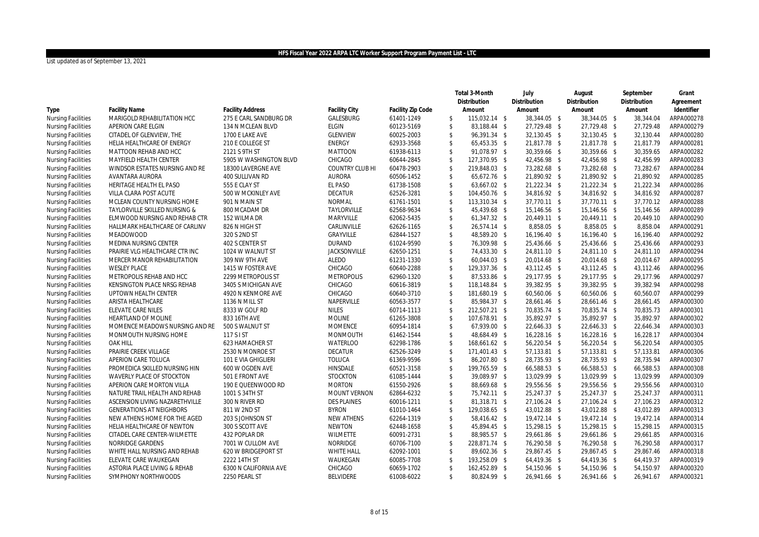# HFS Fiscal Year 2022 ARPA LTC Worker Support Program Payment List - LTC

List updated as of September 13, 2021

| Type | Facility Name | Facility Address | Facility City | Facility Zip Code | Total 3-Month Distribution Amount | July Distribution Amount | August Distribution Amount | September Distribution Amount | Grant Agreement Identifier |
|---|---|---|---|---|---|---|---|---|---|
| Nursing Facilities | MARIGOLD REHABILITATION HCC | 275 E CARL SANDBURG DR | GALESBURG | 61401-1249 | $ 115,032.14 | $ 38,344.05 | $ 38,344.05 | $ 38,344.04 | ARPA000278 |
| Nursing Facilities | APERION CARE ELGIN | 134 N MCLEAN BLVD | ELGIN | 60123-5169 | $ 83,188.44 | $ 27,729.48 | $ 27,729.48 | $ 27,729.48 | ARPA000279 |
| Nursing Facilities | CITADEL OF GLENVIEW, THE | 1700 E LAKE AVE | GLENVIEW | 60025-2003 | $ 96,391.34 | $ 32,130.45 | $ 32,130.45 | $ 32,130.44 | ARPA000280 |
| Nursing Facilities | HELIA HEALTHCARE OF ENERGY | 210 E COLLEGE ST | ENERGY | 62933-3568 | $ 65,453.35 | $ 21,817.78 | $ 21,817.78 | $ 21,817.79 | ARPA000281 |
| Nursing Facilities | MATTOON REHAB AND HCC | 2121 S 9TH ST | MATTOON | 61938-6113 | $ 91,078.97 | $ 30,359.66 | $ 30,359.66 | $ 30,359.65 | ARPA000282 |
| Nursing Facilities | MAYFIELD HEALTH CENTER | 5905 W WASHINGTON BLVD | CHICAGO | 60644-2845 | $ 127,370.95 | $ 42,456.98 | $ 42,456.98 | $ 42,456.99 | ARPA000283 |
| Nursing Facilities | WINDSOR ESTATES NURSING AND RE | 18300 LAVERGNE AVE | COUNTRY CLUB HI | 60478-2903 | $ 219,848.03 | $ 73,282.68 | $ 73,282.68 | $ 73,282.67 | ARPA000284 |
| Nursing Facilities | AVANTARA AURORA | 400 SULLIVAN RD | AURORA | 60506-1452 | $ 65,672.76 | $ 21,890.92 | $ 21,890.92 | $ 21,890.92 | ARPA000285 |
| Nursing Facilities | HERITAGE HEALTH EL PASO | 555 E CLAY ST | EL PASO | 61738-1508 | $ 63,667.02 | $ 21,222.34 | $ 21,222.34 | $ 21,222.34 | ARPA000286 |
| Nursing Facilities | VILLA CLARA POST ACUTE | 500 W MCKINLEY AVE | DECATUR | 62526-3281 | $ 104,450.76 | $ 34,816.92 | $ 34,816.92 | $ 34,816.92 | ARPA000287 |
| Nursing Facilities | MCLEAN COUNTY NURSING HOME | 901 N MAIN ST | NORMAL | 61761-1501 | $ 113,310.34 | $ 37,770.11 | $ 37,770.11 | $ 37,770.12 | ARPA000288 |
| Nursing Facilities | TAYLORVILLE SKILLED NURSING & | 800 MCADAM DR | TAYLORVILLE | 62568-9634 | $ 45,439.68 | $ 15,146.56 | $ 15,146.56 | $ 15,146.56 | ARPA000289 |
| Nursing Facilities | ELMWOOD NURSING AND REHAB CTR | 152 WILMA DR | MARYVILLE | 62062-5435 | $ 61,347.32 | $ 20,449.11 | $ 20,449.11 | $ 20,449.10 | ARPA000290 |
| Nursing Facilities | HALLMARK HEALTHCARE OF CARLINV | 826 N HIGH ST | CARLINVILLE | 62626-1165 | $ 26,574.14 | $ 8,858.05 | $ 8,858.05 | $ 8,858.04 | ARPA000291 |
| Nursing Facilities | MEADOWOOD | 320 S 2ND ST | GRAYVILLE | 62844-1527 | $ 48,589.20 | $ 16,196.40 | $ 16,196.40 | $ 16,196.40 | ARPA000292 |
| Nursing Facilities | MEDINA NURSING CENTER | 402 S CENTER ST | DURAND | 61024-9590 | $ 76,309.98 | $ 25,436.66 | $ 25,436.66 | $ 25,436.66 | ARPA000293 |
| Nursing Facilities | PRAIRIE VLG HEALTHCARE CTR INC | 1024 W WALNUT ST | JACKSONVILLE | 62650-1251 | $ 74,433.30 | $ 24,811.10 | $ 24,811.10 | $ 24,811.10 | ARPA000294 |
| Nursing Facilities | MERCER MANOR REHABILITATION | 309 NW 9TH AVE | ALEDO | 61231-1330 | $ 60,044.03 | $ 20,014.68 | $ 20,014.68 | $ 20,014.67 | ARPA000295 |
| Nursing Facilities | WESLEY PLACE | 1415 W FOSTER AVE | CHICAGO | 60640-2288 | $ 129,337.36 | $ 43,112.45 | $ 43,112.45 | $ 43,112.46 | ARPA000296 |
| Nursing Facilities | METROPOLIS REHAB AND HCC | 2299 METROPOLIS ST | METROPOLIS | 62960-1320 | $ 87,533.86 | $ 29,177.95 | $ 29,177.95 | $ 29,177.96 | ARPA000297 |
| Nursing Facilities | KENSINGTON PLACE NRSG REHAB | 3405 S MICHIGAN AVE | CHICAGO | 60616-3819 | $ 118,148.84 | $ 39,382.95 | $ 39,382.95 | $ 39,382.94 | ARPA000298 |
| Nursing Facilities | UPTOWN HEALTH CENTER | 4920 N KENMORE AVE | CHICAGO | 60640-3710 | $ 181,680.19 | $ 60,560.06 | $ 60,560.06 | $ 60,560.07 | ARPA000299 |
| Nursing Facilities | ARISTA HEALTHCARE | 1136 N MILL ST | NAPERVILLE | 60563-3577 | $ 85,984.37 | $ 28,661.46 | $ 28,661.46 | $ 28,661.45 | ARPA000300 |
| Nursing Facilities | ELEVATE CARE NILES | 8333 W GOLF RD | NILES | 60714-1113 | $ 212,507.21 | $ 70,835.74 | $ 70,835.74 | $ 70,835.73 | ARPA000301 |
| Nursing Facilities | HEARTLAND OF MOLINE | 833 16TH AVE | MOLINE | 61265-3808 | $ 107,678.91 | $ 35,892.97 | $ 35,892.97 | $ 35,892.97 | ARPA000302 |
| Nursing Facilities | MOMENCE MEADOWS NURSING AND RE | 500 S WALNUT ST | MOMENCE | 60954-1814 | $ 67,939.00 | $ 22,646.33 | $ 22,646.33 | $ 22,646.34 | ARPA000303 |
| Nursing Facilities | MONMOUTH NURSING HOME | 117 S I ST | MONMOUTH | 61462-1544 | $ 48,684.49 | $ 16,228.16 | $ 16,228.16 | $ 16,228.17 | ARPA000304 |
| Nursing Facilities | OAK HILL | 623 HAMACHER ST | WATERLOO | 62298-1786 | $ 168,661.62 | $ 56,220.54 | $ 56,220.54 | $ 56,220.54 | ARPA000305 |
| Nursing Facilities | PRAIRIE CREEK VILLAGE | 2530 N MONROE ST | DECATUR | 62526-3249 | $ 171,401.43 | $ 57,133.81 | $ 57,133.81 | $ 57,133.81 | ARPA000306 |
| Nursing Facilities | APERION CARE TOLUCA | 101 E VIA GHIGLIERI | TOLUCA | 61369-9596 | $ 86,207.80 | $ 28,735.93 | $ 28,735.93 | $ 28,735.94 | ARPA000307 |
| Nursing Facilities | PROMEDICA SKILLED NURSING HIN | 600 W OGDEN AVE | HINSDALE | 60521-3158 | $ 199,765.59 | $ 66,588.53 | $ 66,588.53 | $ 66,588.53 | ARPA000308 |
| Nursing Facilities | WAVERLY PLACE OF STOCKTON | 501 E FRONT AVE | STOCKTON | 61085-1444 | $ 39,089.97 | $ 13,029.99 | $ 13,029.99 | $ 13,029.99 | ARPA000309 |
| Nursing Facilities | APERION CARE MORTON VILLA | 190 E QUEENWOOD RD | MORTON | 61550-2926 | $ 88,669.68 | $ 29,556.56 | $ 29,556.56 | $ 29,556.56 | ARPA000310 |
| Nursing Facilities | NATURE TRAIL HEALTH AND REHAB | 1001 S 34TH ST | MOUNT VERNON | 62864-6232 | $ 75,742.11 | $ 25,247.37 | $ 25,247.37 | $ 25,247.37 | ARPA000311 |
| Nursing Facilities | ASCENSION LIVING NAZARETHVILLE | 300 N RIVER RD | DES PLAINES | 60016-1211 | $ 81,318.71 | $ 27,106.24 | $ 27,106.24 | $ 27,106.23 | ARPA000312 |
| Nursing Facilities | GENERATIONS AT NEIGHBORS | 811 W 2ND ST | BYRON | 61010-1464 | $ 129,038.65 | $ 43,012.88 | $ 43,012.88 | $ 43,012.89 | ARPA000313 |
| Nursing Facilities | NEW ATHENS HOME FOR THE AGED | 203 S JOHNSON ST | NEW ATHENS | 62264-1319 | $ 58,416.42 | $ 19,472.14 | $ 19,472.14 | $ 19,472.14 | ARPA000314 |
| Nursing Facilities | HELIA HEALTHCARE OF NEWTON | 300 S SCOTT AVE | NEWTON | 62448-1658 | $ 45,894.45 | $ 15,298.15 | $ 15,298.15 | $ 15,298.15 | ARPA000315 |
| Nursing Facilities | CITADEL CARE CENTER-WILMETTE | 432 POPLAR DR | WILMETTE | 60091-2731 | $ 88,985.57 | $ 29,661.86 | $ 29,661.86 | $ 29,661.85 | ARPA000316 |
| Nursing Facilities | NORRIDGE GARDENS | 7001 W CULLOM AVE | NORRIDGE | 60706-7100 | $ 228,871.74 | $ 76,290.58 | $ 76,290.58 | $ 76,290.58 | ARPA000317 |
| Nursing Facilities | WHITE HALL NURSING AND REHAB | 620 W BRIDGEPORT ST | WHITE HALL | 62092-1001 | $ 89,602.36 | $ 29,867.45 | $ 29,867.45 | $ 29,867.46 | ARPA000318 |
| Nursing Facilities | ELEVATE CARE WAUKEGAN | 2222 14TH ST | WAUKEGAN | 60085-7708 | $ 193,258.09 | $ 64,419.36 | $ 64,419.36 | $ 64,419.37 | ARPA000319 |
| Nursing Facilities | ASTORIA PLACE LIVING & REHAB | 6300 N CALIFORNIA AVE | CHICAGO | 60659-1702 | $ 162,452.89 | $ 54,150.96 | $ 54,150.96 | $ 54,150.97 | ARPA000320 |
| Nursing Facilities | SYMPHONY NORTHWOODS | 2250 PEARL ST | BELVIDERE | 61008-6022 | $ 80,824.99 | $ 26,941.66 | $ 26,941.66 | $ 26,941.67 | ARPA000321 |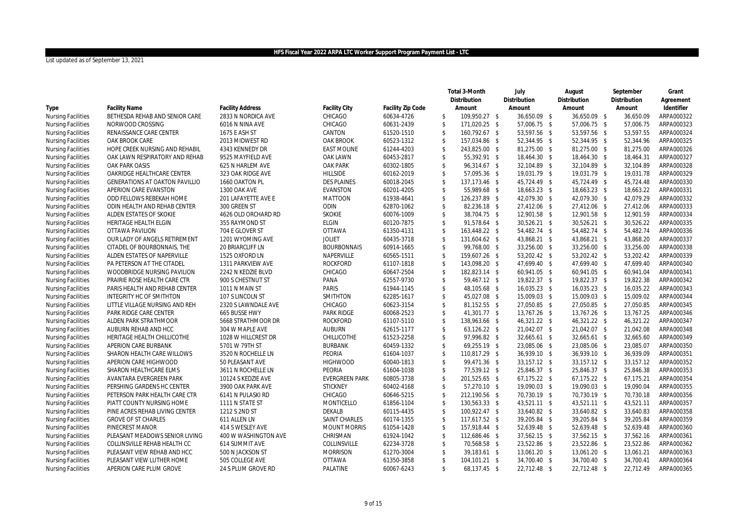## HFS Fiscal Year 2022 ARPA LTC Worker Support Program Payment List - LTC

List updated as of September 13, 2021

| Type | Facility Name | Facility Address | Facility City | Facility Zip Code | Total 3-Month Distribution Amount | July Distribution Amount | August Distribution Amount | September Distribution Amount | Grant Agreement Identifier |
|---|---|---|---|---|---|---|---|---|---|
| Nursing Facilities | BETHESDA REHAB AND SENIOR CARE | 2833 N NORDICA AVE | CHICAGO | 60634-4726 | $ 109,950.27 | $ 36,650.09 | $ 36,650.09 | $ 36,650.09 | ARPA000322 |
| Nursing Facilities | NORWOOD CROSSING | 6016 N NINA AVE | CHICAGO | 60631-2439 | $ 171,020.25 | $ 57,006.75 | $ 57,006.75 | $ 57,006.75 | ARPA000323 |
| Nursing Facilities | RENAISSANCE CARE CENTER | 1675 E ASH ST | CANTON | 61520-1510 | $ 160,792.67 | $ 53,597.56 | $ 53,597.56 | $ 53,597.55 | ARPA000324 |
| Nursing Facilities | OAK BROOK CARE | 2013 MIDWEST RD | OAK BROOK | 60523-1312 | $ 157,034.86 | $ 52,344.95 | $ 52,344.95 | $ 52,344.96 | ARPA000325 |
| Nursing Facilities | HOPE CREEK NURSING AND REHABIL | 4343 KENNEDY DR | EAST MOLINE | 61244-4203 | $ 243,825.00 | $ 81,275.00 | $ 81,275.00 | $ 81,275.00 | ARPA000326 |
| Nursing Facilities | OAK LAWN RESPIRATORY AND REHAB | 9525 MAYFIELD AVE | OAK LAWN | 60453-2817 | $ 55,392.91 | $ 18,464.30 | $ 18,464.30 | $ 18,464.31 | ARPA000327 |
| Nursing Facilities | OAK PARK OASIS | 625 N HARLEM AVE | OAK PARK | 60302-1805 | $ 96,314.67 | $ 32,104.89 | $ 32,104.89 | $ 32,104.89 | ARPA000328 |
| Nursing Facilities | OAKRIDGE HEALTHCARE CENTER | 323 OAK RIDGE AVE | HILLSIDE | 60162-2019 | $ 57,095.36 | $ 19,031.79 | $ 19,031.79 | $ 19,031.78 | ARPA000329 |
| Nursing Facilities | GENERATIONS AT OAKTON PAVILLIO | 1660 OAKTON PL | DES PLAINES | 60018-2045 | $ 137,173.46 | $ 45,724.49 | $ 45,724.49 | $ 45,724.48 | ARPA000330 |
| Nursing Facilities | APERION CARE EVANSTON | 1300 OAK AVE | EVANSTON | 60201-4205 | $ 55,989.68 | $ 18,663.23 | $ 18,663.23 | $ 18,663.22 | ARPA000331 |
| Nursing Facilities | ODD FELLOWS REBEKAH HOME | 201 LAFAYETTE AVE E | MATTOON | 61938-4641 | $ 126,237.89 | $ 42,079.30 | $ 42,079.30 | $ 42,079.29 | ARPA000332 |
| Nursing Facilities | ODIN HEALTH AND REHAB CENTER | 300 GREEN ST | ODIN | 62870-1062 | $ 82,236.18 | $ 27,412.06 | $ 27,412.06 | $ 27,412.06 | ARPA000333 |
| Nursing Facilities | ALDEN ESTATES OF SKOKIE | 4626 OLD ORCHARD RD | SKOKIE | 60076-1009 | $ 38,704.75 | $ 12,901.58 | $ 12,901.58 | $ 12,901.59 | ARPA000334 |
| Nursing Facilities | HERITAGE HEALTH ELGIN | 355 RAYMOND ST | ELGIN | 60120-7875 | $ 91,578.64 | $ 30,526.21 | $ 30,526.21 | $ 30,526.22 | ARPA000335 |
| Nursing Facilities | OTTAWA PAVILION | 704 E GLOVER ST | OTTAWA | 61350-4131 | $ 163,448.22 | $ 54,482.74 | $ 54,482.74 | $ 54,482.74 | ARPA000336 |
| Nursing Facilities | OUR LADY OF ANGELS RETIREMENT | 1201 WYOMING AVE | JOLIET | 60435-3718 | $ 131,604.62 | $ 43,868.21 | $ 43,868.21 | $ 43,868.20 | ARPA000337 |
| Nursing Facilities | CITADEL OF BOURBONNAIS, THE | 20 BRIARCLIFF LN | BOURBONNAIS | 60914-1665 | $ 99,768.00 | $ 33,256.00 | $ 33,256.00 | $ 33,256.00 | ARPA000338 |
| Nursing Facilities | ALDEN ESTATES OF NAPERVILLE | 1525 OXFORD LN | NAPERVILLE | 60565-1511 | $ 159,607.26 | $ 53,202.42 | $ 53,202.42 | $ 53,202.42 | ARPA000339 |
| Nursing Facilities | PA PETERSON AT THE CITADEL | 1311 PARKVIEW AVE | ROCKFORD | 61107-1818 | $ 143,098.20 | $ 47,699.40 | $ 47,699.40 | $ 47,699.40 | ARPA000340 |
| Nursing Facilities | WOODBRIDGE NURSING PAVILION | 2242 N KEDZIE BLVD | CHICAGO | 60647-2504 | $ 182,823.14 | $ 60,941.05 | $ 60,941.05 | $ 60,941.04 | ARPA000341 |
| Nursing Facilities | PRAIRIE ROSE HEALTH CARE CTR | 900 S CHESTNUT ST | PANA | 62557-9730 | $ 59,467.12 | $ 19,822.37 | $ 19,822.37 | $ 19,822.38 | ARPA000342 |
| Nursing Facilities | PARIS HEALTH AND REHAB CENTER | 1011 N MAIN ST | PARIS | 61944-1145 | $ 48,105.68 | $ 16,035.23 | $ 16,035.23 | $ 16,035.22 | ARPA000343 |
| Nursing Facilities | INTEGRITY HC OF SMITHTON | 107 S LINCOLN ST | SMITHTON | 62285-1617 | $ 45,027.08 | $ 15,009.03 | $ 15,009.03 | $ 15,009.02 | ARPA000344 |
| Nursing Facilities | LITTLE VILLAGE NURSING AND REH | 2320 S LAWNDALE AVE | CHICAGO | 60623-3154 | $ 81,152.55 | $ 27,050.85 | $ 27,050.85 | $ 27,050.85 | ARPA000345 |
| Nursing Facilities | PARK RIDGE CARE CENTER | 665 BUSSE HWY | PARK RIDGE | 60068-2523 | $ 41,301.77 | $ 13,767.26 | $ 13,767.26 | $ 13,767.25 | ARPA000346 |
| Nursing Facilities | ALDEN PARK STRATHMOOR | 5668 STRATHMOOR DR | ROCKFORD | 61107-5110 | $ 138,963.66 | $ 46,321.22 | $ 46,321.22 | $ 46,321.22 | ARPA000347 |
| Nursing Facilities | AUBURN REHAB AND HCC | 304 W MAPLE AVE | AUBURN | 62615-1177 | $ 63,126.22 | $ 21,042.07 | $ 21,042.07 | $ 21,042.08 | ARPA000348 |
| Nursing Facilities | HERITAGE HEALTH CHILLICOTHE | 1028 W HILLCREST DR | CHILLICOTHE | 61523-2258 | $ 97,996.82 | $ 32,665.61 | $ 32,665.61 | $ 32,665.60 | ARPA000349 |
| Nursing Facilities | APERION CARE BURBANK | 5701 W 79TH ST | BURBANK | 60459-1332 | $ 69,255.19 | $ 23,085.06 | $ 23,085.06 | $ 23,085.07 | ARPA000350 |
| Nursing Facilities | SHARON HEALTH CARE WILLOWS | 3520 N ROCHELLE LN | PEORIA | 61604-1037 | $ 110,817.29 | $ 36,939.10 | $ 36,939.10 | $ 36,939.09 | ARPA000351 |
| Nursing Facilities | APERION CARE HIGHWOOD | 50 PLEASANT AVE | HIGHWOOD | 60040-1813 | $ 99,471.36 | $ 33,157.12 | $ 33,157.12 | $ 33,157.12 | ARPA000352 |
| Nursing Facilities | SHARON HEALTHCARE ELMS | 3611 N ROCHELLE LN | PEORIA | 61604-1038 | $ 77,539.12 | $ 25,846.37 | $ 25,846.37 | $ 25,846.38 | ARPA000353 |
| Nursing Facilities | AVANTARA EVERGREEN PARK | 10124 S KEDZIE AVE | EVERGREEN PARK | 60805-3738 | $ 201,525.65 | $ 67,175.22 | $ 67,175.22 | $ 67,175.21 | ARPA000354 |
| Nursing Facilities | PERSHING GARDENS HC CENTER | 3900 OAK PARK AVE | STICKNEY | 60402-4168 | $ 57,270.10 | $ 19,090.03 | $ 19,090.03 | $ 19,090.04 | ARPA000355 |
| Nursing Facilities | PETERSON PARK HEALTH CARE CTR | 6141 N PULASKI RD | CHICAGO | 60646-5215 | $ 212,190.56 | $ 70,730.19 | $ 70,730.19 | $ 70,730.18 | ARPA000356 |
| Nursing Facilities | PIATT COUNTY NURSING HOME | 1111 N STATE ST | MONTICELLO | 61856-1104 | $ 130,563.33 | $ 43,521.11 | $ 43,521.11 | $ 43,521.11 | ARPA000357 |
| Nursing Facilities | PINE ACRES REHAB LIVING CENTER | 1212 S 2ND ST | DEKALB | 60115-4435 | $ 100,922.47 | $ 33,640.82 | $ 33,640.82 | $ 33,640.83 | ARPA000358 |
| Nursing Facilities | GROVE OF ST CHARLES | 611 ALLEN LN | SAINT CHARLES | 60174-1355 | $ 117,617.52 | $ 39,205.84 | $ 39,205.84 | $ 39,205.84 | ARPA000359 |
| Nursing Facilities | PINECREST MANOR | 414 S WESLEY AVE | MOUNT MORRIS | 61054-1428 | $ 157,918.44 | $ 52,639.48 | $ 52,639.48 | $ 52,639.48 | ARPA000360 |
| Nursing Facilities | PLEASANT MEADOWS SENIOR LIVING | 400 W WASHINGTON AVE | CHRISMAN | 61924-1042 | $ 112,686.46 | $ 37,562.15 | $ 37,562.15 | $ 37,562.16 | ARPA000361 |
| Nursing Facilities | COLLINSVILLE REHAB HEALTH CC | 614 SUMMIT AVE | COLLINSVILLE | 62234-3728 | $ 70,568.58 | $ 23,522.86 | $ 23,522.86 | $ 23,522.86 | ARPA000362 |
| Nursing Facilities | PLEASANT VIEW REHAB AND HCC | 500 N JACKSON ST | MORRISON | 61270-3004 | $ 39,183.61 | $ 13,061.20 | $ 13,061.20 | $ 13,061.21 | ARPA000363 |
| Nursing Facilities | PLEASANT VIEW LUTHER HOME | 505 COLLEGE AVE | OTTAWA | 61350-3858 | $ 104,101.21 | $ 34,700.40 | $ 34,700.40 | $ 34,700.41 | ARPA000364 |
| Nursing Facilities | APERION CARE PLUM GROVE | 24 S PLUM GROVE RD | PALATINE | 60067-6243 | $ 68,137.45 | $ 22,712.48 | $ 22,712.48 | $ 22,712.49 | ARPA000365 |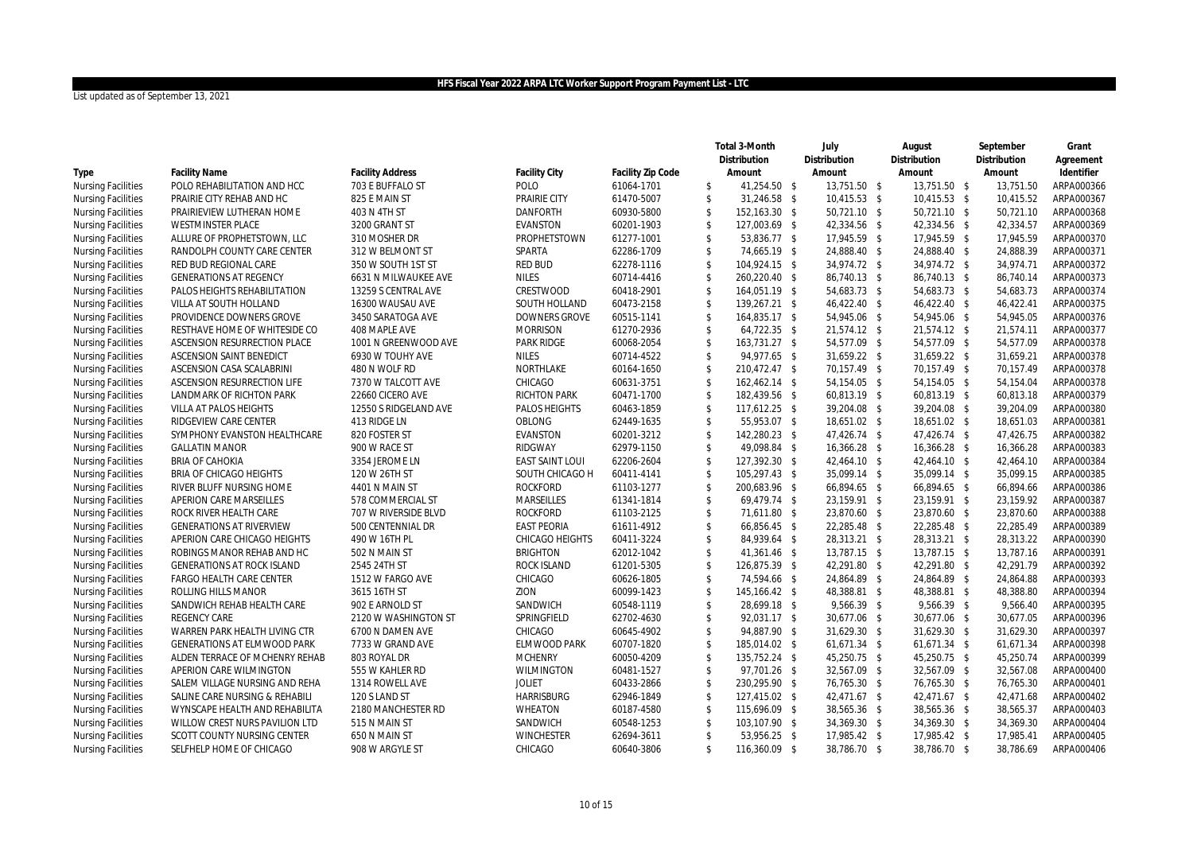**HFS Fiscal Year 2022 ARPA LTC Worker Support Program Payment List - LTC**

List updated as of September 13, 2021

| Type | Facility Name | Facility Address | Facility City | Facility Zip Code | Total 3-Month Distribution Amount | July Distribution Amount | August Distribution Amount | September Distribution Amount | Grant Agreement Identifier |
|---|---|---|---|---|---|---|---|---|---|
| Nursing Facilities | POLO REHABILITATION AND HCC | 703 E BUFFALO ST | POLO | 61064-1701 | $ 41,254.50 | $ 13,751.50 | $ 13,751.50 | $ 13,751.50 | ARPA000366 |
| Nursing Facilities | PRAIRIE CITY REHAB AND HC | 825 E MAIN ST | PRAIRIE CITY | 61470-5007 | $ 31,246.58 | $ 10,415.53 | $ 10,415.53 | $ 10,415.52 | ARPA000367 |
| Nursing Facilities | PRAIRIEVIEW LUTHERAN HOME | 403 N 4TH ST | DANFORTH | 60930-5800 | $ 152,163.30 | $ 50,721.10 | $ 50,721.10 | $ 50,721.10 | ARPA000368 |
| Nursing Facilities | WESTMINSTER PLACE | 3200 GRANT ST | EVANSTON | 60201-1903 | $ 127,003.69 | $ 42,334.56 | $ 42,334.56 | $ 42,334.57 | ARPA000369 |
| Nursing Facilities | ALLURE OF PROPHETSTOWN, LLC | 310 MOSHER DR | PROPHETSTOWN | 61277-1001 | $ 53,836.77 | $ 17,945.59 | $ 17,945.59 | $ 17,945.59 | ARPA000370 |
| Nursing Facilities | RANDOLPH COUNTY CARE CENTER | 312 W BELMONT ST | SPARTA | 62286-1709 | $ 74,665.19 | $ 24,888.40 | $ 24,888.40 | $ 24,888.39 | ARPA000371 |
| Nursing Facilities | RED BUD REGIONAL CARE | 350 W SOUTH 1ST ST | RED BUD | 62278-1116 | $ 104,924.15 | $ 34,974.72 | $ 34,974.72 | $ 34,974.71 | ARPA000372 |
| Nursing Facilities | GENERATIONS AT REGENCY | 6631 N MILWAUKEE AVE | NILES | 60714-4416 | $ 260,220.40 | $ 86,740.13 | $ 86,740.13 | $ 86,740.14 | ARPA000373 |
| Nursing Facilities | PALOS HEIGHTS REHABILITATION | 13259 S CENTRAL AVE | CRESTWOOD | 60418-2901 | $ 164,051.19 | $ 54,683.73 | $ 54,683.73 | $ 54,683.73 | ARPA000374 |
| Nursing Facilities | VILLA AT SOUTH HOLLAND | 16300 WAUSAU AVE | SOUTH HOLLAND | 60473-2158 | $ 139,267.21 | $ 46,422.40 | $ 46,422.40 | $ 46,422.41 | ARPA000375 |
| Nursing Facilities | PROVIDENCE DOWNERS GROVE | 3450 SARATOGA AVE | DOWNERS GROVE | 60515-1141 | $ 164,835.17 | $ 54,945.06 | $ 54,945.06 | $ 54,945.05 | ARPA000376 |
| Nursing Facilities | RESTHAVE HOME OF WHITESIDE CO | 408 MAPLE AVE | MORRISON | 61270-2936 | $ 64,722.35 | $ 21,574.12 | $ 21,574.12 | $ 21,574.11 | ARPA000377 |
| Nursing Facilities | ASCENSION RESURRECTION PLACE | 1001 N GREENWOOD AVE | PARK RIDGE | 60068-2054 | $ 163,731.27 | $ 54,577.09 | $ 54,577.09 | $ 54,577.09 | ARPA000378 |
| Nursing Facilities | ASCENSION SAINT BENEDICT | 6930 W TOUHY AVE | NILES | 60714-4522 | $ 94,977.65 | $ 31,659.22 | $ 31,659.22 | $ 31,659.21 | ARPA000378 |
| Nursing Facilities | ASCENSION CASA SCALABRINI | 480 N WOLF RD | NORTHLAKE | 60164-1650 | $ 210,472.47 | $ 70,157.49 | $ 70,157.49 | $ 70,157.49 | ARPA000378 |
| Nursing Facilities | ASCENSION RESURRECTION LIFE | 7370 W TALCOTT AVE | CHICAGO | 60631-3751 | $ 162,462.14 | $ 54,154.05 | $ 54,154.05 | $ 54,154.04 | ARPA000378 |
| Nursing Facilities | LANDMARK OF RICHTON PARK | 22660 CICERO AVE | RICHTON PARK | 60471-1700 | $ 182,439.56 | $ 60,813.19 | $ 60,813.19 | $ 60,813.18 | ARPA000379 |
| Nursing Facilities | VILLA AT PALOS HEIGHTS | 12550 S RIDGELAND AVE | PALOS HEIGHTS | 60463-1859 | $ 117,612.25 | $ 39,204.08 | $ 39,204.08 | $ 39,204.09 | ARPA000380 |
| Nursing Facilities | RIDGEVIEW CARE CENTER | 413 RIDGE LN | OBLONG | 62449-1635 | $ 55,953.07 | $ 18,651.02 | $ 18,651.02 | $ 18,651.03 | ARPA000381 |
| Nursing Facilities | SYMPHONY EVANSTON HEALTHCARE | 820 FOSTER ST | EVANSTON | 60201-3212 | $ 142,280.23 | $ 47,426.74 | $ 47,426.74 | $ 47,426.75 | ARPA000382 |
| Nursing Facilities | GALLATIN MANOR | 900 W RACE ST | RIDGWAY | 62979-1150 | $ 49,098.84 | $ 16,366.28 | $ 16,366.28 | $ 16,366.28 | ARPA000383 |
| Nursing Facilities | BRIA OF CAHOKIA | 3354 JEROME LN | EAST SAINT LOUI | 62206-2604 | $ 127,392.30 | $ 42,464.10 | $ 42,464.10 | $ 42,464.10 | ARPA000384 |
| Nursing Facilities | BRIA OF CHICAGO HEIGHTS | 120 W 26TH ST | SOUTH CHICAGO H | 60411-4141 | $ 105,297.43 | $ 35,099.14 | $ 35,099.14 | $ 35,099.15 | ARPA000385 |
| Nursing Facilities | RIVER BLUFF NURSING HOME | 4401 N MAIN ST | ROCKFORD | 61103-1277 | $ 200,683.96 | $ 66,894.65 | $ 66,894.65 | $ 66,894.66 | ARPA000386 |
| Nursing Facilities | APERION CARE MARSEILLES | 578 COMMERCIAL ST | MARSEILLES | 61341-1814 | $ 69,479.74 | $ 23,159.91 | $ 23,159.91 | $ 23,159.92 | ARPA000387 |
| Nursing Facilities | ROCK RIVER HEALTH CARE | 707 W RIVERSIDE BLVD | ROCKFORD | 61103-2125 | $ 71,611.80 | $ 23,870.60 | $ 23,870.60 | $ 23,870.60 | ARPA000388 |
| Nursing Facilities | GENERATIONS AT RIVERVIEW | 500 CENTENNIAL DR | EAST PEORIA | 61611-4912 | $ 66,856.45 | $ 22,285.48 | $ 22,285.48 | $ 22,285.49 | ARPA000389 |
| Nursing Facilities | APERION CARE CHICAGO HEIGHTS | 490 W 16TH PL | CHICAGO HEIGHTS | 60411-3224 | $ 84,939.64 | $ 28,313.21 | $ 28,313.21 | $ 28,313.22 | ARPA000390 |
| Nursing Facilities | ROBINGS MANOR REHAB AND HC | 502 N MAIN ST | BRIGHTON | 62012-1042 | $ 41,361.46 | $ 13,787.15 | $ 13,787.15 | $ 13,787.16 | ARPA000391 |
| Nursing Facilities | GENERATIONS AT ROCK ISLAND | 2545 24TH ST | ROCK ISLAND | 61201-5305 | $ 126,875.39 | $ 42,291.80 | $ 42,291.80 | $ 42,291.79 | ARPA000392 |
| Nursing Facilities | FARGO HEALTH CARE CENTER | 1512 W FARGO AVE | CHICAGO | 60626-1805 | $ 74,594.66 | $ 24,864.89 | $ 24,864.89 | $ 24,864.88 | ARPA000393 |
| Nursing Facilities | ROLLING HILLS MANOR | 3615 16TH ST | ZION | 60099-1423 | $ 145,166.42 | $ 48,388.81 | $ 48,388.81 | $ 48,388.80 | ARPA000394 |
| Nursing Facilities | SANDWICH REHAB HEALTH CARE | 902 E ARNOLD ST | SANDWICH | 60548-1119 | $ 28,699.18 | $ 9,566.39 | $ 9,566.39 | $ 9,566.40 | ARPA000395 |
| Nursing Facilities | REGENCY CARE | 2120 W WASHINGTON ST | SPRINGFIELD | 62702-4630 | $ 92,031.17 | $ 30,677.06 | $ 30,677.06 | $ 30,677.05 | ARPA000396 |
| Nursing Facilities | WARREN PARK HEALTH LIVING CTR | 6700 N DAMEN AVE | CHICAGO | 60645-4902 | $ 94,887.90 | $ 31,629.30 | $ 31,629.30 | $ 31,629.30 | ARPA000397 |
| Nursing Facilities | GENERATIONS AT ELMWOOD PARK | 7733 W GRAND AVE | ELMWOOD PARK | 60707-1820 | $ 185,014.02 | $ 61,671.34 | $ 61,671.34 | $ 61,671.34 | ARPA000398 |
| Nursing Facilities | ALDEN TERRACE OF MCHENRY REHAB | 803 ROYAL DR | MCHENRY | 60050-4209 | $ 135,752.24 | $ 45,250.75 | $ 45,250.75 | $ 45,250.74 | ARPA000399 |
| Nursing Facilities | APERION CARE WILMINGTON | 555 W KAHLER RD | WILMINGTON | 60481-1527 | $ 97,701.26 | $ 32,567.09 | $ 32,567.09 | $ 32,567.08 | ARPA000400 |
| Nursing Facilities | SALEM VILLAGE NURSING AND REHA | 1314 ROWELL AVE | JOLIET | 60433-2866 | $ 230,295.90 | $ 76,765.30 | $ 76,765.30 | $ 76,765.30 | ARPA000401 |
| Nursing Facilities | SALINE CARE NURSING & REHABILI | 120 S LAND ST | HARRISBURG | 62946-1849 | $ 127,415.02 | $ 42,471.67 | $ 42,471.67 | $ 42,471.68 | ARPA000402 |
| Nursing Facilities | WYNSCAPE HEALTH AND REHABILITA | 2180 MANCHESTER RD | WHEATON | 60187-4580 | $ 115,696.09 | $ 38,565.36 | $ 38,565.36 | $ 38,565.37 | ARPA000403 |
| Nursing Facilities | WILLOW CREST NURS PAVILION LTD | 515 N MAIN ST | SANDWICH | 60548-1253 | $ 103,107.90 | $ 34,369.30 | $ 34,369.30 | $ 34,369.30 | ARPA000404 |
| Nursing Facilities | SCOTT COUNTY NURSING CENTER | 650 N MAIN ST | WINCHESTER | 62694-3611 | $ 53,956.25 | $ 17,985.42 | $ 17,985.42 | $ 17,985.41 | ARPA000405 |
| Nursing Facilities | SELFHELP HOME OF CHICAGO | 908 W ARGYLE ST | CHICAGO | 60640-3806 | $ 116,360.09 | $ 38,786.70 | $ 38,786.70 | $ 38,786.69 | ARPA000406 |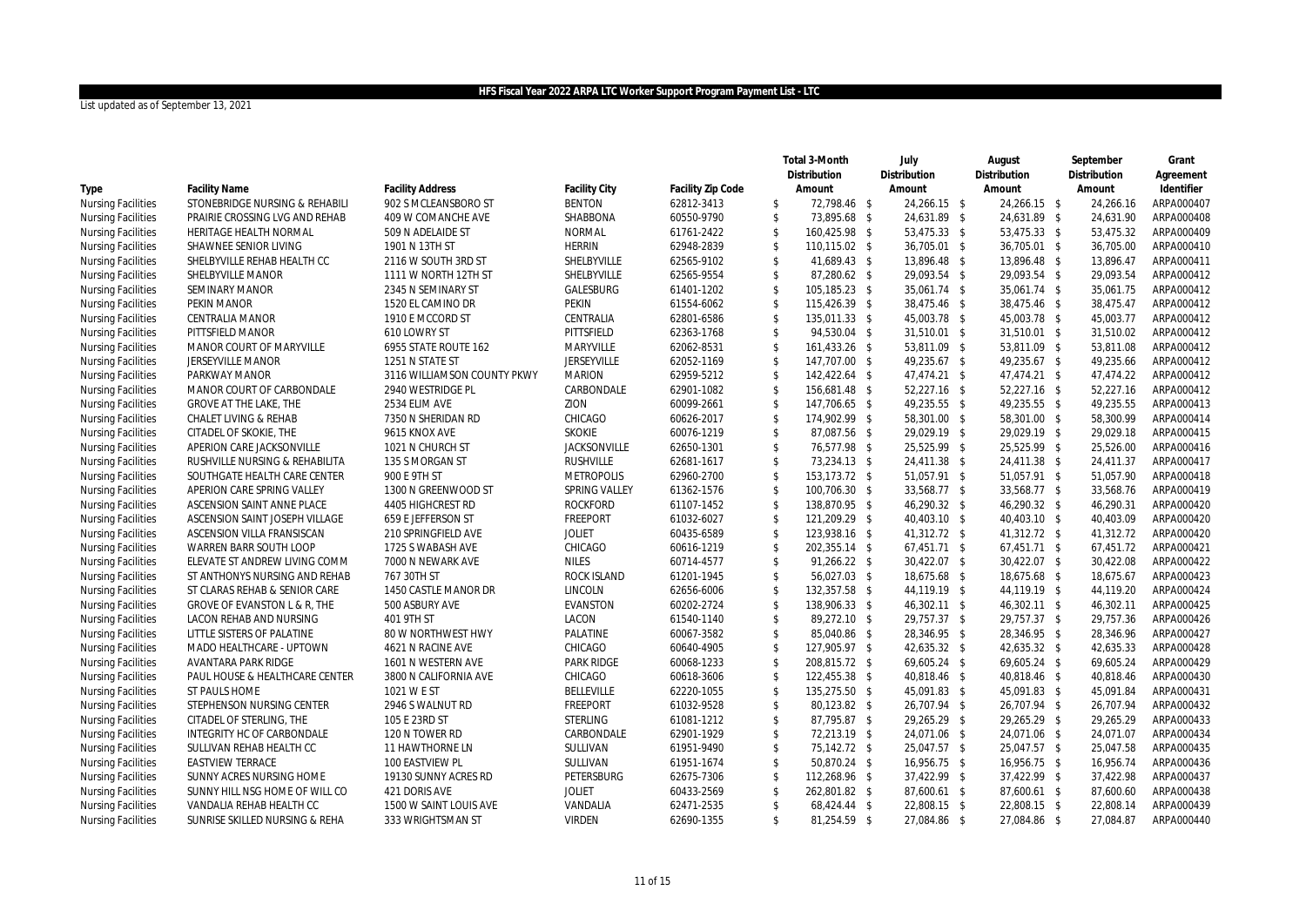## HFS Fiscal Year 2022 ARPA LTC Worker Support Program Payment List - LTC

List updated as of September 13, 2021

| Type | Facility Name | Facility Address | Facility City | Facility Zip Code | Total 3-Month Distribution Amount | July Distribution Amount | August Distribution Amount | September Distribution Amount | Grant Agreement Identifier |
|---|---|---|---|---|---|---|---|---|---|
| Nursing Facilities | STONEBRIDGE NURSING & REHABILI | 902 S MCLEANSBORO ST | BENTON | 62812-3413 | $ 72,798.46 | $ 24,266.15 | $ 24,266.15 | $ 24,266.16 | ARPA000407 |
| Nursing Facilities | PRAIRIE CROSSING LVG AND REHAB | 409 W COMANCHE AVE | SHABBONA | 60550-9790 | $ 73,895.68 | $ 24,631.89 | $ 24,631.89 | $ 24,631.90 | ARPA000408 |
| Nursing Facilities | HERITAGE HEALTH NORMAL | 509 N ADELAIDE ST | NORMAL | 61761-2422 | $ 160,425.98 | $ 53,475.33 | $ 53,475.33 | $ 53,475.32 | ARPA000409 |
| Nursing Facilities | SHAWNEE SENIOR LIVING | 1901 N 13TH ST | HERRIN | 62948-2839 | $ 110,115.02 | $ 36,705.01 | $ 36,705.01 | $ 36,705.00 | ARPA000410 |
| Nursing Facilities | SHELBYVILLE REHAB HEALTH CC | 2116 W SOUTH 3RD ST | SHELBYVILLE | 62565-9102 | $ 41,689.43 | $ 13,896.48 | $ 13,896.48 | $ 13,896.47 | ARPA000411 |
| Nursing Facilities | SHELBYVILLE MANOR | 1111 W NORTH 12TH ST | SHELBYVILLE | 62565-9554 | $ 87,280.62 | $ 29,093.54 | $ 29,093.54 | $ 29,093.54 | ARPA000412 |
| Nursing Facilities | SEMINARY MANOR | 2345 N SEMINARY ST | GALESBURG | 61401-1202 | $ 105,185.23 | $ 35,061.74 | $ 35,061.74 | $ 35,061.75 | ARPA000412 |
| Nursing Facilities | PEKIN MANOR | 1520 EL CAMINO DR | PEKIN | 61554-6062 | $ 115,426.39 | $ 38,475.46 | $ 38,475.46 | $ 38,475.47 | ARPA000412 |
| Nursing Facilities | CENTRALIA MANOR | 1910 E MCCORD ST | CENTRALIA | 62801-6586 | $ 135,011.33 | $ 45,003.78 | $ 45,003.78 | $ 45,003.77 | ARPA000412 |
| Nursing Facilities | PITTSFIELD MANOR | 610 LOWRY ST | PITTSFIELD | 62363-1768 | $ 94,530.04 | $ 31,510.01 | $ 31,510.01 | $ 31,510.02 | ARPA000412 |
| Nursing Facilities | MANOR COURT OF MARYVILLE | 6955 STATE ROUTE 162 | MARYVILLE | 62062-8531 | $ 161,433.26 | $ 53,811.09 | $ 53,811.09 | $ 53,811.08 | ARPA000412 |
| Nursing Facilities | JERSEYVILLE MANOR | 1251 N STATE ST | JERSEYVILLE | 62052-1169 | $ 147,707.00 | $ 49,235.67 | $ 49,235.67 | $ 49,235.66 | ARPA000412 |
| Nursing Facilities | PARKWAY MANOR | 3116 WILLIAMSON COUNTY PKWY | MARION | 62959-5212 | $ 142,422.64 | $ 47,474.21 | $ 47,474.21 | $ 47,474.22 | ARPA000412 |
| Nursing Facilities | MANOR COURT OF CARBONDALE | 2940 WESTRIDGE PL | CARBONDALE | 62901-1082 | $ 156,681.48 | $ 52,227.16 | $ 52,227.16 | $ 52,227.16 | ARPA000412 |
| Nursing Facilities | GROVE AT THE LAKE, THE | 2534 ELIM AVE | ZION | 60099-2661 | $ 147,706.65 | $ 49,235.55 | $ 49,235.55 | $ 49,235.55 | ARPA000413 |
| Nursing Facilities | CHALET LIVING & REHAB | 7350 N SHERIDAN RD | CHICAGO | 60626-2017 | $ 174,902.99 | $ 58,301.00 | $ 58,301.00 | $ 58,300.99 | ARPA000414 |
| Nursing Facilities | CITADEL OF SKOKIE, THE | 9615 KNOX AVE | SKOKIE | 60076-1219 | $ 87,087.56 | $ 29,029.19 | $ 29,029.19 | $ 29,029.18 | ARPA000415 |
| Nursing Facilities | APERION CARE JACKSONVILLE | 1021 N CHURCH ST | JACKSONVILLE | 62650-1301 | $ 76,577.98 | $ 25,525.99 | $ 25,525.99 | $ 25,526.00 | ARPA000416 |
| Nursing Facilities | RUSHVILLE NURSING & REHABILITA | 135 S MORGAN ST | RUSHVILLE | 62681-1617 | $ 73,234.13 | $ 24,411.38 | $ 24,411.38 | $ 24,411.37 | ARPA000417 |
| Nursing Facilities | SOUTHGATE HEALTH CARE CENTER | 900 E 9TH ST | METROPOLIS | 62960-2700 | $ 153,173.72 | $ 51,057.91 | $ 51,057.91 | $ 51,057.90 | ARPA000418 |
| Nursing Facilities | APERION CARE SPRING VALLEY | 1300 N GREENWOOD ST | SPRING VALLEY | 61362-1576 | $ 100,706.30 | $ 33,568.77 | $ 33,568.77 | $ 33,568.76 | ARPA000419 |
| Nursing Facilities | ASCENSION SAINT ANNE PLACE | 4405 HIGHCREST RD | ROCKFORD | 61107-1452 | $ 138,870.95 | $ 46,290.32 | $ 46,290.32 | $ 46,290.31 | ARPA000420 |
| Nursing Facilities | ASCENSION SAINT JOSEPH VILLAGE | 659 E JEFFERSON ST | FREEPORT | 61032-6027 | $ 121,209.29 | $ 40,403.10 | $ 40,403.10 | $ 40,403.09 | ARPA000420 |
| Nursing Facilities | ASCENSION VILLA FRANSISCAN | 210 SPRINGFIELD AVE | JOLIET | 60435-6589 | $ 123,938.16 | $ 41,312.72 | $ 41,312.72 | $ 41,312.72 | ARPA000420 |
| Nursing Facilities | WARREN BARR SOUTH LOOP | 1725 S WABASH AVE | CHICAGO | 60616-1219 | $ 202,355.14 | $ 67,451.71 | $ 67,451.71 | $ 67,451.72 | ARPA000421 |
| Nursing Facilities | ELEVATE ST ANDREW LIVING COMM | 7000 N NEWARK AVE | NILES | 60714-4577 | $ 91,266.22 | $ 30,422.07 | $ 30,422.07 | $ 30,422.08 | ARPA000422 |
| Nursing Facilities | ST ANTHONYS NURSING AND REHAB | 767 30TH ST | ROCK ISLAND | 61201-1945 | $ 56,027.03 | $ 18,675.68 | $ 18,675.68 | $ 18,675.67 | ARPA000423 |
| Nursing Facilities | ST CLARAS REHAB & SENIOR CARE | 1450 CASTLE MANOR DR | LINCOLN | 62656-6006 | $ 132,357.58 | $ 44,119.19 | $ 44,119.19 | $ 44,119.20 | ARPA000424 |
| Nursing Facilities | GROVE OF EVANSTON L & R, THE | 500 ASBURY AVE | EVANSTON | 60202-2724 | $ 138,906.33 | $ 46,302.11 | $ 46,302.11 | $ 46,302.11 | ARPA000425 |
| Nursing Facilities | LACON REHAB AND NURSING | 401 9TH ST | LACON | 61540-1140 | $ 89,272.10 | $ 29,757.37 | $ 29,757.37 | $ 29,757.36 | ARPA000426 |
| Nursing Facilities | LITTLE SISTERS OF PALATINE | 80 W NORTHWEST HWY | PALATINE | 60067-3582 | $ 85,040.86 | $ 28,346.95 | $ 28,346.95 | $ 28,346.96 | ARPA000427 |
| Nursing Facilities | MADO HEALTHCARE - UPTOWN | 4621 N RACINE AVE | CHICAGO | 60640-4905 | $ 127,905.97 | $ 42,635.32 | $ 42,635.32 | $ 42,635.33 | ARPA000428 |
| Nursing Facilities | AVANTARA PARK RIDGE | 1601 N WESTERN AVE | PARK RIDGE | 60068-1233 | $ 208,815.72 | $ 69,605.24 | $ 69,605.24 | $ 69,605.24 | ARPA000429 |
| Nursing Facilities | PAUL HOUSE & HEALTHCARE CENTER | 3800 N CALIFORNIA AVE | CHICAGO | 60618-3606 | $ 122,455.38 | $ 40,818.46 | $ 40,818.46 | $ 40,818.46 | ARPA000430 |
| Nursing Facilities | ST PAULS HOME | 1021 W E ST | BELLEVILLE | 62220-1055 | $ 135,275.50 | $ 45,091.83 | $ 45,091.83 | $ 45,091.84 | ARPA000431 |
| Nursing Facilities | STEPHENSON NURSING CENTER | 2946 S WALNUT RD | FREEPORT | 61032-9528 | $ 80,123.82 | $ 26,707.94 | $ 26,707.94 | $ 26,707.94 | ARPA000432 |
| Nursing Facilities | CITADEL OF STERLING, THE | 105 E 23RD ST | STERLING | 61081-1212 | $ 87,795.87 | $ 29,265.29 | $ 29,265.29 | $ 29,265.29 | ARPA000433 |
| Nursing Facilities | INTEGRITY HC OF CARBONDALE | 120 N TOWER RD | CARBONDALE | 62901-1929 | $ 72,213.19 | $ 24,071.06 | $ 24,071.06 | $ 24,071.07 | ARPA000434 |
| Nursing Facilities | SULLIVAN REHAB HEALTH CC | 11 HAWTHORNE LN | SULLIVAN | 61951-9490 | $ 75,142.72 | $ 25,047.57 | $ 25,047.57 | $ 25,047.58 | ARPA000435 |
| Nursing Facilities | EASTVIEW TERRACE | 100 EASTVIEW PL | SULLIVAN | 61951-1674 | $ 50,870.24 | $ 16,956.75 | $ 16,956.75 | $ 16,956.74 | ARPA000436 |
| Nursing Facilities | SUNNY ACRES NURSING HOME | 19130 SUNNY ACRES RD | PETERSBURG | 62675-7306 | $ 112,268.96 | $ 37,422.99 | $ 37,422.99 | $ 37,422.98 | ARPA000437 |
| Nursing Facilities | SUNNY HILL NSG HOME OF WILL CO | 421 DORIS AVE | JOLIET | 60433-2569 | $ 262,801.82 | $ 87,600.61 | $ 87,600.61 | $ 87,600.60 | ARPA000438 |
| Nursing Facilities | VANDALIA REHAB HEALTH CC | 1500 W SAINT LOUIS AVE | VANDALIA | 62471-2535 | $ 68,424.44 | $ 22,808.15 | $ 22,808.15 | $ 22,808.14 | ARPA000439 |
| Nursing Facilities | SUNRISE SKILLED NURSING & REHA | 333 WRIGHTSMAN ST | VIRDEN | 62690-1355 | $ 81,254.59 | $ 27,084.86 | $ 27,084.86 | $ 27,084.87 | ARPA000440 |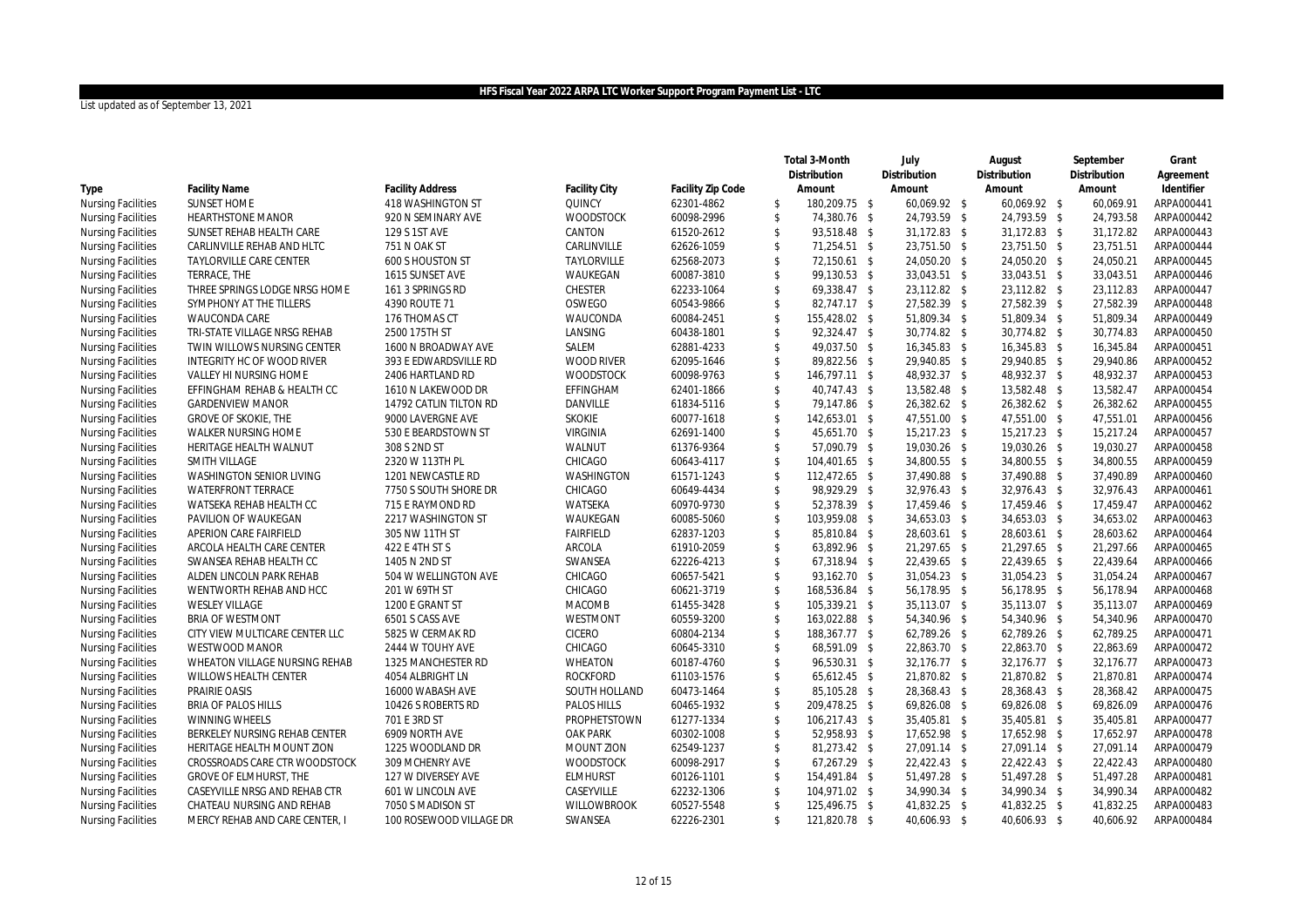## HFS Fiscal Year 2022 ARPA LTC Worker Support Program Payment List - LTC

List updated as of September 13, 2021

| Type | Facility Name | Facility Address | Facility City | Facility Zip Code | Total 3-Month Distribution Amount | July Distribution Amount | August Distribution Amount | September Distribution Amount | Grant Agreement Identifier |
|---|---|---|---|---|---|---|---|---|---|
| Nursing Facilities | SUNSET HOME | 418 WASHINGTON ST | QUINCY | 62301-4862 | $ 180,209.75 | $ 60,069.92 | $ 60,069.92 | $ 60,069.91 | ARPA000441 |
| Nursing Facilities | HEARTHSTONE MANOR | 920 N SEMINARY AVE | WOODSTOCK | 60098-2996 | $ 74,380.76 | $ 24,793.59 | $ 24,793.59 | $ 24,793.58 | ARPA000442 |
| Nursing Facilities | SUNSET REHAB HEALTH CARE | 129 S 1ST AVE | CANTON | 61520-2612 | $ 93,518.48 | $ 31,172.83 | $ 31,172.83 | $ 31,172.82 | ARPA000443 |
| Nursing Facilities | CARLINVILLE REHAB AND HLTC | 751 N OAK ST | CARLINVILLE | 62626-1059 | $ 71,254.51 | $ 23,751.50 | $ 23,751.50 | $ 23,751.51 | ARPA000444 |
| Nursing Facilities | TAYLORVILLE CARE CENTER | 600 S HOUSTON ST | TAYLORVILLE | 62568-2073 | $ 72,150.61 | $ 24,050.20 | $ 24,050.20 | $ 24,050.21 | ARPA000445 |
| Nursing Facilities | TERRACE, THE | 1615 SUNSET AVE | WAUKEGAN | 60087-3810 | $ 99,130.53 | $ 33,043.51 | $ 33,043.51 | $ 33,043.51 | ARPA000446 |
| Nursing Facilities | THREE SPRINGS LODGE NRSG HOME | 161 3 SPRINGS RD | CHESTER | 62233-1064 | $ 69,338.47 | $ 23,112.82 | $ 23,112.82 | $ 23,112.83 | ARPA000447 |
| Nursing Facilities | SYMPHONY AT THE TILLERS | 4390 ROUTE 71 | OSWEGO | 60543-9866 | $ 82,747.17 | $ 27,582.39 | $ 27,582.39 | $ 27,582.39 | ARPA000448 |
| Nursing Facilities | WAUCONDA CARE | 176 THOMAS CT | WAUCONDA | 60084-2451 | $ 155,428.02 | $ 51,809.34 | $ 51,809.34 | $ 51,809.34 | ARPA000449 |
| Nursing Facilities | TRI-STATE VILLAGE NRSG REHAB | 2500 175TH ST | LANSING | 60438-1801 | $ 92,324.47 | $ 30,774.82 | $ 30,774.82 | $ 30,774.83 | ARPA000450 |
| Nursing Facilities | TWIN WILLOWS NURSING CENTER | 1600 N BROADWAY AVE | SALEM | 62881-4233 | $ 49,037.50 | $ 16,345.83 | $ 16,345.83 | $ 16,345.84 | ARPA000451 |
| Nursing Facilities | INTEGRITY HC OF WOOD RIVER | 393 E EDWARDSVILLE RD | WOOD RIVER | 62095-1646 | $ 89,822.56 | $ 29,940.85 | $ 29,940.85 | $ 29,940.86 | ARPA000452 |
| Nursing Facilities | VALLEY HI NURSING HOME | 2406 HARTLAND RD | WOODSTOCK | 60098-9763 | $ 146,797.11 | $ 48,932.37 | $ 48,932.37 | $ 48,932.37 | ARPA000453 |
| Nursing Facilities | EFFINGHAM REHAB & HEALTH CC | 1610 N LAKEWOOD DR | EFFINGHAM | 62401-1866 | $ 40,747.43 | $ 13,582.48 | $ 13,582.48 | $ 13,582.47 | ARPA000454 |
| Nursing Facilities | GARDENVIEW MANOR | 14792 CATLIN TILTON RD | DANVILLE | 61834-5116 | $ 79,147.86 | $ 26,382.62 | $ 26,382.62 | $ 26,382.62 | ARPA000455 |
| Nursing Facilities | GROVE OF SKOKIE, THE | 9000 LAVERGNE AVE | SKOKIE | 60077-1618 | $ 142,653.01 | $ 47,551.00 | $ 47,551.00 | $ 47,551.01 | ARPA000456 |
| Nursing Facilities | WALKER NURSING HOME | 530 E BEARDSTOWN ST | VIRGINIA | 62691-1400 | $ 45,651.70 | $ 15,217.23 | $ 15,217.23 | $ 15,217.24 | ARPA000457 |
| Nursing Facilities | HERITAGE HEALTH WALNUT | 308 S 2ND ST | WALNUT | 61376-9364 | $ 57,090.79 | $ 19,030.26 | $ 19,030.26 | $ 19,030.27 | ARPA000458 |
| Nursing Facilities | SMITH VILLAGE | 2320 W 113TH PL | CHICAGO | 60643-4117 | $ 104,401.65 | $ 34,800.55 | $ 34,800.55 | $ 34,800.55 | ARPA000459 |
| Nursing Facilities | WASHINGTON SENIOR LIVING | 1201 NEWCASTLE RD | WASHINGTON | 61571-1243 | $ 112,472.65 | $ 37,490.88 | $ 37,490.88 | $ 37,490.89 | ARPA000460 |
| Nursing Facilities | WATERFRONT TERRACE | 7750 S SOUTH SHORE DR | CHICAGO | 60649-4434 | $ 98,929.29 | $ 32,976.43 | $ 32,976.43 | $ 32,976.43 | ARPA000461 |
| Nursing Facilities | WATSEKA REHAB HEALTH CC | 715 E RAYMOND RD | WATSEKA | 60970-9730 | $ 52,378.39 | $ 17,459.46 | $ 17,459.46 | $ 17,459.47 | ARPA000462 |
| Nursing Facilities | PAVILION OF WAUKEGAN | 2217 WASHINGTON ST | WAUKEGAN | 60085-5060 | $ 103,959.08 | $ 34,653.03 | $ 34,653.03 | $ 34,653.02 | ARPA000463 |
| Nursing Facilities | APERION CARE FAIRFIELD | 305 NW 11TH ST | FAIRFIELD | 62837-1203 | $ 85,810.84 | $ 28,603.61 | $ 28,603.61 | $ 28,603.62 | ARPA000464 |
| Nursing Facilities | ARCOLA HEALTH CARE CENTER | 422 E 4TH ST S | ARCOLA | 61910-2059 | $ 63,892.96 | $ 21,297.65 | $ 21,297.65 | $ 21,297.66 | ARPA000465 |
| Nursing Facilities | SWANSEA REHAB HEALTH CC | 1405 N 2ND ST | SWANSEA | 62226-4213 | $ 67,318.94 | $ 22,439.65 | $ 22,439.65 | $ 22,439.64 | ARPA000466 |
| Nursing Facilities | ALDEN LINCOLN PARK REHAB | 504 W WELLINGTON AVE | CHICAGO | 60657-5421 | $ 93,162.70 | $ 31,054.23 | $ 31,054.23 | $ 31,054.24 | ARPA000467 |
| Nursing Facilities | WENTWORTH REHAB AND HCC | 201 W 69TH ST | CHICAGO | 60621-3719 | $ 168,536.84 | $ 56,178.95 | $ 56,178.95 | $ 56,178.94 | ARPA000468 |
| Nursing Facilities | WESLEY VILLAGE | 1200 E GRANT ST | MACOMB | 61455-3428 | $ 105,339.21 | $ 35,113.07 | $ 35,113.07 | $ 35,113.07 | ARPA000469 |
| Nursing Facilities | BRIA OF WESTMONT | 6501 S CASS AVE | WESTMONT | 60559-3200 | $ 163,022.88 | $ 54,340.96 | $ 54,340.96 | $ 54,340.96 | ARPA000470 |
| Nursing Facilities | CITY VIEW MULTICARE CENTER LLC | 5825 W CERMAK RD | CICERO | 60804-2134 | $ 188,367.77 | $ 62,789.26 | $ 62,789.26 | $ 62,789.25 | ARPA000471 |
| Nursing Facilities | WESTWOOD MANOR | 2444 W TOUHY AVE | CHICAGO | 60645-3310 | $ 68,591.09 | $ 22,863.70 | $ 22,863.70 | $ 22,863.69 | ARPA000472 |
| Nursing Facilities | WHEATON VILLAGE NURSING REHAB | 1325 MANCHESTER RD | WHEATON | 60187-4760 | $ 96,530.31 | $ 32,176.77 | $ 32,176.77 | $ 32,176.77 | ARPA000473 |
| Nursing Facilities | WILLOWS HEALTH CENTER | 4054 ALBRIGHT LN | ROCKFORD | 61103-1576 | $ 65,612.45 | $ 21,870.82 | $ 21,870.82 | $ 21,870.81 | ARPA000474 |
| Nursing Facilities | PRAIRIE OASIS | 16000 WABASH AVE | SOUTH HOLLAND | 60473-1464 | $ 85,105.28 | $ 28,368.43 | $ 28,368.43 | $ 28,368.42 | ARPA000475 |
| Nursing Facilities | BRIA OF PALOS HILLS | 10426 S ROBERTS RD | PALOS HILLS | 60465-1932 | $ 209,478.25 | $ 69,826.08 | $ 69,826.08 | $ 69,826.09 | ARPA000476 |
| Nursing Facilities | WINNING WHEELS | 701 E 3RD ST | PROPHETSTOWN | 61277-1334 | $ 106,217.43 | $ 35,405.81 | $ 35,405.81 | $ 35,405.81 | ARPA000477 |
| Nursing Facilities | BERKELEY NURSING REHAB CENTER | 6909 NORTH AVE | OAK PARK | 60302-1008 | $ 52,958.93 | $ 17,652.98 | $ 17,652.98 | $ 17,652.97 | ARPA000478 |
| Nursing Facilities | HERITAGE HEALTH MOUNT ZION | 1225 WOODLAND DR | MOUNT ZION | 62549-1237 | $ 81,273.42 | $ 27,091.14 | $ 27,091.14 | $ 27,091.14 | ARPA000479 |
| Nursing Facilities | CROSSROADS CARE CTR WOODSTOCK | 309 MCHENRY AVE | WOODSTOCK | 60098-2917 | $ 67,267.29 | $ 22,422.43 | $ 22,422.43 | $ 22,422.43 | ARPA000480 |
| Nursing Facilities | GROVE OF ELMHURST, THE | 127 W DIVERSEY AVE | ELMHURST | 60126-1101 | $ 154,491.84 | $ 51,497.28 | $ 51,497.28 | $ 51,497.28 | ARPA000481 |
| Nursing Facilities | CASEYVILLE NRSG AND REHAB CTR | 601 W LINCOLN AVE | CASEYVILLE | 62232-1306 | $ 104,971.02 | $ 34,990.34 | $ 34,990.34 | $ 34,990.34 | ARPA000482 |
| Nursing Facilities | CHATEAU NURSING AND REHAB | 7050 S MADISON ST | WILLOWBROOK | 60527-5548 | $ 125,496.75 | $ 41,832.25 | $ 41,832.25 | $ 41,832.25 | ARPA000483 |
| Nursing Facilities | MERCY REHAB AND CARE CENTER, I | 100 ROSEWOOD VILLAGE DR | SWANSEA | 62226-2301 | $ 121,820.78 | $ 40,606.93 | $ 40,606.93 | $ 40,606.92 | ARPA000484 |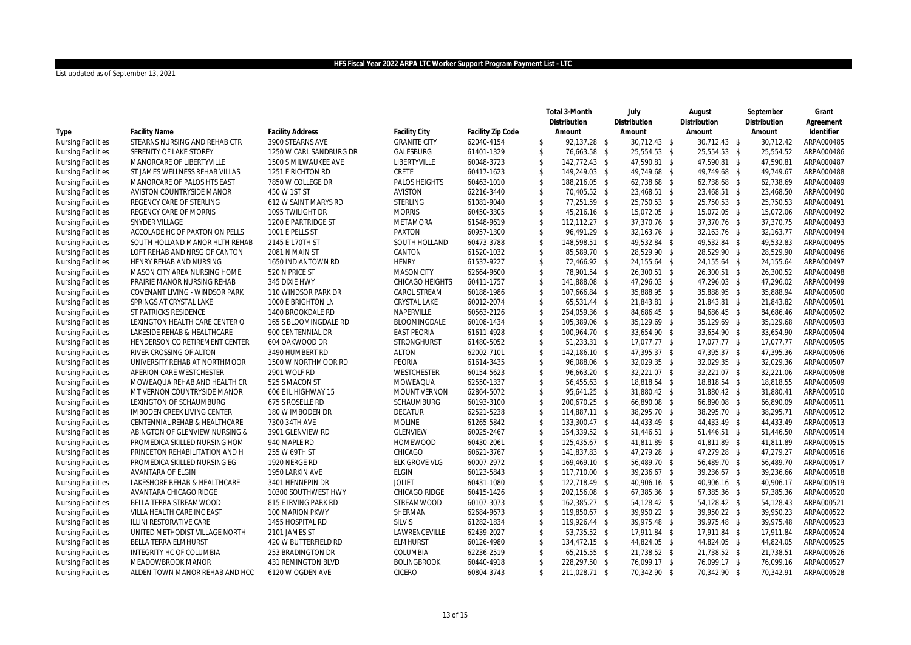# HFS Fiscal Year 2022 ARPA LTC Worker Support Program Payment List - LTC

List updated as of September 13, 2021

| Type | Facility Name | Facility Address | Facility City | Facility Zip Code | Total 3-Month Distribution Amount | July Distribution Amount | August Distribution Amount | September Distribution Amount | Grant Agreement Identifier |
|---|---|---|---|---|---|---|---|---|---|
| Nursing Facilities | STEARNS NURSING AND REHAB CTR | 3900 STEARNS AVE | GRANITE CITY | 62040-4154 | $ 92,137.28 | $ 30,712.43 | $ 30,712.43 | $ 30,712.42 | ARPA000485 |
| Nursing Facilities | SERENITY OF LAKE STOREY | 1250 W CARL SANDBURG DR | GALESBURG | 61401-1329 | $ 76,663.58 | $ 25,554.53 | $ 25,554.53 | $ 25,554.52 | ARPA000486 |
| Nursing Facilities | MANORCARE OF LIBERTYVILLE | 1500 S MILWAUKEE AVE | LIBERTYVILLE | 60048-3723 | $ 142,772.43 | $ 47,590.81 | $ 47,590.81 | $ 47,590.81 | ARPA000487 |
| Nursing Facilities | ST JAMES WELLNESS REHAB VILLAS | 1251 E RICHTON RD | CRETE | 60417-1623 | $ 149,249.03 | $ 49,749.68 | $ 49,749.68 | $ 49,749.67 | ARPA000488 |
| Nursing Facilities | MANORCARE OF PALOS HTS EAST | 7850 W COLLEGE DR | PALOS HEIGHTS | 60463-1010 | $ 188,216.05 | $ 62,738.68 | $ 62,738.68 | $ 62,738.69 | ARPA000489 |
| Nursing Facilities | AVISTON COUNTRYSIDE MANOR | 450 W 1ST ST | AVISTON | 62216-3440 | $ 70,405.52 | $ 23,468.51 | $ 23,468.51 | $ 23,468.50 | ARPA000490 |
| Nursing Facilities | REGENCY CARE OF STERLING | 612 W SAINT MARYS RD | STERLING | 61081-9040 | $ 77,251.59 | $ 25,750.53 | $ 25,750.53 | $ 25,750.53 | ARPA000491 |
| Nursing Facilities | REGENCY CARE OF MORRIS | 1095 TWILIGHT DR | MORRIS | 60450-3305 | $ 45,216.16 | $ 15,072.05 | $ 15,072.05 | $ 15,072.06 | ARPA000492 |
| Nursing Facilities | SNYDER VILLAGE | 1200 E PARTRIDGE ST | METAMORA | 61548-9619 | $ 112,112.27 | $ 37,370.76 | $ 37,370.76 | $ 37,370.75 | ARPA000493 |
| Nursing Facilities | ACCOLADE HC OF PAXTON ON PELLS | 1001 E PELLS ST | PAXTON | 60957-1300 | $ 96,491.29 | $ 32,163.76 | $ 32,163.76 | $ 32,163.77 | ARPA000494 |
| Nursing Facilities | SOUTH HOLLAND MANOR HLTH REHAB | 2145 E 170TH ST | SOUTH HOLLAND | 60473-3788 | $ 148,598.51 | $ 49,532.84 | $ 49,532.84 | $ 49,532.83 | ARPA000495 |
| Nursing Facilities | LOFT REHAB AND NRSG OF CANTON | 2081 N MAIN ST | CANTON | 61520-1032 | $ 85,589.70 | $ 28,529.90 | $ 28,529.90 | $ 28,529.90 | ARPA000496 |
| Nursing Facilities | HENRY REHAB AND NURSING | 1650 INDIANTOWN RD | HENRY | 61537-9227 | $ 72,466.92 | $ 24,155.64 | $ 24,155.64 | $ 24,155.64 | ARPA000497 |
| Nursing Facilities | MASON CITY AREA NURSING HOME | 520 N PRICE ST | MASON CITY | 62664-9600 | $ 78,901.54 | $ 26,300.51 | $ 26,300.51 | $ 26,300.52 | ARPA000498 |
| Nursing Facilities | PRAIRIE MANOR NURSING REHAB | 345 DIXIE HWY | CHICAGO HEIGHTS | 60411-1757 | $ 141,888.08 | $ 47,296.03 | $ 47,296.03 | $ 47,296.02 | ARPA000499 |
| Nursing Facilities | COVENANT LIVING - WINDSOR PARK | 110 WINDSOR PARK DR | CAROL STREAM | 60188-1986 | $ 107,666.84 | $ 35,888.95 | $ 35,888.95 | $ 35,888.94 | ARPA000500 |
| Nursing Facilities | SPRINGS AT CRYSTAL LAKE | 1000 E BRIGHTON LN | CRYSTAL LAKE | 60012-2074 | $ 65,531.44 | $ 21,843.81 | $ 21,843.81 | $ 21,843.82 | ARPA000501 |
| Nursing Facilities | ST PATRICKS RESIDENCE | 1400 BROOKDALE RD | NAPERVILLE | 60563-2126 | $ 254,059.36 | $ 84,686.45 | $ 84,686.45 | $ 84,686.46 | ARPA000502 |
| Nursing Facilities | LEXINGTON HEALTH CARE CENTER O | 165 S BLOOMINGDALE RD | BLOOMINGDALE | 60108-1434 | $ 105,389.06 | $ 35,129.69 | $ 35,129.69 | $ 35,129.68 | ARPA000503 |
| Nursing Facilities | LAKESIDE REHAB & HEALTHCARE | 900 CENTENNIAL DR | EAST PEORIA | 61611-4928 | $ 100,964.70 | $ 33,654.90 | $ 33,654.90 | $ 33,654.90 | ARPA000504 |
| Nursing Facilities | HENDERSON CO RETIREMENT CENTER | 604 OAKWOOD DR | STRONGHURST | 61480-5052 | $ 51,233.31 | $ 17,077.77 | $ 17,077.77 | $ 17,077.77 | ARPA000505 |
| Nursing Facilities | RIVER CROSSING OF ALTON | 3490 HUMBERT RD | ALTON | 62002-7101 | $ 142,186.10 | $ 47,395.37 | $ 47,395.37 | $ 47,395.36 | ARPA000506 |
| Nursing Facilities | UNIVERSITY REHAB AT NORTHMOOR | 1500 W NORTHMOOR RD | PEORIA | 61614-3435 | $ 96,088.06 | $ 32,029.35 | $ 32,029.35 | $ 32,029.36 | ARPA000507 |
| Nursing Facilities | APERION CARE WESTCHESTER | 2901 WOLF RD | WESTCHESTER | 60154-5623 | $ 96,663.20 | $ 32,221.07 | $ 32,221.07 | $ 32,221.06 | ARPA000508 |
| Nursing Facilities | MOWEAQUA REHAB AND HEALTH CR | 525 S MACON ST | MOWEAQUA | 62550-1337 | $ 56,455.63 | $ 18,818.54 | $ 18,818.54 | $ 18,818.55 | ARPA000509 |
| Nursing Facilities | MT VERNON COUNTRYSIDE MANOR | 606 E IL HIGHWAY 15 | MOUNT VERNON | 62864-5072 | $ 95,641.25 | $ 31,880.42 | $ 31,880.42 | $ 31,880.41 | ARPA000510 |
| Nursing Facilities | LEXINGTON OF SCHAUMBURG | 675 S ROSELLE RD | SCHAUMBURG | 60193-3100 | $ 200,670.25 | $ 66,890.08 | $ 66,890.08 | $ 66,890.09 | ARPA000511 |
| Nursing Facilities | IMBODEN CREEK LIVING CENTER | 180 W IMBODEN DR | DECATUR | 62521-5238 | $ 114,887.11 | $ 38,295.70 | $ 38,295.70 | $ 38,295.71 | ARPA000512 |
| Nursing Facilities | CENTENNIAL REHAB & HEALTHCARE | 7300 34TH AVE | MOLINE | 61265-5842 | $ 133,300.47 | $ 44,433.49 | $ 44,433.49 | $ 44,433.49 | ARPA000513 |
| Nursing Facilities | ABINGTON OF GLENVIEW NURSING & | 3901 GLENVIEW RD | GLENVIEW | 60025-2467 | $ 154,339.52 | $ 51,446.51 | $ 51,446.51 | $ 51,446.50 | ARPA000514 |
| Nursing Facilities | PROMEDICA SKILLED NURSING HOM | 940 MAPLE RD | HOMEWOOD | 60430-2061 | $ 125,435.67 | $ 41,811.89 | $ 41,811.89 | $ 41,811.89 | ARPA000515 |
| Nursing Facilities | PRINCETON REHABILITATION AND H | 255 W 69TH ST | CHICAGO | 60621-3767 | $ 141,837.83 | $ 47,279.28 | $ 47,279.28 | $ 47,279.27 | ARPA000516 |
| Nursing Facilities | PROMEDICA SKILLED NURSING EG | 1920 NERGE RD | ELK GROVE VLG | 60007-2972 | $ 169,469.10 | $ 56,489.70 | $ 56,489.70 | $ 56,489.70 | ARPA000517 |
| Nursing Facilities | AVANTARA OF ELGIN | 1950 LARKIN AVE | ELGIN | 60123-5843 | $ 117,710.00 | $ 39,236.67 | $ 39,236.67 | $ 39,236.66 | ARPA000518 |
| Nursing Facilities | LAKESHORE REHAB & HEALTHCARE | 3401 HENNEPIN DR | JOLIET | 60431-1080 | $ 122,718.49 | $ 40,906.16 | $ 40,906.16 | $ 40,906.17 | ARPA000519 |
| Nursing Facilities | AVANTARA CHICAGO RIDGE | 10300 SOUTHWEST HWY | CHICAGO RIDGE | 60415-1426 | $ 202,156.08 | $ 67,385.36 | $ 67,385.36 | $ 67,385.36 | ARPA000520 |
| Nursing Facilities | BELLA TERRA STREAMWOOD | 815 E IRVING PARK RD | STREAMWOOD | 60107-3073 | $ 162,385.27 | $ 54,128.42 | $ 54,128.42 | $ 54,128.43 | ARPA000521 |
| Nursing Facilities | VILLA HEALTH CARE INC EAST | 100 MARION PKWY | SHERMAN | 62684-9673 | $ 119,850.67 | $ 39,950.22 | $ 39,950.22 | $ 39,950.23 | ARPA000522 |
| Nursing Facilities | ILLINI RESTORATIVE CARE | 1455 HOSPITAL RD | SILVIS | 61282-1834 | $ 119,926.44 | $ 39,975.48 | $ 39,975.48 | $ 39,975.48 | ARPA000523 |
| Nursing Facilities | UNITED METHODIST VILLAGE NORTH | 2101 JAMES ST | LAWRENCEVILLE | 62439-2027 | $ 53,735.52 | $ 17,911.84 | $ 17,911.84 | $ 17,911.84 | ARPA000524 |
| Nursing Facilities | BELLA TERRA ELMHURST | 420 W BUTTERFIELD RD | ELMHURST | 60126-4980 | $ 134,472.15 | $ 44,824.05 | $ 44,824.05 | $ 44,824.05 | ARPA000525 |
| Nursing Facilities | INTEGRITY HC OF COLUMBIA | 253 BRADINGTON DR | COLUMBIA | 62236-2519 | $ 65,215.55 | $ 21,738.52 | $ 21,738.52 | $ 21,738.51 | ARPA000526 |
| Nursing Facilities | MEADOWBROOK MANOR | 431 REMINGTON BLVD | BOLINGBROOK | 60440-4918 | $ 228,297.50 | $ 76,099.17 | $ 76,099.17 | $ 76,099.16 | ARPA000527 |
| Nursing Facilities | ALDEN TOWN MANOR REHAB AND HCC | 6120 W OGDEN AVE | CICERO | 60804-3743 | $ 211,028.71 | $ 70,342.90 | $ 70,342.90 | $ 70,342.91 | ARPA000528 |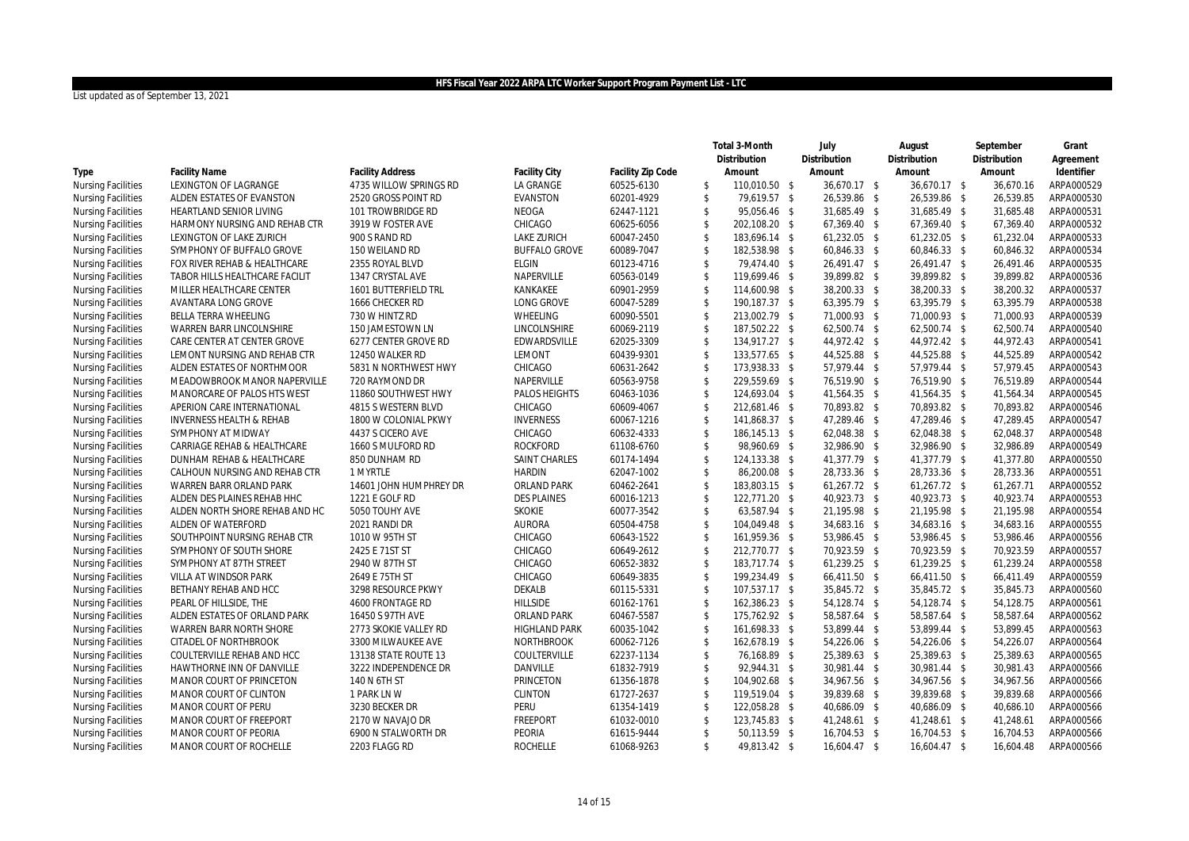# HFS Fiscal Year 2022 ARPA LTC Worker Support Program Payment List - LTC

List updated as of September 13, 2021

| Type | Facility Name | Facility Address | Facility City | Facility Zip Code | Total 3-Month Distribution Amount | July Distribution Amount | August Distribution Amount | September Distribution Amount | Grant Agreement Identifier |
|---|---|---|---|---|---|---|---|---|---|
| Nursing Facilities | LEXINGTON OF LAGRANGE | 4735 WILLOW SPRINGS RD | LA GRANGE | 60525-6130 | $ 110,010.50 | $ 36,670.17 | $ 36,670.17 | $ 36,670.16 | ARPA000529 |
| Nursing Facilities | ALDEN ESTATES OF EVANSTON | 2520 GROSS POINT RD | EVANSTON | 60201-4929 | $ 79,619.57 | $ 26,539.86 | $ 26,539.86 | $ 26,539.85 | ARPA000530 |
| Nursing Facilities | HEARTLAND SENIOR LIVING | 101 TROWBRIDGE RD | NEOGA | 62447-1121 | $ 95,056.46 | $ 31,685.49 | $ 31,685.49 | $ 31,685.48 | ARPA000531 |
| Nursing Facilities | HARMONY NURSING AND REHAB CTR | 3919 W FOSTER AVE | CHICAGO | 60625-6056 | $ 202,108.20 | $ 67,369.40 | $ 67,369.40 | $ 67,369.40 | ARPA000532 |
| Nursing Facilities | LEXINGTON OF LAKE ZURICH | 900 S RAND RD | LAKE ZURICH | 60047-2450 | $ 183,696.14 | $ 61,232.05 | $ 61,232.05 | $ 61,232.04 | ARPA000533 |
| Nursing Facilities | SYMPHONY OF BUFFALO GROVE | 150 WEILAND RD | BUFFALO GROVE | 60089-7047 | $ 182,538.98 | $ 60,846.33 | $ 60,846.33 | $ 60,846.32 | ARPA000534 |
| Nursing Facilities | FOX RIVER REHAB & HEALTHCARE | 2355 ROYAL BLVD | ELGIN | 60123-4716 | $ 79,474.40 | $ 26,491.47 | $ 26,491.47 | $ 26,491.46 | ARPA000535 |
| Nursing Facilities | TABOR HILLS HEALTHCARE FACILIT | 1347 CRYSTAL AVE | NAPERVILLE | 60563-0149 | $ 119,699.46 | $ 39,899.82 | $ 39,899.82 | $ 39,899.82 | ARPA000536 |
| Nursing Facilities | MILLER HEALTHCARE CENTER | 1601 BUTTERFIELD TRL | KANKAKEE | 60901-2959 | $ 114,600.98 | $ 38,200.33 | $ 38,200.33 | $ 38,200.32 | ARPA000537 |
| Nursing Facilities | AVANTARA LONG GROVE | 1666 CHECKER RD | LONG GROVE | 60047-5289 | $ 190,187.37 | $ 63,395.79 | $ 63,395.79 | $ 63,395.79 | ARPA000538 |
| Nursing Facilities | BELLA TERRA WHEELING | 730 W HINTZ RD | WHEELING | 60090-5501 | $ 213,002.79 | $ 71,000.93 | $ 71,000.93 | $ 71,000.93 | ARPA000539 |
| Nursing Facilities | WARREN BARR LINCOLNSHIRE | 150 JAMESTOWN LN | LINCOLNSHIRE | 60069-2119 | $ 187,502.22 | $ 62,500.74 | $ 62,500.74 | $ 62,500.74 | ARPA000540 |
| Nursing Facilities | CARE CENTER AT CENTER GROVE | 6277 CENTER GROVE RD | EDWARDSVILLE | 62025-3309 | $ 134,917.27 | $ 44,972.42 | $ 44,972.42 | $ 44,972.43 | ARPA000541 |
| Nursing Facilities | LEMONT NURSING AND REHAB CTR | 12450 WALKER RD | LEMONT | 60439-9301 | $ 133,577.65 | $ 44,525.88 | $ 44,525.88 | $ 44,525.89 | ARPA000542 |
| Nursing Facilities | ALDEN ESTATES OF NORTHMOOR | 5831 N NORTHWEST HWY | CHICAGO | 60631-2642 | $ 173,938.33 | $ 57,979.44 | $ 57,979.44 | $ 57,979.45 | ARPA000543 |
| Nursing Facilities | MEADOWBROOK MANOR NAPERVILLE | 720 RAYMOND DR | NAPERVILLE | 60563-9758 | $ 229,559.69 | $ 76,519.90 | $ 76,519.90 | $ 76,519.89 | ARPA000544 |
| Nursing Facilities | MANORCARE OF PALOS HTS WEST | 11860 SOUTHWEST HWY | PALOS HEIGHTS | 60463-1036 | $ 124,693.04 | $ 41,564.35 | $ 41,564.35 | $ 41,564.34 | ARPA000545 |
| Nursing Facilities | APERION CARE INTERNATIONAL | 4815 S WESTERN BLVD | CHICAGO | 60609-4067 | $ 212,681.46 | $ 70,893.82 | $ 70,893.82 | $ 70,893.82 | ARPA000546 |
| Nursing Facilities | INVERNESS HEALTH & REHAB | 1800 W COLONIAL PKWY | INVERNESS | 60067-1216 | $ 141,868.37 | $ 47,289.46 | $ 47,289.46 | $ 47,289.45 | ARPA000547 |
| Nursing Facilities | SYMPHONY AT MIDWAY | 4437 S CICERO AVE | CHICAGO | 60632-4333 | $ 186,145.13 | $ 62,048.38 | $ 62,048.38 | $ 62,048.37 | ARPA000548 |
| Nursing Facilities | CARRIAGE REHAB & HEALTHCARE | 1660 S MULFORD RD | ROCKFORD | 61108-6760 | $ 98,960.69 | $ 32,986.90 | $ 32,986.90 | $ 32,986.89 | ARPA000549 |
| Nursing Facilities | DUNHAM REHAB & HEALTHCARE | 850 DUNHAM RD | SAINT CHARLES | 60174-1494 | $ 124,133.38 | $ 41,377.79 | $ 41,377.79 | $ 41,377.80 | ARPA000550 |
| Nursing Facilities | CALHOUN NURSING AND REHAB CTR | 1 MYRTLE | HARDIN | 62047-1002 | $ 86,200.08 | $ 28,733.36 | $ 28,733.36 | $ 28,733.36 | ARPA000551 |
| Nursing Facilities | WARREN BARR ORLAND PARK | 14601 JOHN HUMPHREY DR | ORLAND PARK | 60462-2641 | $ 183,803.15 | $ 61,267.72 | $ 61,267.72 | $ 61,267.71 | ARPA000552 |
| Nursing Facilities | ALDEN DES PLAINES REHAB HHC | 1221 E GOLF RD | DES PLAINES | 60016-1213 | $ 122,771.20 | $ 40,923.73 | $ 40,923.73 | $ 40,923.74 | ARPA000553 |
| Nursing Facilities | ALDEN NORTH SHORE REHAB AND HC | 5050 TOUHY AVE | SKOKIE | 60077-3542 | $ 63,587.94 | $ 21,195.98 | $ 21,195.98 | $ 21,195.98 | ARPA000554 |
| Nursing Facilities | ALDEN OF WATERFORD | 2021 RANDI DR | AURORA | 60504-4758 | $ 104,049.48 | $ 34,683.16 | $ 34,683.16 | $ 34,683.16 | ARPA000555 |
| Nursing Facilities | SOUTHPOINT NURSING REHAB CTR | 1010 W 95TH ST | CHICAGO | 60643-1522 | $ 161,959.36 | $ 53,986.45 | $ 53,986.45 | $ 53,986.46 | ARPA000556 |
| Nursing Facilities | SYMPHONY OF SOUTH SHORE | 2425 E 71ST ST | CHICAGO | 60649-2612 | $ 212,770.77 | $ 70,923.59 | $ 70,923.59 | $ 70,923.59 | ARPA000557 |
| Nursing Facilities | SYMPHONY AT 87TH STREET | 2940 W 87TH ST | CHICAGO | 60652-3832 | $ 183,717.74 | $ 61,239.25 | $ 61,239.25 | $ 61,239.24 | ARPA000558 |
| Nursing Facilities | VILLA AT WINDSOR PARK | 2649 E 75TH ST | CHICAGO | 60649-3835 | $ 199,234.49 | $ 66,411.50 | $ 66,411.50 | $ 66,411.49 | ARPA000559 |
| Nursing Facilities | BETHANY REHAB AND HCC | 3298 RESOURCE PKWY | DEKALB | 60115-5331 | $ 107,537.17 | $ 35,845.72 | $ 35,845.72 | $ 35,845.73 | ARPA000560 |
| Nursing Facilities | PEARL OF HILLSIDE, THE | 4600 FRONTAGE RD | HILLSIDE | 60162-1761 | $ 162,386.23 | $ 54,128.74 | $ 54,128.74 | $ 54,128.75 | ARPA000561 |
| Nursing Facilities | ALDEN ESTATES OF ORLAND PARK | 16450 S 97TH AVE | ORLAND PARK | 60467-5587 | $ 175,762.92 | $ 58,587.64 | $ 58,587.64 | $ 58,587.64 | ARPA000562 |
| Nursing Facilities | WARREN BARR NORTH SHORE | 2773 SKOKIE VALLEY RD | HIGHLAND PARK | 60035-1042 | $ 161,698.33 | $ 53,899.44 | $ 53,899.44 | $ 53,899.45 | ARPA000563 |
| Nursing Facilities | CITADEL OF NORTHBROOK | 3300 MILWAUKEE AVE | NORTHBROOK | 60062-7126 | $ 162,678.19 | $ 54,226.06 | $ 54,226.06 | $ 54,226.07 | ARPA000564 |
| Nursing Facilities | COULTERVILLE REHAB AND HCC | 13138 STATE ROUTE 13 | COULTERVILLE | 62237-1134 | $ 76,168.89 | $ 25,389.63 | $ 25,389.63 | $ 25,389.63 | ARPA000565 |
| Nursing Facilities | HAWTHORNE INN OF DANVILLE | 3222 INDEPENDENCE DR | DANVILLE | 61832-7919 | $ 92,944.31 | $ 30,981.44 | $ 30,981.44 | $ 30,981.43 | ARPA000566 |
| Nursing Facilities | MANOR COURT OF PRINCETON | 140 N 6TH ST | PRINCETON | 61356-1878 | $ 104,902.68 | $ 34,967.56 | $ 34,967.56 | $ 34,967.56 | ARPA000566 |
| Nursing Facilities | MANOR COURT OF CLINTON | 1 PARK LN W | CLINTON | 61727-2637 | $ 119,519.04 | $ 39,839.68 | $ 39,839.68 | $ 39,839.68 | ARPA000566 |
| Nursing Facilities | MANOR COURT OF PERU | 3230 BECKER DR | PERU | 61354-1419 | $ 122,058.28 | $ 40,686.09 | $ 40,686.09 | $ 40,686.10 | ARPA000566 |
| Nursing Facilities | MANOR COURT OF FREEPORT | 2170 W NAVAJO DR | FREEPORT | 61032-0010 | $ 123,745.83 | $ 41,248.61 | $ 41,248.61 | $ 41,248.61 | ARPA000566 |
| Nursing Facilities | MANOR COURT OF PEORIA | 6900 N STALWORTH DR | PEORIA | 61615-9444 | $ 50,113.59 | $ 16,704.53 | $ 16,704.53 | $ 16,704.53 | ARPA000566 |
| Nursing Facilities | MANOR COURT OF ROCHELLE | 2203 FLAGG RD | ROCHELLE | 61068-9263 | $ 49,813.42 | $ 16,604.47 | $ 16,604.47 | $ 16,604.48 | ARPA000566 |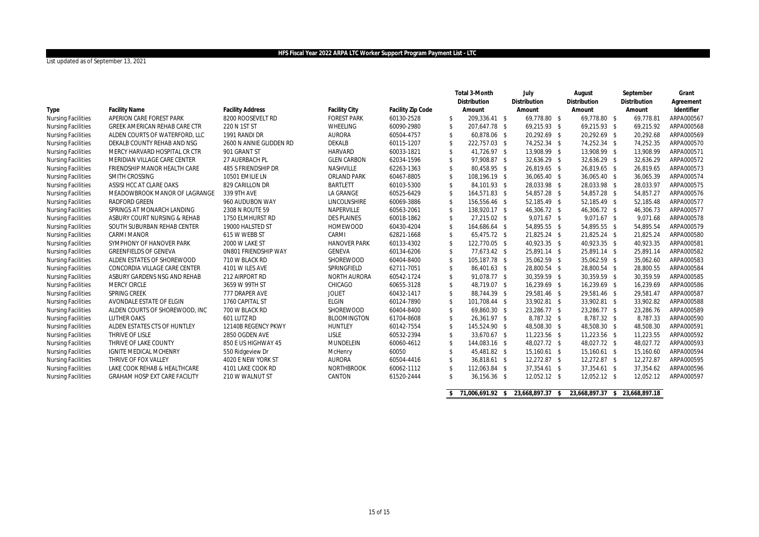## HFS Fiscal Year 2022 ARPA LTC Worker Support Program Payment List - LTC

List updated as of September 13, 2021

| Type | Facility Name | Facility Address | Facility City | Facility Zip Code | Total 3-Month Distribution Amount | July Distribution Amount | August Distribution Amount | September Distribution Amount | Grant Agreement Identifier |
|---|---|---|---|---|---|---|---|---|---|
| Nursing Facilities | APERION CARE FOREST PARK | 8200 ROOSEVELT RD | FOREST PARK | 60130-2528 | $ 209,336.41 | $ 69,778.80 | $ 69,778.80 | $ 69,778.81 | ARPA000567 |
| Nursing Facilities | GREEK AMERICAN REHAB CARE CTR | 220 N 1ST ST | WHEELING | 60090-2980 | $ 207,647.78 | $ 69,215.93 | $ 69,215.93 | $ 69,215.92 | ARPA000568 |
| Nursing Facilities | ALDEN COURTS OF WATERFORD, LLC | 1991 RANDI DR | AURORA | 60504-4757 | $ 60,878.06 | $ 20,292.69 | $ 20,292.69 | $ 20,292.68 | ARPA000569 |
| Nursing Facilities | DEKALB COUNTY REHAB AND NSG | 2600 N ANNIE GLIDDEN RD | DEKALB | 60115-1207 | $ 222,757.03 | $ 74,252.34 | $ 74,252.34 | $ 74,252.35 | ARPA000570 |
| Nursing Facilities | MERCY HARVARD HOSPITAL CR CTR | 901 GRANT ST | HARVARD | 60033-1821 | $ 41,726.97 | $ 13,908.99 | $ 13,908.99 | $ 13,908.99 | ARPA000571 |
| Nursing Facilities | MERIDIAN VILLAGE CARE CENTER | 27 AUERBACH PL | GLEN CARBON | 62034-1596 | $ 97,908.87 | $ 32,636.29 | $ 32,636.29 | $ 32,636.29 | ARPA000572 |
| Nursing Facilities | FRIENDSHIP MANOR HEALTH CARE | 485 S FRIENDSHIP DR | NASHVILLE | 62263-1363 | $ 80,458.95 | $ 26,819.65 | $ 26,819.65 | $ 26,819.65 | ARPA000573 |
| Nursing Facilities | SMITH CROSSING | 10501 EMILIE LN | ORLAND PARK | 60467-8805 | $ 108,196.19 | $ 36,065.40 | $ 36,065.40 | $ 36,065.39 | ARPA000574 |
| Nursing Facilities | ASSISI HCC AT CLARE OAKS | 829 CARILLON DR | BARTLETT | 60103-5300 | $ 84,101.93 | $ 28,033.98 | $ 28,033.98 | $ 28,033.97 | ARPA000575 |
| Nursing Facilities | MEADOWBROOK MANOR OF LAGRANGE | 339 9TH AVE | LA GRANGE | 60525-6429 | $ 164,571.83 | $ 54,857.28 | $ 54,857.28 | $ 54,857.27 | ARPA000576 |
| Nursing Facilities | RADFORD GREEN | 960 AUDUBON WAY | LINCOLNSHIRE | 60069-3886 | $ 156,556.46 | $ 52,185.49 | $ 52,185.49 | $ 52,185.48 | ARPA000577 |
| Nursing Facilities | SPRINGS AT MONARCH LANDING | 2308 N ROUTE 59 | NAPERVILLE | 60563-2061 | $ 138,920.17 | $ 46,306.72 | $ 46,306.72 | $ 46,306.73 | ARPA000577 |
| Nursing Facilities | ASBURY COURT NURSING & REHAB | 1750 ELMHURST RD | DES PLAINES | 60018-1862 | $ 27,215.02 | $ 9,071.67 | $ 9,071.67 | $ 9,071.68 | ARPA000578 |
| Nursing Facilities | SOUTH SUBURBAN REHAB CENTER | 19000 HALSTED ST | HOMEWOOD | 60430-4204 | $ 164,686.64 | $ 54,895.55 | $ 54,895.55 | $ 54,895.54 | ARPA000579 |
| Nursing Facilities | CARMI MANOR | 615 W WEBB ST | CARMI | 62821-1668 | $ 65,475.72 | $ 21,825.24 | $ 21,825.24 | $ 21,825.24 | ARPA000580 |
| Nursing Facilities | SYMPHONY OF HANOVER PARK | 2000 W LAKE ST | HANOVER PARK | 60133-4302 | $ 122,770.05 | $ 40,923.35 | $ 40,923.35 | $ 40,923.35 | ARPA000581 |
| Nursing Facilities | GREENFIELDS OF GENEVA | 0N801 FRIENDSHIP WAY | GENEVA | 60134-6206 | $ 77,673.42 | $ 25,891.14 | $ 25,891.14 | $ 25,891.14 | ARPA000582 |
| Nursing Facilities | ALDEN ESTATES OF SHOREWOOD | 710 W BLACK RD | SHOREWOOD | 60404-8400 | $ 105,187.78 | $ 35,062.59 | $ 35,062.59 | $ 35,062.60 | ARPA000583 |
| Nursing Facilities | CONCORDIA VILLAGE CARE CENTER | 4101 W ILES AVE | SPRINGFIELD | 62711-7051 | $ 86,401.63 | $ 28,800.54 | $ 28,800.54 | $ 28,800.55 | ARPA000584 |
| Nursing Facilities | ASBURY GARDENS NSG AND REHAB | 212 AIRPORT RD | NORTH AURORA | 60542-1724 | $ 91,078.77 | $ 30,359.59 | $ 30,359.59 | $ 30,359.59 | ARPA000585 |
| Nursing Facilities | MERCY CIRCLE | 3659 W 99TH ST | CHICAGO | 60655-3128 | $ 48,719.07 | $ 16,239.69 | $ 16,239.69 | $ 16,239.69 | ARPA000586 |
| Nursing Facilities | SPRING CREEK | 777 DRAPER AVE | JOLIET | 60432-1417 | $ 88,744.39 | $ 29,581.46 | $ 29,581.46 | $ 29,581.47 | ARPA000587 |
| Nursing Facilities | AVONDALE ESTATE OF ELGIN | 1760 CAPITAL ST | ELGIN | 60124-7890 | $ 101,708.44 | $ 33,902.81 | $ 33,902.81 | $ 33,902.82 | ARPA000588 |
| Nursing Facilities | ALDEN COURTS OF SHOREWOOD, INC | 700 W BLACK RD | SHOREWOOD | 60404-8400 | $ 69,860.30 | $ 23,286.77 | $ 23,286.77 | $ 23,286.76 | ARPA000589 |
| Nursing Facilities | LUTHER OAKS | 601 LUTZ RD | BLOOMINGTON | 61704-8608 | $ 26,361.97 | $ 8,787.32 | $ 8,787.32 | $ 8,787.33 | ARPA000590 |
| Nursing Facilities | ALDEN ESTATES CTS OF HUNTLEY | 12140B REGENCY PKWY | HUNTLEY | 60142-7554 | $ 145,524.90 | $ 48,508.30 | $ 48,508.30 | $ 48,508.30 | ARPA000591 |
| Nursing Facilities | THRIVE OF LISLE | 2850 OGDEN AVE | LISLE | 60532-2394 | $ 33,670.67 | $ 11,223.56 | $ 11,223.56 | $ 11,223.55 | ARPA000592 |
| Nursing Facilities | THRIVE OF LAKE COUNTY | 850 E US HIGHWAY 45 | MUNDELEIN | 60060-4612 | $ 144,083.16 | $ 48,027.72 | $ 48,027.72 | $ 48,027.72 | ARPA000593 |
| Nursing Facilities | IGNITE MEDICAL MCHENRY | 550 Ridgeview Dr | McHenry | 60050 | $ 45,481.82 | $ 15,160.61 | $ 15,160.61 | $ 15,160.60 | ARPA000594 |
| Nursing Facilities | THRIVE OF FOX VALLEY | 4020 E NEW YORK ST | AURORA | 60504-4416 | $ 36,818.61 | $ 12,272.87 | $ 12,272.87 | $ 12,272.87 | ARPA000595 |
| Nursing Facilities | LAKE COOK REHAB & HEALTHCARE | 4101 LAKE COOK RD | NORTHBROOK | 60062-1112 | $ 112,063.84 | $ 37,354.61 | $ 37,354.61 | $ 37,354.62 | ARPA000596 |
| Nursing Facilities | GRAHAM HOSP EXT CARE FACILITY | 210 W WALNUT ST | CANTON | 61520-2444 | $ 36,156.36 | $ 12,052.12 | $ 12,052.12 | $ 12,052.12 | ARPA000597 |
| | | | | | $ 71,006,691.92 | $ 23,668,897.37 | $ 23,668,897.37 | $ 23,668,897.18 | |